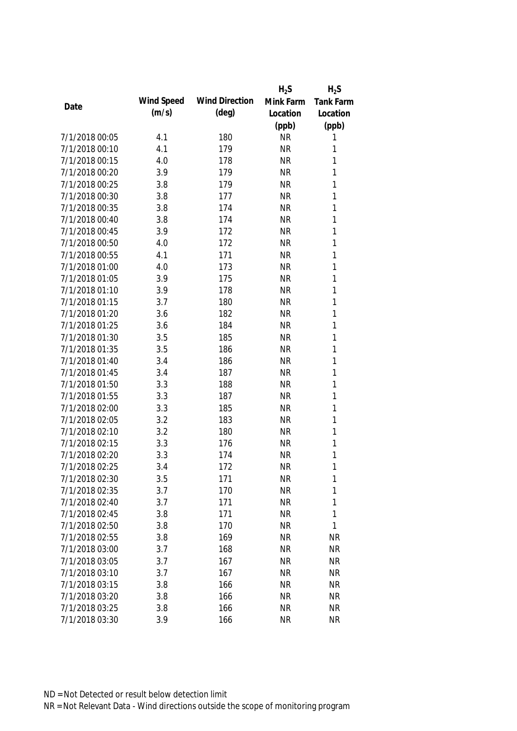| Date | Wind Speed (m/s) | Wind Direction (deg) | $H_2S$ Mink Farm Location (ppb) | $H_2S$ Tank Farm Location (ppb) |
|---|---|---|---|---|
| 7/1/2018 00:05 | 4.1 | 180 | NR | 1 |
| 7/1/2018 00:10 | 4.1 | 179 | NR | 1 |
| 7/1/2018 00:15 | 4.0 | 178 | NR | 1 |
| 7/1/2018 00:20 | 3.9 | 179 | NR | 1 |
| 7/1/2018 00:25 | 3.8 | 179 | NR | 1 |
| 7/1/2018 00:30 | 3.8 | 177 | NR | 1 |
| 7/1/2018 00:35 | 3.8 | 174 | NR | 1 |
| 7/1/2018 00:40 | 3.8 | 174 | NR | 1 |
| 7/1/2018 00:45 | 3.9 | 172 | NR | 1 |
| 7/1/2018 00:50 | 4.0 | 172 | NR | 1 |
| 7/1/2018 00:55 | 4.1 | 171 | NR | 1 |
| 7/1/2018 01:00 | 4.0 | 173 | NR | 1 |
| 7/1/2018 01:05 | 3.9 | 175 | NR | 1 |
| 7/1/2018 01:10 | 3.9 | 178 | NR | 1 |
| 7/1/2018 01:15 | 3.7 | 180 | NR | 1 |
| 7/1/2018 01:20 | 3.6 | 182 | NR | 1 |
| 7/1/2018 01:25 | 3.6 | 184 | NR | 1 |
| 7/1/2018 01:30 | 3.5 | 185 | NR | 1 |
| 7/1/2018 01:35 | 3.5 | 186 | NR | 1 |
| 7/1/2018 01:40 | 3.4 | 186 | NR | 1 |
| 7/1/2018 01:45 | 3.4 | 187 | NR | 1 |
| 7/1/2018 01:50 | 3.3 | 188 | NR | 1 |
| 7/1/2018 01:55 | 3.3 | 187 | NR | 1 |
| 7/1/2018 02:00 | 3.3 | 185 | NR | 1 |
| 7/1/2018 02:05 | 3.2 | 183 | NR | 1 |
| 7/1/2018 02:10 | 3.2 | 180 | NR | 1 |
| 7/1/2018 02:15 | 3.3 | 176 | NR | 1 |
| 7/1/2018 02:20 | 3.3 | 174 | NR | 1 |
| 7/1/2018 02:25 | 3.4 | 172 | NR | 1 |
| 7/1/2018 02:30 | 3.5 | 171 | NR | 1 |
| 7/1/2018 02:35 | 3.7 | 170 | NR | 1 |
| 7/1/2018 02:40 | 3.7 | 171 | NR | 1 |
| 7/1/2018 02:45 | 3.8 | 171 | NR | 1 |
| 7/1/2018 02:50 | 3.8 | 170 | NR | 1 |
| 7/1/2018 02:55 | 3.8 | 169 | NR | NR |
| 7/1/2018 03:00 | 3.7 | 168 | NR | NR |
| 7/1/2018 03:05 | 3.7 | 167 | NR | NR |
| 7/1/2018 03:10 | 3.7 | 167 | NR | NR |
| 7/1/2018 03:15 | 3.8 | 166 | NR | NR |
| 7/1/2018 03:20 | 3.8 | 166 | NR | NR |
| 7/1/2018 03:25 | 3.8 | 166 | NR | NR |
| 7/1/2018 03:30 | 3.9 | 166 | NR | NR |

ND = Not Detected or result below detection limit

NR = Not Relevant Data - Wind directions outside the scope of monitoring program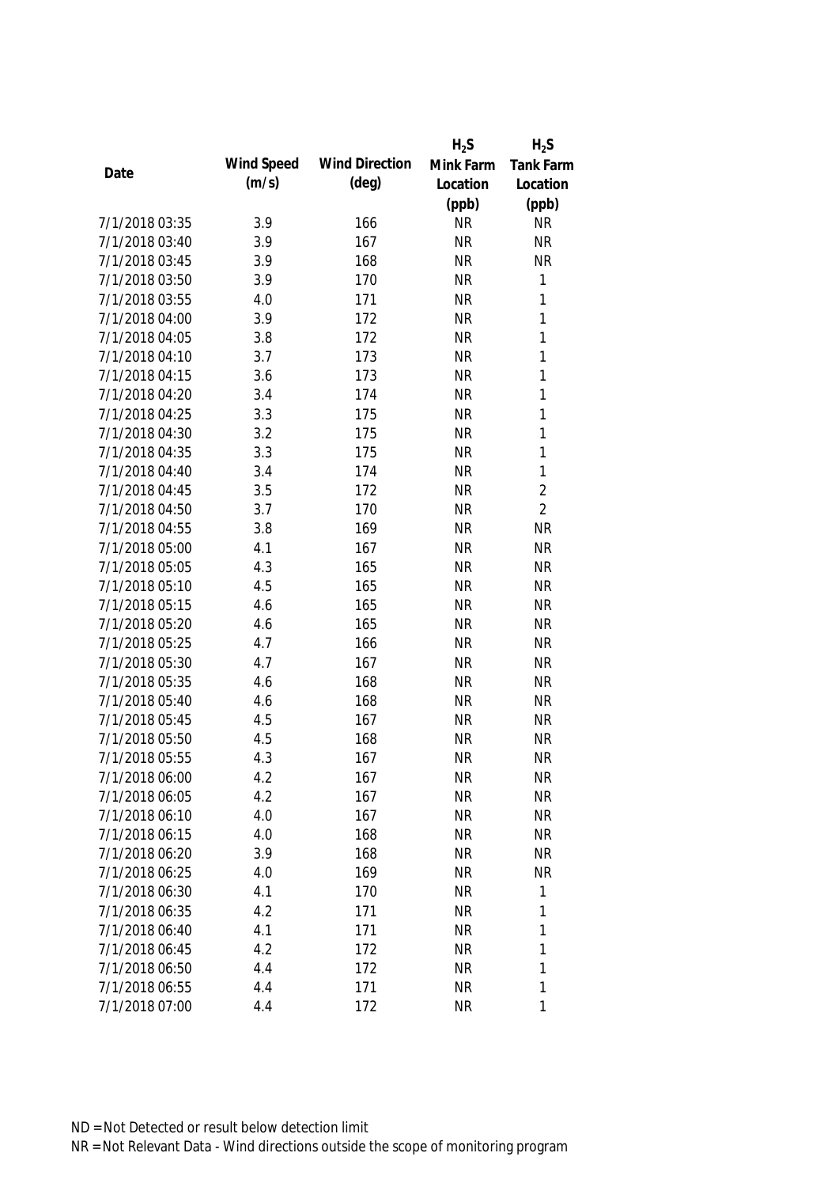| Date | Wind Speed (m/s) | Wind Direction (deg) | $H_2S$ Mink Farm Location (ppb) | $H_2S$ Tank Farm Location (ppb) |
|---|---|---|---|---|
| 7/1/2018 03:35 | 3.9 | 166 | NR | NR |
| 7/1/2018 03:40 | 3.9 | 167 | NR | NR |
| 7/1/2018 03:45 | 3.9 | 168 | NR | NR |
| 7/1/2018 03:50 | 3.9 | 170 | NR | 1 |
| 7/1/2018 03:55 | 4.0 | 171 | NR | 1 |
| 7/1/2018 04:00 | 3.9 | 172 | NR | 1 |
| 7/1/2018 04:05 | 3.8 | 172 | NR | 1 |
| 7/1/2018 04:10 | 3.7 | 173 | NR | 1 |
| 7/1/2018 04:15 | 3.6 | 173 | NR | 1 |
| 7/1/2018 04:20 | 3.4 | 174 | NR | 1 |
| 7/1/2018 04:25 | 3.3 | 175 | NR | 1 |
| 7/1/2018 04:30 | 3.2 | 175 | NR | 1 |
| 7/1/2018 04:35 | 3.3 | 175 | NR | 1 |
| 7/1/2018 04:40 | 3.4 | 174 | NR | 1 |
| 7/1/2018 04:45 | 3.5 | 172 | NR | 2 |
| 7/1/2018 04:50 | 3.7 | 170 | NR | 2 |
| 7/1/2018 04:55 | 3.8 | 169 | NR | NR |
| 7/1/2018 05:00 | 4.1 | 167 | NR | NR |
| 7/1/2018 05:05 | 4.3 | 165 | NR | NR |
| 7/1/2018 05:10 | 4.5 | 165 | NR | NR |
| 7/1/2018 05:15 | 4.6 | 165 | NR | NR |
| 7/1/2018 05:20 | 4.6 | 165 | NR | NR |
| 7/1/2018 05:25 | 4.7 | 166 | NR | NR |
| 7/1/2018 05:30 | 4.7 | 167 | NR | NR |
| 7/1/2018 05:35 | 4.6 | 168 | NR | NR |
| 7/1/2018 05:40 | 4.6 | 168 | NR | NR |
| 7/1/2018 05:45 | 4.5 | 167 | NR | NR |
| 7/1/2018 05:50 | 4.5 | 168 | NR | NR |
| 7/1/2018 05:55 | 4.3 | 167 | NR | NR |
| 7/1/2018 06:00 | 4.2 | 167 | NR | NR |
| 7/1/2018 06:05 | 4.2 | 167 | NR | NR |
| 7/1/2018 06:10 | 4.0 | 167 | NR | NR |
| 7/1/2018 06:15 | 4.0 | 168 | NR | NR |
| 7/1/2018 06:20 | 3.9 | 168 | NR | NR |
| 7/1/2018 06:25 | 4.0 | 169 | NR | NR |
| 7/1/2018 06:30 | 4.1 | 170 | NR | 1 |
| 7/1/2018 06:35 | 4.2 | 171 | NR | 1 |
| 7/1/2018 06:40 | 4.1 | 171 | NR | 1 |
| 7/1/2018 06:45 | 4.2 | 172 | NR | 1 |
| 7/1/2018 06:50 | 4.4 | 172 | NR | 1 |
| 7/1/2018 06:55 | 4.4 | 171 | NR | 1 |
| 7/1/2018 07:00 | 4.4 | 172 | NR | 1 |

ND = Not Detected or result below detection limit

NR = Not Relevant Data - Wind directions outside the scope of monitoring program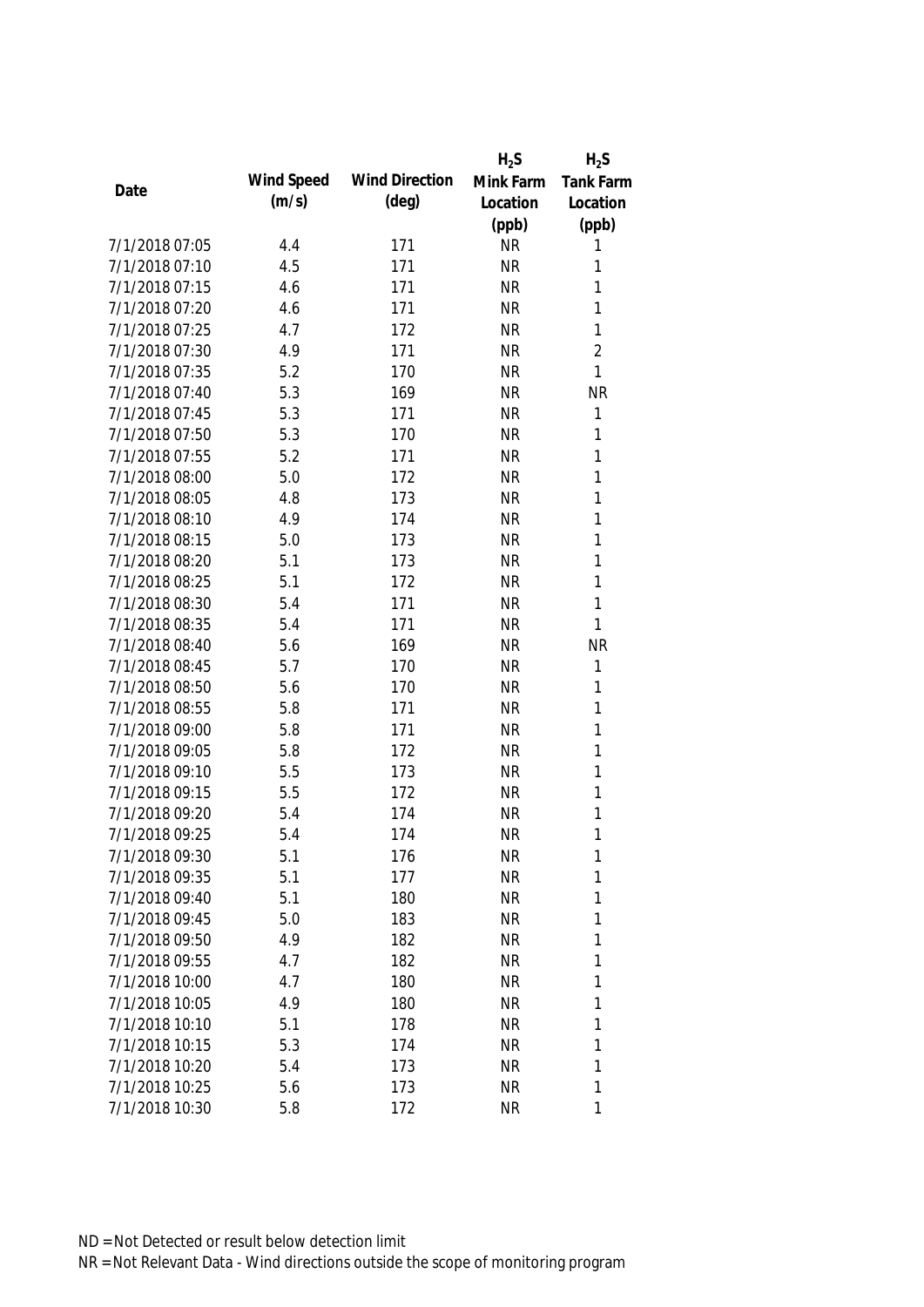| Date | Wind Speed (m/s) | Wind Direction (deg) | $H_2S$ Mink Farm Location (ppb) | $H_2S$ Tank Farm Location (ppb) |
|---|---|---|---|---|
| 7/1/2018 07:05 | 4.4 | 171 | NR | 1 |
| 7/1/2018 07:10 | 4.5 | 171 | NR | 1 |
| 7/1/2018 07:15 | 4.6 | 171 | NR | 1 |
| 7/1/2018 07:20 | 4.6 | 171 | NR | 1 |
| 7/1/2018 07:25 | 4.7 | 172 | NR | 1 |
| 7/1/2018 07:30 | 4.9 | 171 | NR | 2 |
| 7/1/2018 07:35 | 5.2 | 170 | NR | 1 |
| 7/1/2018 07:40 | 5.3 | 169 | NR | NR |
| 7/1/2018 07:45 | 5.3 | 171 | NR | 1 |
| 7/1/2018 07:50 | 5.3 | 170 | NR | 1 |
| 7/1/2018 07:55 | 5.2 | 171 | NR | 1 |
| 7/1/2018 08:00 | 5.0 | 172 | NR | 1 |
| 7/1/2018 08:05 | 4.8 | 173 | NR | 1 |
| 7/1/2018 08:10 | 4.9 | 174 | NR | 1 |
| 7/1/2018 08:15 | 5.0 | 173 | NR | 1 |
| 7/1/2018 08:20 | 5.1 | 173 | NR | 1 |
| 7/1/2018 08:25 | 5.1 | 172 | NR | 1 |
| 7/1/2018 08:30 | 5.4 | 171 | NR | 1 |
| 7/1/2018 08:35 | 5.4 | 171 | NR | 1 |
| 7/1/2018 08:40 | 5.6 | 169 | NR | NR |
| 7/1/2018 08:45 | 5.7 | 170 | NR | 1 |
| 7/1/2018 08:50 | 5.6 | 170 | NR | 1 |
| 7/1/2018 08:55 | 5.8 | 171 | NR | 1 |
| 7/1/2018 09:00 | 5.8 | 171 | NR | 1 |
| 7/1/2018 09:05 | 5.8 | 172 | NR | 1 |
| 7/1/2018 09:10 | 5.5 | 173 | NR | 1 |
| 7/1/2018 09:15 | 5.5 | 172 | NR | 1 |
| 7/1/2018 09:20 | 5.4 | 174 | NR | 1 |
| 7/1/2018 09:25 | 5.4 | 174 | NR | 1 |
| 7/1/2018 09:30 | 5.1 | 176 | NR | 1 |
| 7/1/2018 09:35 | 5.1 | 177 | NR | 1 |
| 7/1/2018 09:40 | 5.1 | 180 | NR | 1 |
| 7/1/2018 09:45 | 5.0 | 183 | NR | 1 |
| 7/1/2018 09:50 | 4.9 | 182 | NR | 1 |
| 7/1/2018 09:55 | 4.7 | 182 | NR | 1 |
| 7/1/2018 10:00 | 4.7 | 180 | NR | 1 |
| 7/1/2018 10:05 | 4.9 | 180 | NR | 1 |
| 7/1/2018 10:10 | 5.1 | 178 | NR | 1 |
| 7/1/2018 10:15 | 5.3 | 174 | NR | 1 |
| 7/1/2018 10:20 | 5.4 | 173 | NR | 1 |
| 7/1/2018 10:25 | 5.6 | 173 | NR | 1 |
| 7/1/2018 10:30 | 5.8 | 172 | NR | 1 |

ND = Not Detected or result below detection limit

NR = Not Relevant Data - Wind directions outside the scope of monitoring program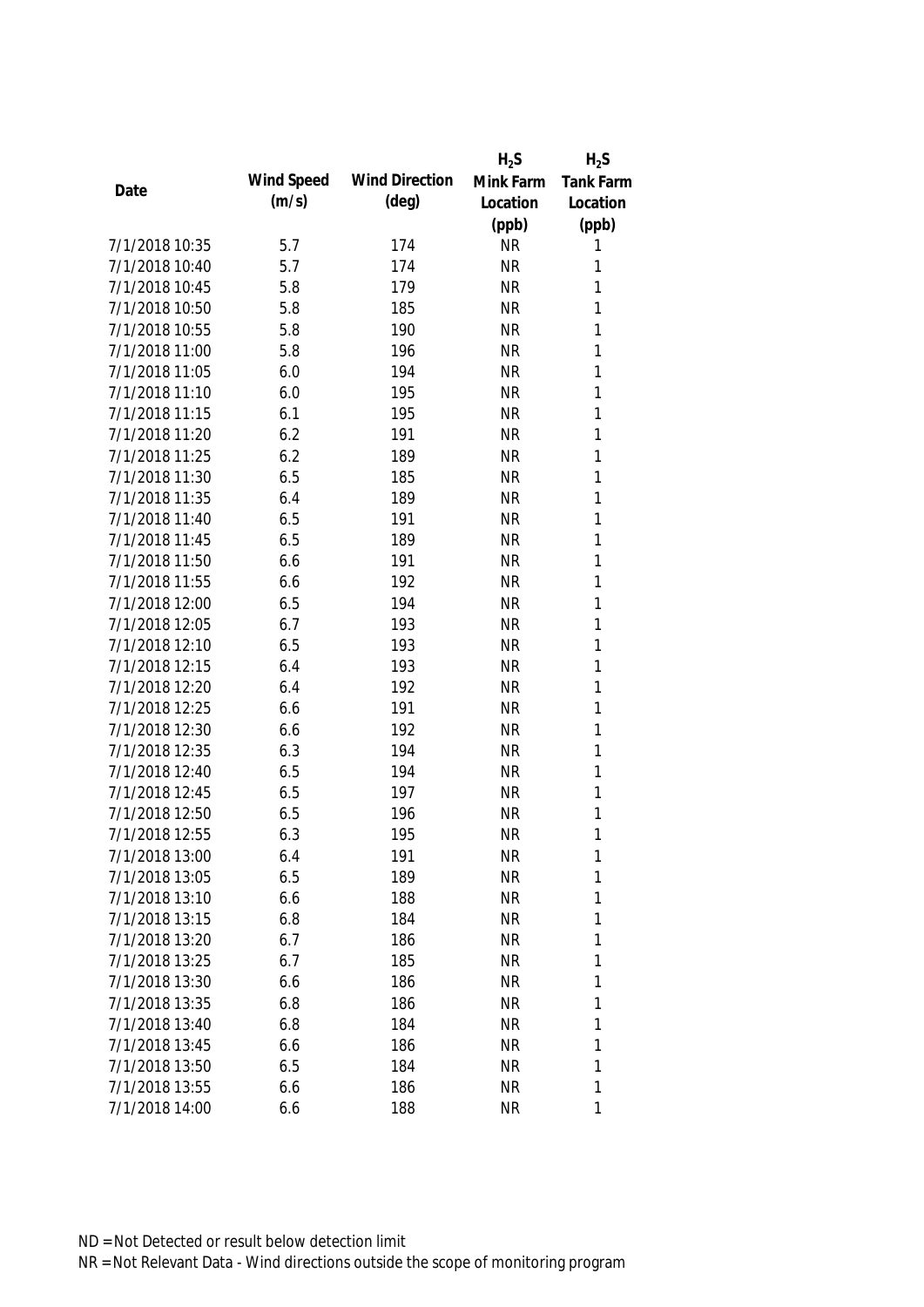| Date | Wind Speed (m/s) | Wind Direction (deg) | $H_2S$ Mink Farm Location (ppb) | $H_2S$ Tank Farm Location (ppb) |
|---|---|---|---|---|
| 7/1/2018 10:35 | 5.7 | 174 | NR | 1 |
| 7/1/2018 10:40 | 5.7 | 174 | NR | 1 |
| 7/1/2018 10:45 | 5.8 | 179 | NR | 1 |
| 7/1/2018 10:50 | 5.8 | 185 | NR | 1 |
| 7/1/2018 10:55 | 5.8 | 190 | NR | 1 |
| 7/1/2018 11:00 | 5.8 | 196 | NR | 1 |
| 7/1/2018 11:05 | 6.0 | 194 | NR | 1 |
| 7/1/2018 11:10 | 6.0 | 195 | NR | 1 |
| 7/1/2018 11:15 | 6.1 | 195 | NR | 1 |
| 7/1/2018 11:20 | 6.2 | 191 | NR | 1 |
| 7/1/2018 11:25 | 6.2 | 189 | NR | 1 |
| 7/1/2018 11:30 | 6.5 | 185 | NR | 1 |
| 7/1/2018 11:35 | 6.4 | 189 | NR | 1 |
| 7/1/2018 11:40 | 6.5 | 191 | NR | 1 |
| 7/1/2018 11:45 | 6.5 | 189 | NR | 1 |
| 7/1/2018 11:50 | 6.6 | 191 | NR | 1 |
| 7/1/2018 11:55 | 6.6 | 192 | NR | 1 |
| 7/1/2018 12:00 | 6.5 | 194 | NR | 1 |
| 7/1/2018 12:05 | 6.7 | 193 | NR | 1 |
| 7/1/2018 12:10 | 6.5 | 193 | NR | 1 |
| 7/1/2018 12:15 | 6.4 | 193 | NR | 1 |
| 7/1/2018 12:20 | 6.4 | 192 | NR | 1 |
| 7/1/2018 12:25 | 6.6 | 191 | NR | 1 |
| 7/1/2018 12:30 | 6.6 | 192 | NR | 1 |
| 7/1/2018 12:35 | 6.3 | 194 | NR | 1 |
| 7/1/2018 12:40 | 6.5 | 194 | NR | 1 |
| 7/1/2018 12:45 | 6.5 | 197 | NR | 1 |
| 7/1/2018 12:50 | 6.5 | 196 | NR | 1 |
| 7/1/2018 12:55 | 6.3 | 195 | NR | 1 |
| 7/1/2018 13:00 | 6.4 | 191 | NR | 1 |
| 7/1/2018 13:05 | 6.5 | 189 | NR | 1 |
| 7/1/2018 13:10 | 6.6 | 188 | NR | 1 |
| 7/1/2018 13:15 | 6.8 | 184 | NR | 1 |
| 7/1/2018 13:20 | 6.7 | 186 | NR | 1 |
| 7/1/2018 13:25 | 6.7 | 185 | NR | 1 |
| 7/1/2018 13:30 | 6.6 | 186 | NR | 1 |
| 7/1/2018 13:35 | 6.8 | 186 | NR | 1 |
| 7/1/2018 13:40 | 6.8 | 184 | NR | 1 |
| 7/1/2018 13:45 | 6.6 | 186 | NR | 1 |
| 7/1/2018 13:50 | 6.5 | 184 | NR | 1 |
| 7/1/2018 13:55 | 6.6 | 186 | NR | 1 |
| 7/1/2018 14:00 | 6.6 | 188 | NR | 1 |

ND = Not Detected or result below detection limit

NR = Not Relevant Data - Wind directions outside the scope of monitoring program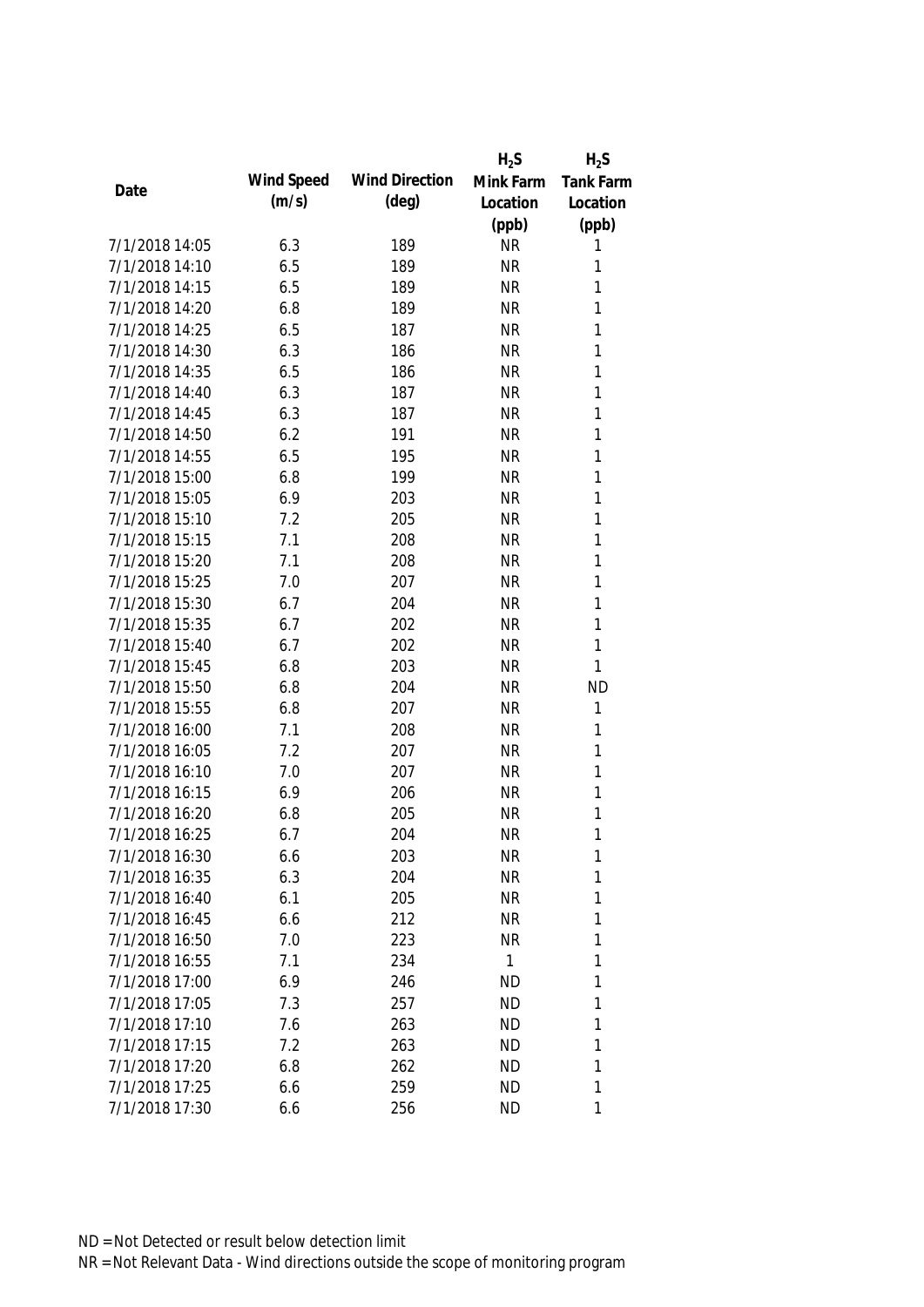| Date | Wind Speed (m/s) | Wind Direction (deg) | $H_2S$ Mink Farm Location (ppb) | $H_2S$ Tank Farm Location (ppb) |
|---|---|---|---|---|
| 7/1/2018 14:05 | 6.3 | 189 | NR | 1 |
| 7/1/2018 14:10 | 6.5 | 189 | NR | 1 |
| 7/1/2018 14:15 | 6.5 | 189 | NR | 1 |
| 7/1/2018 14:20 | 6.8 | 189 | NR | 1 |
| 7/1/2018 14:25 | 6.5 | 187 | NR | 1 |
| 7/1/2018 14:30 | 6.3 | 186 | NR | 1 |
| 7/1/2018 14:35 | 6.5 | 186 | NR | 1 |
| 7/1/2018 14:40 | 6.3 | 187 | NR | 1 |
| 7/1/2018 14:45 | 6.3 | 187 | NR | 1 |
| 7/1/2018 14:50 | 6.2 | 191 | NR | 1 |
| 7/1/2018 14:55 | 6.5 | 195 | NR | 1 |
| 7/1/2018 15:00 | 6.8 | 199 | NR | 1 |
| 7/1/2018 15:05 | 6.9 | 203 | NR | 1 |
| 7/1/2018 15:10 | 7.2 | 205 | NR | 1 |
| 7/1/2018 15:15 | 7.1 | 208 | NR | 1 |
| 7/1/2018 15:20 | 7.1 | 208 | NR | 1 |
| 7/1/2018 15:25 | 7.0 | 207 | NR | 1 |
| 7/1/2018 15:30 | 6.7 | 204 | NR | 1 |
| 7/1/2018 15:35 | 6.7 | 202 | NR | 1 |
| 7/1/2018 15:40 | 6.7 | 202 | NR | 1 |
| 7/1/2018 15:45 | 6.8 | 203 | NR | 1 |
| 7/1/2018 15:50 | 6.8 | 204 | NR | ND |
| 7/1/2018 15:55 | 6.8 | 207 | NR | 1 |
| 7/1/2018 16:00 | 7.1 | 208 | NR | 1 |
| 7/1/2018 16:05 | 7.2 | 207 | NR | 1 |
| 7/1/2018 16:10 | 7.0 | 207 | NR | 1 |
| 7/1/2018 16:15 | 6.9 | 206 | NR | 1 |
| 7/1/2018 16:20 | 6.8 | 205 | NR | 1 |
| 7/1/2018 16:25 | 6.7 | 204 | NR | 1 |
| 7/1/2018 16:30 | 6.6 | 203 | NR | 1 |
| 7/1/2018 16:35 | 6.3 | 204 | NR | 1 |
| 7/1/2018 16:40 | 6.1 | 205 | NR | 1 |
| 7/1/2018 16:45 | 6.6 | 212 | NR | 1 |
| 7/1/2018 16:50 | 7.0 | 223 | NR | 1 |
| 7/1/2018 16:55 | 7.1 | 234 | 1 | 1 |
| 7/1/2018 17:00 | 6.9 | 246 | ND | 1 |
| 7/1/2018 17:05 | 7.3 | 257 | ND | 1 |
| 7/1/2018 17:10 | 7.6 | 263 | ND | 1 |
| 7/1/2018 17:15 | 7.2 | 263 | ND | 1 |
| 7/1/2018 17:20 | 6.8 | 262 | ND | 1 |
| 7/1/2018 17:25 | 6.6 | 259 | ND | 1 |
| 7/1/2018 17:30 | 6.6 | 256 | ND | 1 |

ND = Not Detected or result below detection limit
NR = Not Relevant Data - Wind directions outside the scope of monitoring program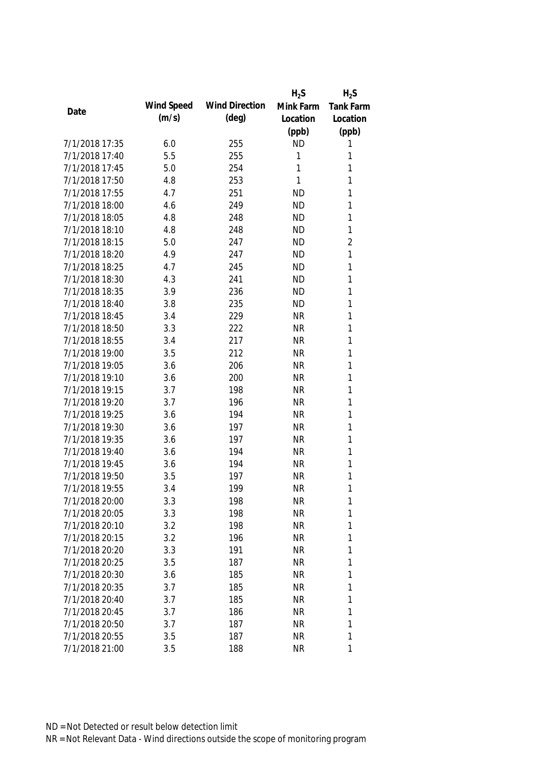| Date | Wind Speed (m/s) | Wind Direction (deg) | $H_2S$ Mink Farm Location (ppb) | $H_2S$ Tank Farm Location (ppb) |
|---|---|---|---|---|
| 7/1/2018 17:35 | 6.0 | 255 | ND | 1 |
| 7/1/2018 17:40 | 5.5 | 255 | 1 | 1 |
| 7/1/2018 17:45 | 5.0 | 254 | 1 | 1 |
| 7/1/2018 17:50 | 4.8 | 253 | 1 | 1 |
| 7/1/2018 17:55 | 4.7 | 251 | ND | 1 |
| 7/1/2018 18:00 | 4.6 | 249 | ND | 1 |
| 7/1/2018 18:05 | 4.8 | 248 | ND | 1 |
| 7/1/2018 18:10 | 4.8 | 248 | ND | 1 |
| 7/1/2018 18:15 | 5.0 | 247 | ND | 2 |
| 7/1/2018 18:20 | 4.9 | 247 | ND | 1 |
| 7/1/2018 18:25 | 4.7 | 245 | ND | 1 |
| 7/1/2018 18:30 | 4.3 | 241 | ND | 1 |
| 7/1/2018 18:35 | 3.9 | 236 | ND | 1 |
| 7/1/2018 18:40 | 3.8 | 235 | ND | 1 |
| 7/1/2018 18:45 | 3.4 | 229 | NR | 1 |
| 7/1/2018 18:50 | 3.3 | 222 | NR | 1 |
| 7/1/2018 18:55 | 3.4 | 217 | NR | 1 |
| 7/1/2018 19:00 | 3.5 | 212 | NR | 1 |
| 7/1/2018 19:05 | 3.6 | 206 | NR | 1 |
| 7/1/2018 19:10 | 3.6 | 200 | NR | 1 |
| 7/1/2018 19:15 | 3.7 | 198 | NR | 1 |
| 7/1/2018 19:20 | 3.7 | 196 | NR | 1 |
| 7/1/2018 19:25 | 3.6 | 194 | NR | 1 |
| 7/1/2018 19:30 | 3.6 | 197 | NR | 1 |
| 7/1/2018 19:35 | 3.6 | 197 | NR | 1 |
| 7/1/2018 19:40 | 3.6 | 194 | NR | 1 |
| 7/1/2018 19:45 | 3.6 | 194 | NR | 1 |
| 7/1/2018 19:50 | 3.5 | 197 | NR | 1 |
| 7/1/2018 19:55 | 3.4 | 199 | NR | 1 |
| 7/1/2018 20:00 | 3.3 | 198 | NR | 1 |
| 7/1/2018 20:05 | 3.3 | 198 | NR | 1 |
| 7/1/2018 20:10 | 3.2 | 198 | NR | 1 |
| 7/1/2018 20:15 | 3.2 | 196 | NR | 1 |
| 7/1/2018 20:20 | 3.3 | 191 | NR | 1 |
| 7/1/2018 20:25 | 3.5 | 187 | NR | 1 |
| 7/1/2018 20:30 | 3.6 | 185 | NR | 1 |
| 7/1/2018 20:35 | 3.7 | 185 | NR | 1 |
| 7/1/2018 20:40 | 3.7 | 185 | NR | 1 |
| 7/1/2018 20:45 | 3.7 | 186 | NR | 1 |
| 7/1/2018 20:50 | 3.7 | 187 | NR | 1 |
| 7/1/2018 20:55 | 3.5 | 187 | NR | 1 |
| 7/1/2018 21:00 | 3.5 | 188 | NR | 1 |

ND = Not Detected or result below detection limit

NR = Not Relevant Data - Wind directions outside the scope of monitoring program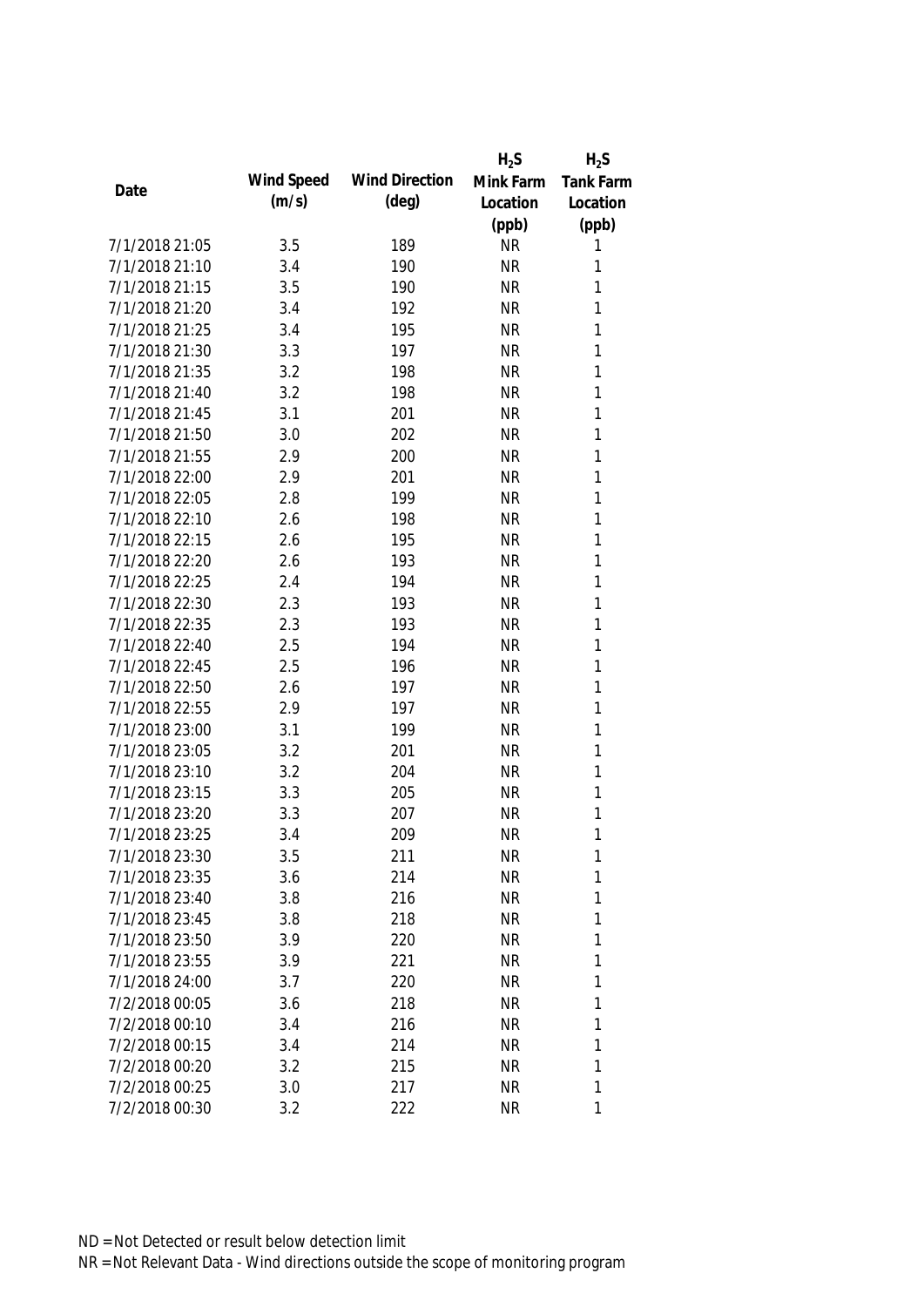| Date | Wind Speed (m/s) | Wind Direction (deg) | $H_2S$ Mink Farm Location (ppb) | $H_2S$ Tank Farm Location (ppb) |
|---|---|---|---|---|
| 7/1/2018 21:05 | 3.5 | 189 | NR | 1 |
| 7/1/2018 21:10 | 3.4 | 190 | NR | 1 |
| 7/1/2018 21:15 | 3.5 | 190 | NR | 1 |
| 7/1/2018 21:20 | 3.4 | 192 | NR | 1 |
| 7/1/2018 21:25 | 3.4 | 195 | NR | 1 |
| 7/1/2018 21:30 | 3.3 | 197 | NR | 1 |
| 7/1/2018 21:35 | 3.2 | 198 | NR | 1 |
| 7/1/2018 21:40 | 3.2 | 198 | NR | 1 |
| 7/1/2018 21:45 | 3.1 | 201 | NR | 1 |
| 7/1/2018 21:50 | 3.0 | 202 | NR | 1 |
| 7/1/2018 21:55 | 2.9 | 200 | NR | 1 |
| 7/1/2018 22:00 | 2.9 | 201 | NR | 1 |
| 7/1/2018 22:05 | 2.8 | 199 | NR | 1 |
| 7/1/2018 22:10 | 2.6 | 198 | NR | 1 |
| 7/1/2018 22:15 | 2.6 | 195 | NR | 1 |
| 7/1/2018 22:20 | 2.6 | 193 | NR | 1 |
| 7/1/2018 22:25 | 2.4 | 194 | NR | 1 |
| 7/1/2018 22:30 | 2.3 | 193 | NR | 1 |
| 7/1/2018 22:35 | 2.3 | 193 | NR | 1 |
| 7/1/2018 22:40 | 2.5 | 194 | NR | 1 |
| 7/1/2018 22:45 | 2.5 | 196 | NR | 1 |
| 7/1/2018 22:50 | 2.6 | 197 | NR | 1 |
| 7/1/2018 22:55 | 2.9 | 197 | NR | 1 |
| 7/1/2018 23:00 | 3.1 | 199 | NR | 1 |
| 7/1/2018 23:05 | 3.2 | 201 | NR | 1 |
| 7/1/2018 23:10 | 3.2 | 204 | NR | 1 |
| 7/1/2018 23:15 | 3.3 | 205 | NR | 1 |
| 7/1/2018 23:20 | 3.3 | 207 | NR | 1 |
| 7/1/2018 23:25 | 3.4 | 209 | NR | 1 |
| 7/1/2018 23:30 | 3.5 | 211 | NR | 1 |
| 7/1/2018 23:35 | 3.6 | 214 | NR | 1 |
| 7/1/2018 23:40 | 3.8 | 216 | NR | 1 |
| 7/1/2018 23:45 | 3.8 | 218 | NR | 1 |
| 7/1/2018 23:50 | 3.9 | 220 | NR | 1 |
| 7/1/2018 23:55 | 3.9 | 221 | NR | 1 |
| 7/1/2018 24:00 | 3.7 | 220 | NR | 1 |
| 7/2/2018 00:05 | 3.6 | 218 | NR | 1 |
| 7/2/2018 00:10 | 3.4 | 216 | NR | 1 |
| 7/2/2018 00:15 | 3.4 | 214 | NR | 1 |
| 7/2/2018 00:20 | 3.2 | 215 | NR | 1 |
| 7/2/2018 00:25 | 3.0 | 217 | NR | 1 |
| 7/2/2018 00:30 | 3.2 | 222 | NR | 1 |

ND = Not Detected or result below detection limit

NR = Not Relevant Data - Wind directions outside the scope of monitoring program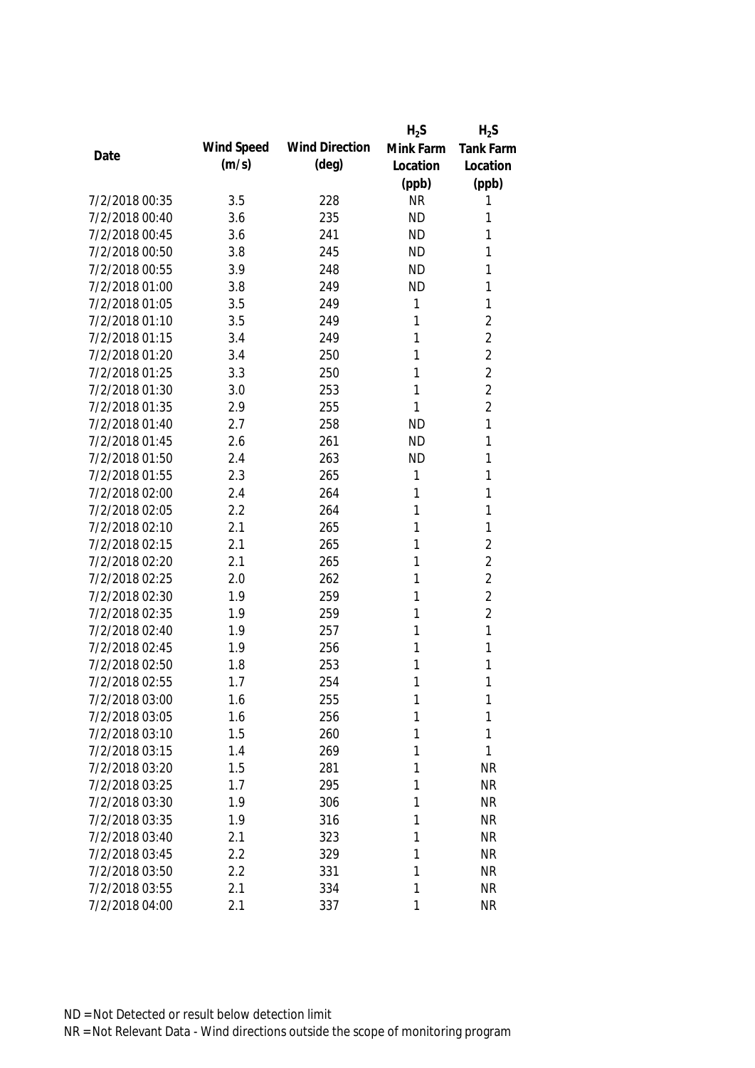| Date | Wind Speed (m/s) | Wind Direction (deg) | $H_2S$ Mink Farm Location (ppb) | $H_2S$ Tank Farm Location (ppb) |
|---|---|---|---|---|
| 7/2/2018 00:35 | 3.5 | 228 | NR | 1 |
| 7/2/2018 00:40 | 3.6 | 235 | ND | 1 |
| 7/2/2018 00:45 | 3.6 | 241 | ND | 1 |
| 7/2/2018 00:50 | 3.8 | 245 | ND | 1 |
| 7/2/2018 00:55 | 3.9 | 248 | ND | 1 |
| 7/2/2018 01:00 | 3.8 | 249 | ND | 1 |
| 7/2/2018 01:05 | 3.5 | 249 | 1 | 1 |
| 7/2/2018 01:10 | 3.5 | 249 | 1 | 2 |
| 7/2/2018 01:15 | 3.4 | 249 | 1 | 2 |
| 7/2/2018 01:20 | 3.4 | 250 | 1 | 2 |
| 7/2/2018 01:25 | 3.3 | 250 | 1 | 2 |
| 7/2/2018 01:30 | 3.0 | 253 | 1 | 2 |
| 7/2/2018 01:35 | 2.9 | 255 | 1 | 2 |
| 7/2/2018 01:40 | 2.7 | 258 | ND | 1 |
| 7/2/2018 01:45 | 2.6 | 261 | ND | 1 |
| 7/2/2018 01:50 | 2.4 | 263 | ND | 1 |
| 7/2/2018 01:55 | 2.3 | 265 | 1 | 1 |
| 7/2/2018 02:00 | 2.4 | 264 | 1 | 1 |
| 7/2/2018 02:05 | 2.2 | 264 | 1 | 1 |
| 7/2/2018 02:10 | 2.1 | 265 | 1 | 1 |
| 7/2/2018 02:15 | 2.1 | 265 | 1 | 2 |
| 7/2/2018 02:20 | 2.1 | 265 | 1 | 2 |
| 7/2/2018 02:25 | 2.0 | 262 | 1 | 2 |
| 7/2/2018 02:30 | 1.9 | 259 | 1 | 2 |
| 7/2/2018 02:35 | 1.9 | 259 | 1 | 2 |
| 7/2/2018 02:40 | 1.9 | 257 | 1 | 1 |
| 7/2/2018 02:45 | 1.9 | 256 | 1 | 1 |
| 7/2/2018 02:50 | 1.8 | 253 | 1 | 1 |
| 7/2/2018 02:55 | 1.7 | 254 | 1 | 1 |
| 7/2/2018 03:00 | 1.6 | 255 | 1 | 1 |
| 7/2/2018 03:05 | 1.6 | 256 | 1 | 1 |
| 7/2/2018 03:10 | 1.5 | 260 | 1 | 1 |
| 7/2/2018 03:15 | 1.4 | 269 | 1 | 1 |
| 7/2/2018 03:20 | 1.5 | 281 | 1 | NR |
| 7/2/2018 03:25 | 1.7 | 295 | 1 | NR |
| 7/2/2018 03:30 | 1.9 | 306 | 1 | NR |
| 7/2/2018 03:35 | 1.9 | 316 | 1 | NR |
| 7/2/2018 03:40 | 2.1 | 323 | 1 | NR |
| 7/2/2018 03:45 | 2.2 | 329 | 1 | NR |
| 7/2/2018 03:50 | 2.2 | 331 | 1 | NR |
| 7/2/2018 03:55 | 2.1 | 334 | 1 | NR |
| 7/2/2018 04:00 | 2.1 | 337 | 1 | NR |

ND = Not Detected or result below detection limit
NR = Not Relevant Data - Wind directions outside the scope of monitoring program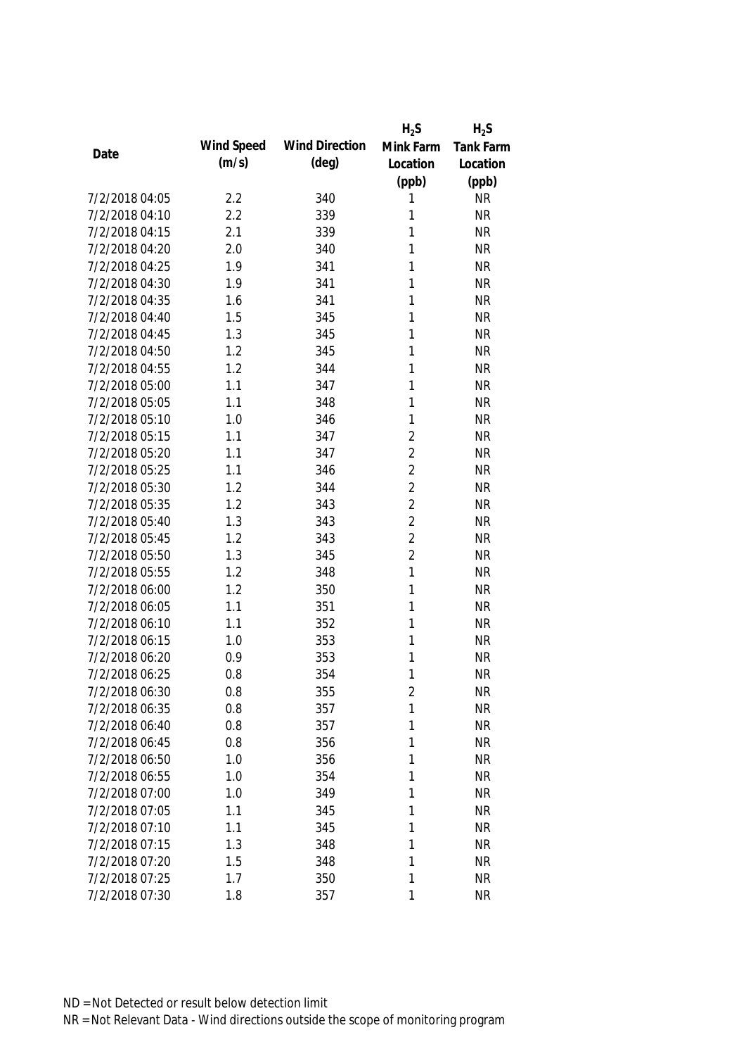| Date | Wind Speed (m/s) | Wind Direction (deg) | $H_2S$ Mink Farm Location (ppb) | $H_2S$ Tank Farm Location (ppb) |
|---|---|---|---|---|
| 7/2/2018 04:05 | 2.2 | 340 | 1 | NR |
| 7/2/2018 04:10 | 2.2 | 339 | 1 | NR |
| 7/2/2018 04:15 | 2.1 | 339 | 1 | NR |
| 7/2/2018 04:20 | 2.0 | 340 | 1 | NR |
| 7/2/2018 04:25 | 1.9 | 341 | 1 | NR |
| 7/2/2018 04:30 | 1.9 | 341 | 1 | NR |
| 7/2/2018 04:35 | 1.6 | 341 | 1 | NR |
| 7/2/2018 04:40 | 1.5 | 345 | 1 | NR |
| 7/2/2018 04:45 | 1.3 | 345 | 1 | NR |
| 7/2/2018 04:50 | 1.2 | 345 | 1 | NR |
| 7/2/2018 04:55 | 1.2 | 344 | 1 | NR |
| 7/2/2018 05:00 | 1.1 | 347 | 1 | NR |
| 7/2/2018 05:05 | 1.1 | 348 | 1 | NR |
| 7/2/2018 05:10 | 1.0 | 346 | 1 | NR |
| 7/2/2018 05:15 | 1.1 | 347 | 2 | NR |
| 7/2/2018 05:20 | 1.1 | 347 | 2 | NR |
| 7/2/2018 05:25 | 1.1 | 346 | 2 | NR |
| 7/2/2018 05:30 | 1.2 | 344 | 2 | NR |
| 7/2/2018 05:35 | 1.2 | 343 | 2 | NR |
| 7/2/2018 05:40 | 1.3 | 343 | 2 | NR |
| 7/2/2018 05:45 | 1.2 | 343 | 2 | NR |
| 7/2/2018 05:50 | 1.3 | 345 | 2 | NR |
| 7/2/2018 05:55 | 1.2 | 348 | 1 | NR |
| 7/2/2018 06:00 | 1.2 | 350 | 1 | NR |
| 7/2/2018 06:05 | 1.1 | 351 | 1 | NR |
| 7/2/2018 06:10 | 1.1 | 352 | 1 | NR |
| 7/2/2018 06:15 | 1.0 | 353 | 1 | NR |
| 7/2/2018 06:20 | 0.9 | 353 | 1 | NR |
| 7/2/2018 06:25 | 0.8 | 354 | 1 | NR |
| 7/2/2018 06:30 | 0.8 | 355 | 2 | NR |
| 7/2/2018 06:35 | 0.8 | 357 | 1 | NR |
| 7/2/2018 06:40 | 0.8 | 357 | 1 | NR |
| 7/2/2018 06:45 | 0.8 | 356 | 1 | NR |
| 7/2/2018 06:50 | 1.0 | 356 | 1 | NR |
| 7/2/2018 06:55 | 1.0 | 354 | 1 | NR |
| 7/2/2018 07:00 | 1.0 | 349 | 1 | NR |
| 7/2/2018 07:05 | 1.1 | 345 | 1 | NR |
| 7/2/2018 07:10 | 1.1 | 345 | 1 | NR |
| 7/2/2018 07:15 | 1.3 | 348 | 1 | NR |
| 7/2/2018 07:20 | 1.5 | 348 | 1 | NR |
| 7/2/2018 07:25 | 1.7 | 350 | 1 | NR |
| 7/2/2018 07:30 | 1.8 | 357 | 1 | NR |

ND = Not Detected or result below detection limit

NR = Not Relevant Data - Wind directions outside the scope of monitoring program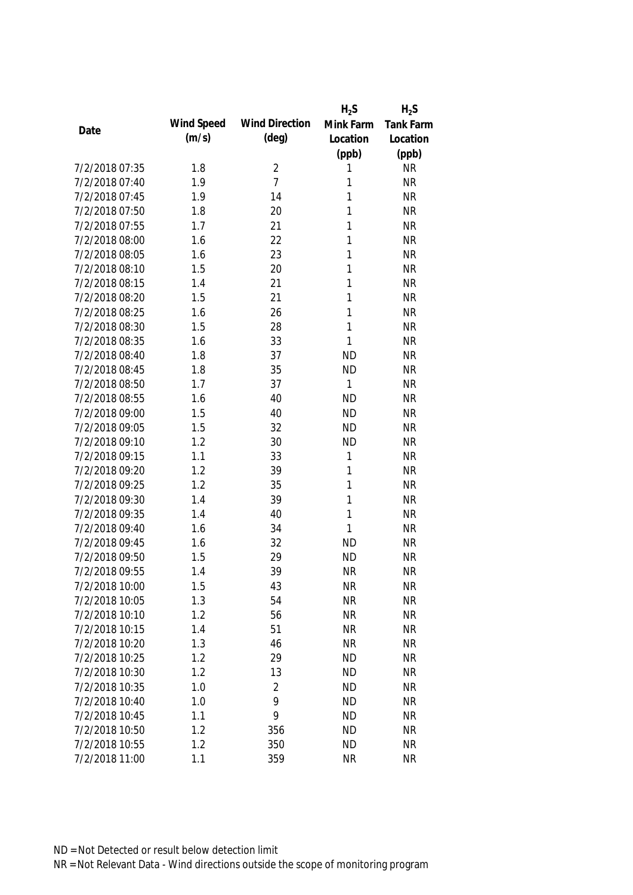| Date | Wind Speed (m/s) | Wind Direction (deg) | $H_2S$ Mink Farm Location (ppb) | $H_2S$ Tank Farm Location (ppb) |
|---|---|---|---|---|
| 7/2/2018 07:35 | 1.8 | 2 | 1 | NR |
| 7/2/2018 07:40 | 1.9 | 7 | 1 | NR |
| 7/2/2018 07:45 | 1.9 | 14 | 1 | NR |
| 7/2/2018 07:50 | 1.8 | 20 | 1 | NR |
| 7/2/2018 07:55 | 1.7 | 21 | 1 | NR |
| 7/2/2018 08:00 | 1.6 | 22 | 1 | NR |
| 7/2/2018 08:05 | 1.6 | 23 | 1 | NR |
| 7/2/2018 08:10 | 1.5 | 20 | 1 | NR |
| 7/2/2018 08:15 | 1.4 | 21 | 1 | NR |
| 7/2/2018 08:20 | 1.5 | 21 | 1 | NR |
| 7/2/2018 08:25 | 1.6 | 26 | 1 | NR |
| 7/2/2018 08:30 | 1.5 | 28 | 1 | NR |
| 7/2/2018 08:35 | 1.6 | 33 | 1 | NR |
| 7/2/2018 08:40 | 1.8 | 37 | ND | NR |
| 7/2/2018 08:45 | 1.8 | 35 | ND | NR |
| 7/2/2018 08:50 | 1.7 | 37 | 1 | NR |
| 7/2/2018 08:55 | 1.6 | 40 | ND | NR |
| 7/2/2018 09:00 | 1.5 | 40 | ND | NR |
| 7/2/2018 09:05 | 1.5 | 32 | ND | NR |
| 7/2/2018 09:10 | 1.2 | 30 | ND | NR |
| 7/2/2018 09:15 | 1.1 | 33 | 1 | NR |
| 7/2/2018 09:20 | 1.2 | 39 | 1 | NR |
| 7/2/2018 09:25 | 1.2 | 35 | 1 | NR |
| 7/2/2018 09:30 | 1.4 | 39 | 1 | NR |
| 7/2/2018 09:35 | 1.4 | 40 | 1 | NR |
| 7/2/2018 09:40 | 1.6 | 34 | 1 | NR |
| 7/2/2018 09:45 | 1.6 | 32 | ND | NR |
| 7/2/2018 09:50 | 1.5 | 29 | ND | NR |
| 7/2/2018 09:55 | 1.4 | 39 | NR | NR |
| 7/2/2018 10:00 | 1.5 | 43 | NR | NR |
| 7/2/2018 10:05 | 1.3 | 54 | NR | NR |
| 7/2/2018 10:10 | 1.2 | 56 | NR | NR |
| 7/2/2018 10:15 | 1.4 | 51 | NR | NR |
| 7/2/2018 10:20 | 1.3 | 46 | NR | NR |
| 7/2/2018 10:25 | 1.2 | 29 | ND | NR |
| 7/2/2018 10:30 | 1.2 | 13 | ND | NR |
| 7/2/2018 10:35 | 1.0 | 2 | ND | NR |
| 7/2/2018 10:40 | 1.0 | 9 | ND | NR |
| 7/2/2018 10:45 | 1.1 | 9 | ND | NR |
| 7/2/2018 10:50 | 1.2 | 356 | ND | NR |
| 7/2/2018 10:55 | 1.2 | 350 | ND | NR |
| 7/2/2018 11:00 | 1.1 | 359 | NR | NR |

ND = Not Detected or result below detection limit
NR = Not Relevant Data - Wind directions outside the scope of monitoring program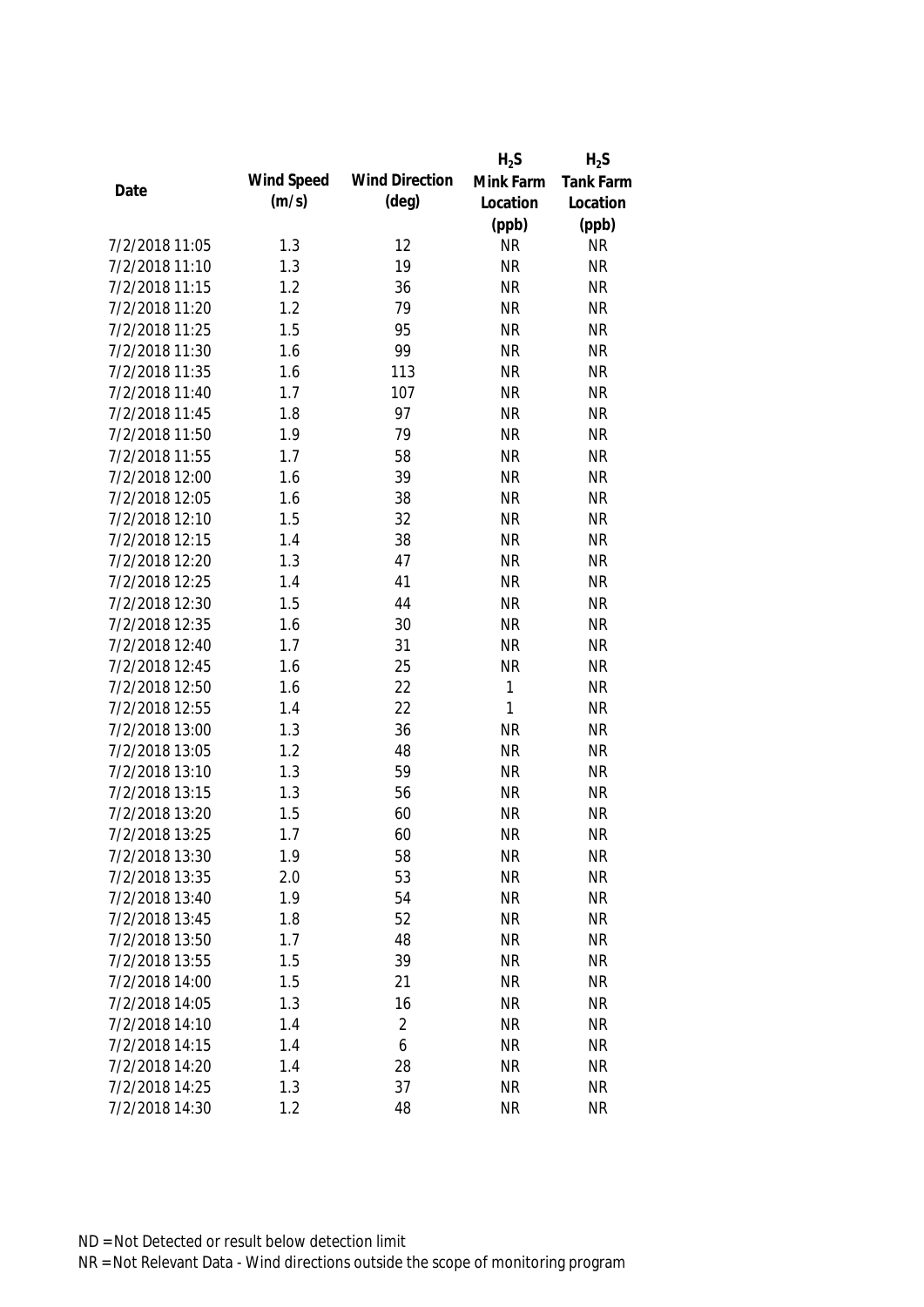| Date | Wind Speed (m/s) | Wind Direction (deg) | $H_2S$ Mink Farm Location (ppb) | $H_2S$ Tank Farm Location (ppb) |
|---|---|---|---|---|
| 7/2/2018 11:05 | 1.3 | 12 | NR | NR |
| 7/2/2018 11:10 | 1.3 | 19 | NR | NR |
| 7/2/2018 11:15 | 1.2 | 36 | NR | NR |
| 7/2/2018 11:20 | 1.2 | 79 | NR | NR |
| 7/2/2018 11:25 | 1.5 | 95 | NR | NR |
| 7/2/2018 11:30 | 1.6 | 99 | NR | NR |
| 7/2/2018 11:35 | 1.6 | 113 | NR | NR |
| 7/2/2018 11:40 | 1.7 | 107 | NR | NR |
| 7/2/2018 11:45 | 1.8 | 97 | NR | NR |
| 7/2/2018 11:50 | 1.9 | 79 | NR | NR |
| 7/2/2018 11:55 | 1.7 | 58 | NR | NR |
| 7/2/2018 12:00 | 1.6 | 39 | NR | NR |
| 7/2/2018 12:05 | 1.6 | 38 | NR | NR |
| 7/2/2018 12:10 | 1.5 | 32 | NR | NR |
| 7/2/2018 12:15 | 1.4 | 38 | NR | NR |
| 7/2/2018 12:20 | 1.3 | 47 | NR | NR |
| 7/2/2018 12:25 | 1.4 | 41 | NR | NR |
| 7/2/2018 12:30 | 1.5 | 44 | NR | NR |
| 7/2/2018 12:35 | 1.6 | 30 | NR | NR |
| 7/2/2018 12:40 | 1.7 | 31 | NR | NR |
| 7/2/2018 12:45 | 1.6 | 25 | NR | NR |
| 7/2/2018 12:50 | 1.6 | 22 | 1 | NR |
| 7/2/2018 12:55 | 1.4 | 22 | 1 | NR |
| 7/2/2018 13:00 | 1.3 | 36 | NR | NR |
| 7/2/2018 13:05 | 1.2 | 48 | NR | NR |
| 7/2/2018 13:10 | 1.3 | 59 | NR | NR |
| 7/2/2018 13:15 | 1.3 | 56 | NR | NR |
| 7/2/2018 13:20 | 1.5 | 60 | NR | NR |
| 7/2/2018 13:25 | 1.7 | 60 | NR | NR |
| 7/2/2018 13:30 | 1.9 | 58 | NR | NR |
| 7/2/2018 13:35 | 2.0 | 53 | NR | NR |
| 7/2/2018 13:40 | 1.9 | 54 | NR | NR |
| 7/2/2018 13:45 | 1.8 | 52 | NR | NR |
| 7/2/2018 13:50 | 1.7 | 48 | NR | NR |
| 7/2/2018 13:55 | 1.5 | 39 | NR | NR |
| 7/2/2018 14:00 | 1.5 | 21 | NR | NR |
| 7/2/2018 14:05 | 1.3 | 16 | NR | NR |
| 7/2/2018 14:10 | 1.4 | 2 | NR | NR |
| 7/2/2018 14:15 | 1.4 | 6 | NR | NR |
| 7/2/2018 14:20 | 1.4 | 28 | NR | NR |
| 7/2/2018 14:25 | 1.3 | 37 | NR | NR |
| 7/2/2018 14:30 | 1.2 | 48 | NR | NR |

ND = Not Detected or result below detection limit

NR = Not Relevant Data - Wind directions outside the scope of monitoring program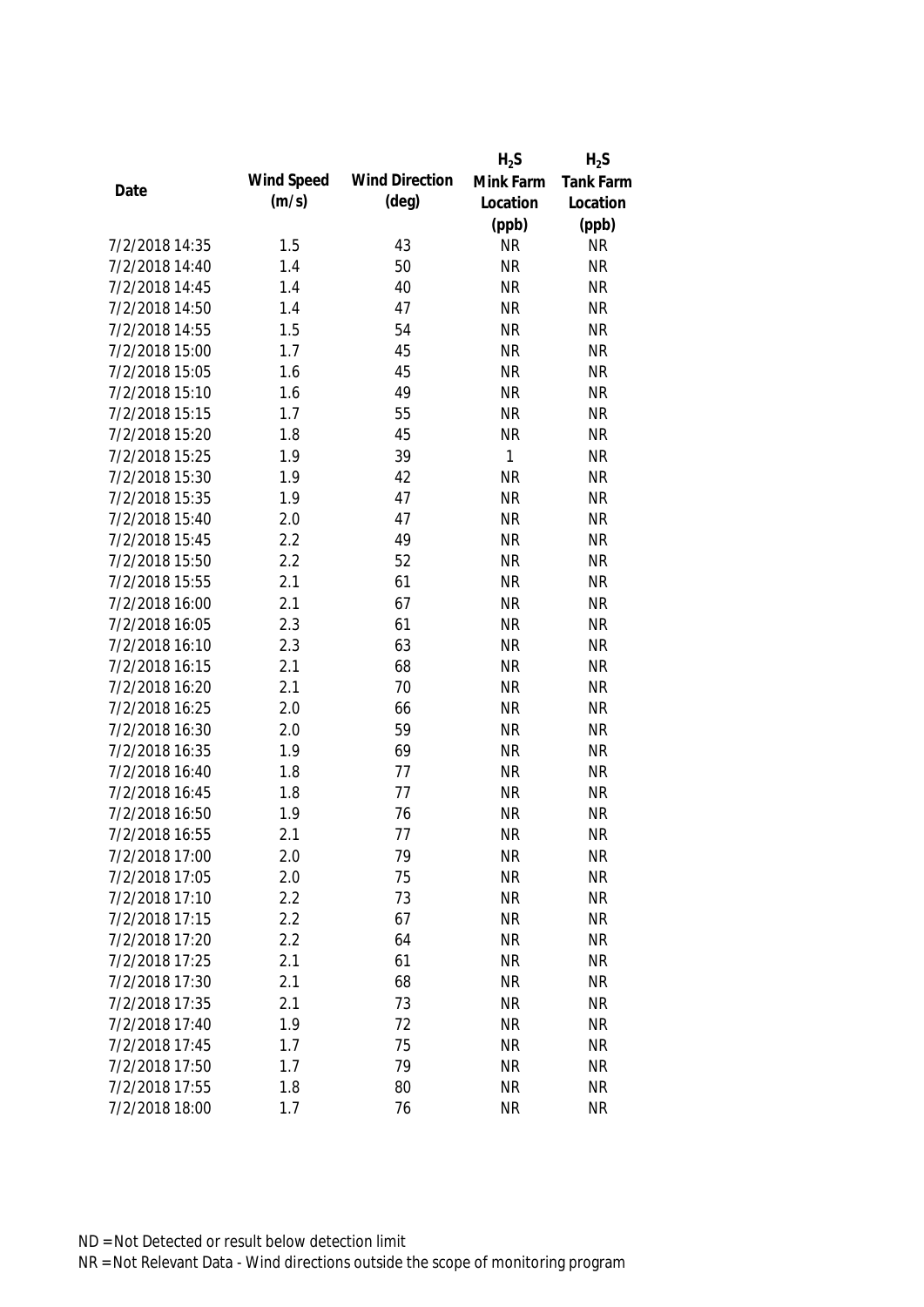| Date | Wind Speed (m/s) | Wind Direction (deg) | $H_2S$ Mink Farm Location (ppb) | $H_2S$ Tank Farm Location (ppb) |
|---|---|---|---|---|
| 7/2/2018 14:35 | 1.5 | 43 | NR | NR |
| 7/2/2018 14:40 | 1.4 | 50 | NR | NR |
| 7/2/2018 14:45 | 1.4 | 40 | NR | NR |
| 7/2/2018 14:50 | 1.4 | 47 | NR | NR |
| 7/2/2018 14:55 | 1.5 | 54 | NR | NR |
| 7/2/2018 15:00 | 1.7 | 45 | NR | NR |
| 7/2/2018 15:05 | 1.6 | 45 | NR | NR |
| 7/2/2018 15:10 | 1.6 | 49 | NR | NR |
| 7/2/2018 15:15 | 1.7 | 55 | NR | NR |
| 7/2/2018 15:20 | 1.8 | 45 | NR | NR |
| 7/2/2018 15:25 | 1.9 | 39 | 1 | NR |
| 7/2/2018 15:30 | 1.9 | 42 | NR | NR |
| 7/2/2018 15:35 | 1.9 | 47 | NR | NR |
| 7/2/2018 15:40 | 2.0 | 47 | NR | NR |
| 7/2/2018 15:45 | 2.2 | 49 | NR | NR |
| 7/2/2018 15:50 | 2.2 | 52 | NR | NR |
| 7/2/2018 15:55 | 2.1 | 61 | NR | NR |
| 7/2/2018 16:00 | 2.1 | 67 | NR | NR |
| 7/2/2018 16:05 | 2.3 | 61 | NR | NR |
| 7/2/2018 16:10 | 2.3 | 63 | NR | NR |
| 7/2/2018 16:15 | 2.1 | 68 | NR | NR |
| 7/2/2018 16:20 | 2.1 | 70 | NR | NR |
| 7/2/2018 16:25 | 2.0 | 66 | NR | NR |
| 7/2/2018 16:30 | 2.0 | 59 | NR | NR |
| 7/2/2018 16:35 | 1.9 | 69 | NR | NR |
| 7/2/2018 16:40 | 1.8 | 77 | NR | NR |
| 7/2/2018 16:45 | 1.8 | 77 | NR | NR |
| 7/2/2018 16:50 | 1.9 | 76 | NR | NR |
| 7/2/2018 16:55 | 2.1 | 77 | NR | NR |
| 7/2/2018 17:00 | 2.0 | 79 | NR | NR |
| 7/2/2018 17:05 | 2.0 | 75 | NR | NR |
| 7/2/2018 17:10 | 2.2 | 73 | NR | NR |
| 7/2/2018 17:15 | 2.2 | 67 | NR | NR |
| 7/2/2018 17:20 | 2.2 | 64 | NR | NR |
| 7/2/2018 17:25 | 2.1 | 61 | NR | NR |
| 7/2/2018 17:30 | 2.1 | 68 | NR | NR |
| 7/2/2018 17:35 | 2.1 | 73 | NR | NR |
| 7/2/2018 17:40 | 1.9 | 72 | NR | NR |
| 7/2/2018 17:45 | 1.7 | 75 | NR | NR |
| 7/2/2018 17:50 | 1.7 | 79 | NR | NR |
| 7/2/2018 17:55 | 1.8 | 80 | NR | NR |
| 7/2/2018 18:00 | 1.7 | 76 | NR | NR |

ND = Not Detected or result below detection limit
NR = Not Relevant Data - Wind directions outside the scope of monitoring program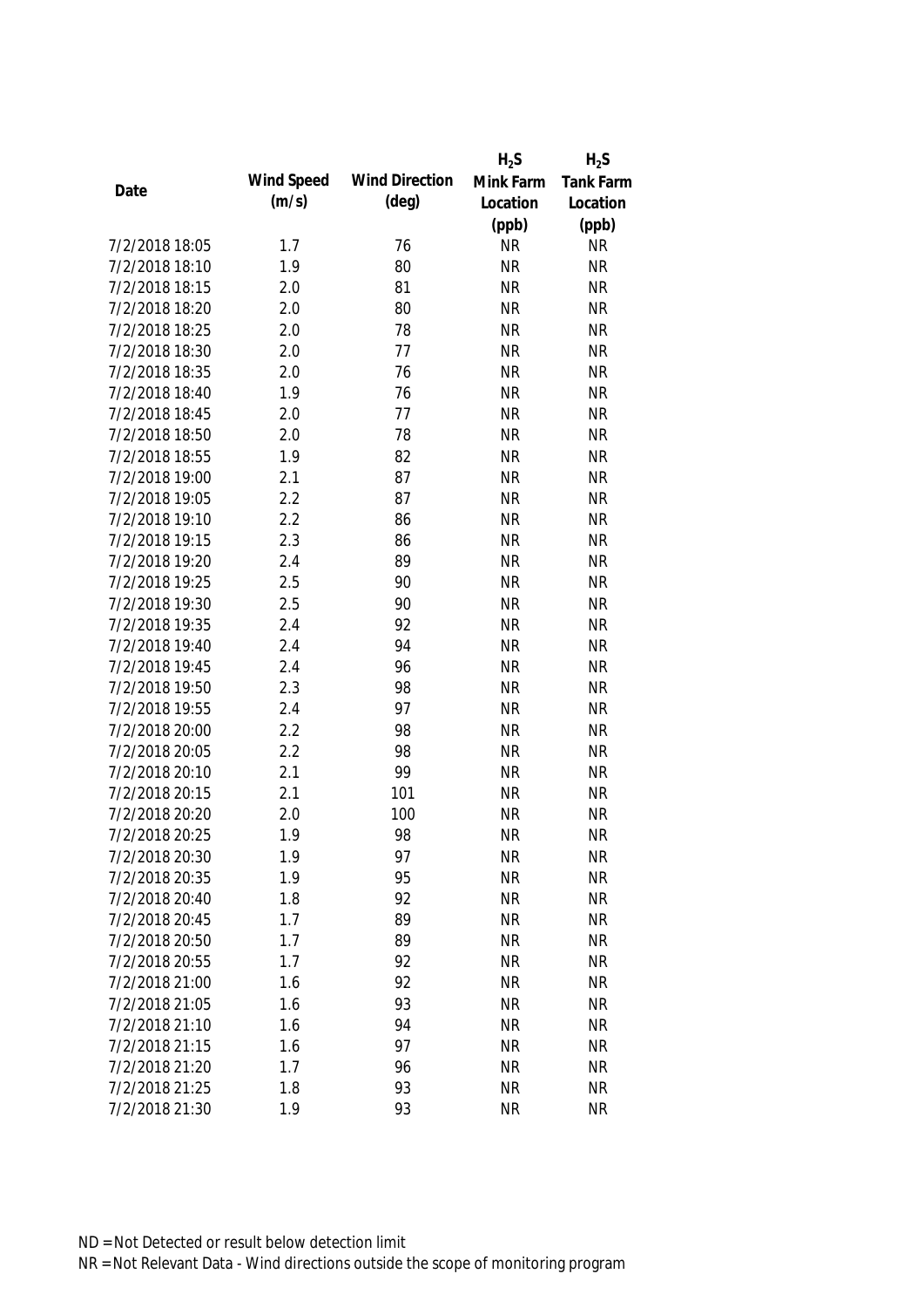| Date | Wind Speed (m/s) | Wind Direction (deg) | $H_2S$ Mink Farm Location (ppb) | $H_2S$ Tank Farm Location (ppb) |
|---|---|---|---|---|
| 7/2/2018 18:05 | 1.7 | 76 | NR | NR |
| 7/2/2018 18:10 | 1.9 | 80 | NR | NR |
| 7/2/2018 18:15 | 2.0 | 81 | NR | NR |
| 7/2/2018 18:20 | 2.0 | 80 | NR | NR |
| 7/2/2018 18:25 | 2.0 | 78 | NR | NR |
| 7/2/2018 18:30 | 2.0 | 77 | NR | NR |
| 7/2/2018 18:35 | 2.0 | 76 | NR | NR |
| 7/2/2018 18:40 | 1.9 | 76 | NR | NR |
| 7/2/2018 18:45 | 2.0 | 77 | NR | NR |
| 7/2/2018 18:50 | 2.0 | 78 | NR | NR |
| 7/2/2018 18:55 | 1.9 | 82 | NR | NR |
| 7/2/2018 19:00 | 2.1 | 87 | NR | NR |
| 7/2/2018 19:05 | 2.2 | 87 | NR | NR |
| 7/2/2018 19:10 | 2.2 | 86 | NR | NR |
| 7/2/2018 19:15 | 2.3 | 86 | NR | NR |
| 7/2/2018 19:20 | 2.4 | 89 | NR | NR |
| 7/2/2018 19:25 | 2.5 | 90 | NR | NR |
| 7/2/2018 19:30 | 2.5 | 90 | NR | NR |
| 7/2/2018 19:35 | 2.4 | 92 | NR | NR |
| 7/2/2018 19:40 | 2.4 | 94 | NR | NR |
| 7/2/2018 19:45 | 2.4 | 96 | NR | NR |
| 7/2/2018 19:50 | 2.3 | 98 | NR | NR |
| 7/2/2018 19:55 | 2.4 | 97 | NR | NR |
| 7/2/2018 20:00 | 2.2 | 98 | NR | NR |
| 7/2/2018 20:05 | 2.2 | 98 | NR | NR |
| 7/2/2018 20:10 | 2.1 | 99 | NR | NR |
| 7/2/2018 20:15 | 2.1 | 101 | NR | NR |
| 7/2/2018 20:20 | 2.0 | 100 | NR | NR |
| 7/2/2018 20:25 | 1.9 | 98 | NR | NR |
| 7/2/2018 20:30 | 1.9 | 97 | NR | NR |
| 7/2/2018 20:35 | 1.9 | 95 | NR | NR |
| 7/2/2018 20:40 | 1.8 | 92 | NR | NR |
| 7/2/2018 20:45 | 1.7 | 89 | NR | NR |
| 7/2/2018 20:50 | 1.7 | 89 | NR | NR |
| 7/2/2018 20:55 | 1.7 | 92 | NR | NR |
| 7/2/2018 21:00 | 1.6 | 92 | NR | NR |
| 7/2/2018 21:05 | 1.6 | 93 | NR | NR |
| 7/2/2018 21:10 | 1.6 | 94 | NR | NR |
| 7/2/2018 21:15 | 1.6 | 97 | NR | NR |
| 7/2/2018 21:20 | 1.7 | 96 | NR | NR |
| 7/2/2018 21:25 | 1.8 | 93 | NR | NR |
| 7/2/2018 21:30 | 1.9 | 93 | NR | NR |

ND = Not Detected or result below detection limit

NR = Not Relevant Data - Wind directions outside the scope of monitoring program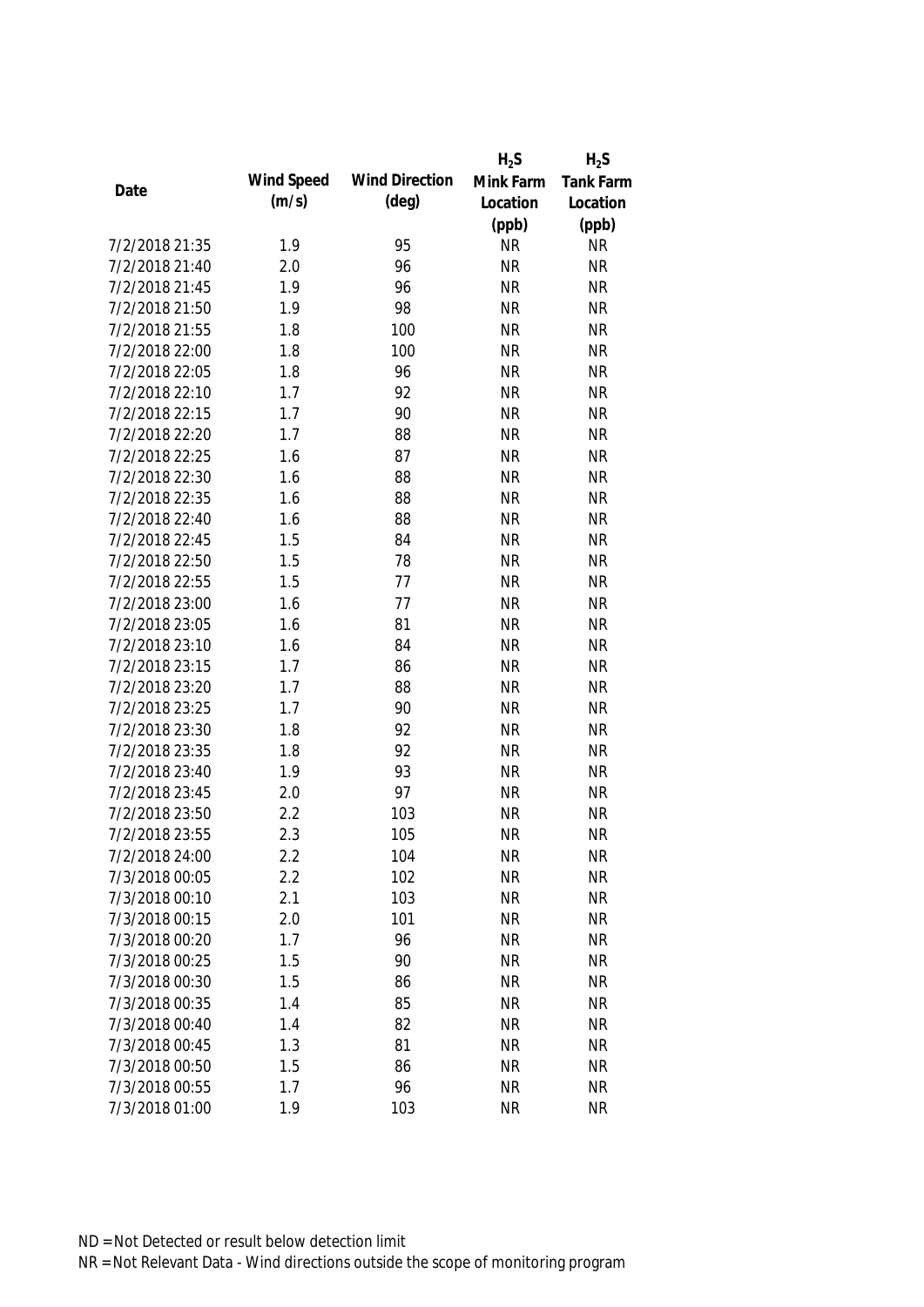| Date | Wind Speed (m/s) | Wind Direction (deg) | $H_2S$ Mink Farm Location (ppb) | $H_2S$ Tank Farm Location (ppb) |
|---|---|---|---|---|
| 7/2/2018 21:35 | 1.9 | 95 | NR | NR |
| 7/2/2018 21:40 | 2.0 | 96 | NR | NR |
| 7/2/2018 21:45 | 1.9 | 96 | NR | NR |
| 7/2/2018 21:50 | 1.9 | 98 | NR | NR |
| 7/2/2018 21:55 | 1.8 | 100 | NR | NR |
| 7/2/2018 22:00 | 1.8 | 100 | NR | NR |
| 7/2/2018 22:05 | 1.8 | 96 | NR | NR |
| 7/2/2018 22:10 | 1.7 | 92 | NR | NR |
| 7/2/2018 22:15 | 1.7 | 90 | NR | NR |
| 7/2/2018 22:20 | 1.7 | 88 | NR | NR |
| 7/2/2018 22:25 | 1.6 | 87 | NR | NR |
| 7/2/2018 22:30 | 1.6 | 88 | NR | NR |
| 7/2/2018 22:35 | 1.6 | 88 | NR | NR |
| 7/2/2018 22:40 | 1.6 | 88 | NR | NR |
| 7/2/2018 22:45 | 1.5 | 84 | NR | NR |
| 7/2/2018 22:50 | 1.5 | 78 | NR | NR |
| 7/2/2018 22:55 | 1.5 | 77 | NR | NR |
| 7/2/2018 23:00 | 1.6 | 77 | NR | NR |
| 7/2/2018 23:05 | 1.6 | 81 | NR | NR |
| 7/2/2018 23:10 | 1.6 | 84 | NR | NR |
| 7/2/2018 23:15 | 1.7 | 86 | NR | NR |
| 7/2/2018 23:20 | 1.7 | 88 | NR | NR |
| 7/2/2018 23:25 | 1.7 | 90 | NR | NR |
| 7/2/2018 23:30 | 1.8 | 92 | NR | NR |
| 7/2/2018 23:35 | 1.8 | 92 | NR | NR |
| 7/2/2018 23:40 | 1.9 | 93 | NR | NR |
| 7/2/2018 23:45 | 2.0 | 97 | NR | NR |
| 7/2/2018 23:50 | 2.2 | 103 | NR | NR |
| 7/2/2018 23:55 | 2.3 | 105 | NR | NR |
| 7/2/2018 24:00 | 2.2 | 104 | NR | NR |
| 7/3/2018 00:05 | 2.2 | 102 | NR | NR |
| 7/3/2018 00:10 | 2.1 | 103 | NR | NR |
| 7/3/2018 00:15 | 2.0 | 101 | NR | NR |
| 7/3/2018 00:20 | 1.7 | 96 | NR | NR |
| 7/3/2018 00:25 | 1.5 | 90 | NR | NR |
| 7/3/2018 00:30 | 1.5 | 86 | NR | NR |
| 7/3/2018 00:35 | 1.4 | 85 | NR | NR |
| 7/3/2018 00:40 | 1.4 | 82 | NR | NR |
| 7/3/2018 00:45 | 1.3 | 81 | NR | NR |
| 7/3/2018 00:50 | 1.5 | 86 | NR | NR |
| 7/3/2018 00:55 | 1.7 | 96 | NR | NR |
| 7/3/2018 01:00 | 1.9 | 103 | NR | NR |

ND = Not Detected or result below detection limit

NR = Not Relevant Data - Wind directions outside the scope of monitoring program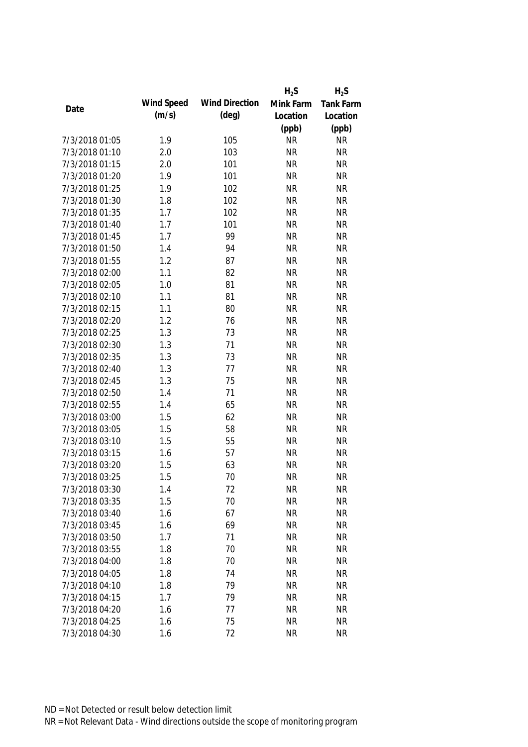| Date | Wind Speed (m/s) | Wind Direction (deg) | $H_2S$ Mink Farm Location (ppb) | $H_2S$ Tank Farm Location (ppb) |
| --- | --- | --- | --- | --- |
| 7/3/2018 01:05 | 1.9 | 105 | NR | NR |
| 7/3/2018 01:10 | 2.0 | 103 | NR | NR |
| 7/3/2018 01:15 | 2.0 | 101 | NR | NR |
| 7/3/2018 01:20 | 1.9 | 101 | NR | NR |
| 7/3/2018 01:25 | 1.9 | 102 | NR | NR |
| 7/3/2018 01:30 | 1.8 | 102 | NR | NR |
| 7/3/2018 01:35 | 1.7 | 102 | NR | NR |
| 7/3/2018 01:40 | 1.7 | 101 | NR | NR |
| 7/3/2018 01:45 | 1.7 | 99 | NR | NR |
| 7/3/2018 01:50 | 1.4 | 94 | NR | NR |
| 7/3/2018 01:55 | 1.2 | 87 | NR | NR |
| 7/3/2018 02:00 | 1.1 | 82 | NR | NR |
| 7/3/2018 02:05 | 1.0 | 81 | NR | NR |
| 7/3/2018 02:10 | 1.1 | 81 | NR | NR |
| 7/3/2018 02:15 | 1.1 | 80 | NR | NR |
| 7/3/2018 02:20 | 1.2 | 76 | NR | NR |
| 7/3/2018 02:25 | 1.3 | 73 | NR | NR |
| 7/3/2018 02:30 | 1.3 | 71 | NR | NR |
| 7/3/2018 02:35 | 1.3 | 73 | NR | NR |
| 7/3/2018 02:40 | 1.3 | 77 | NR | NR |
| 7/3/2018 02:45 | 1.3 | 75 | NR | NR |
| 7/3/2018 02:50 | 1.4 | 71 | NR | NR |
| 7/3/2018 02:55 | 1.4 | 65 | NR | NR |
| 7/3/2018 03:00 | 1.5 | 62 | NR | NR |
| 7/3/2018 03:05 | 1.5 | 58 | NR | NR |
| 7/3/2018 03:10 | 1.5 | 55 | NR | NR |
| 7/3/2018 03:15 | 1.6 | 57 | NR | NR |
| 7/3/2018 03:20 | 1.5 | 63 | NR | NR |
| 7/3/2018 03:25 | 1.5 | 70 | NR | NR |
| 7/3/2018 03:30 | 1.4 | 72 | NR | NR |
| 7/3/2018 03:35 | 1.5 | 70 | NR | NR |
| 7/3/2018 03:40 | 1.6 | 67 | NR | NR |
| 7/3/2018 03:45 | 1.6 | 69 | NR | NR |
| 7/3/2018 03:50 | 1.7 | 71 | NR | NR |
| 7/3/2018 03:55 | 1.8 | 70 | NR | NR |
| 7/3/2018 04:00 | 1.8 | 70 | NR | NR |
| 7/3/2018 04:05 | 1.8 | 74 | NR | NR |
| 7/3/2018 04:10 | 1.8 | 79 | NR | NR |
| 7/3/2018 04:15 | 1.7 | 79 | NR | NR |
| 7/3/2018 04:20 | 1.6 | 77 | NR | NR |
| 7/3/2018 04:25 | 1.6 | 75 | NR | NR |
| 7/3/2018 04:30 | 1.6 | 72 | NR | NR |

ND = Not Detected or result below detection limit

NR = Not Relevant Data - Wind directions outside the scope of monitoring program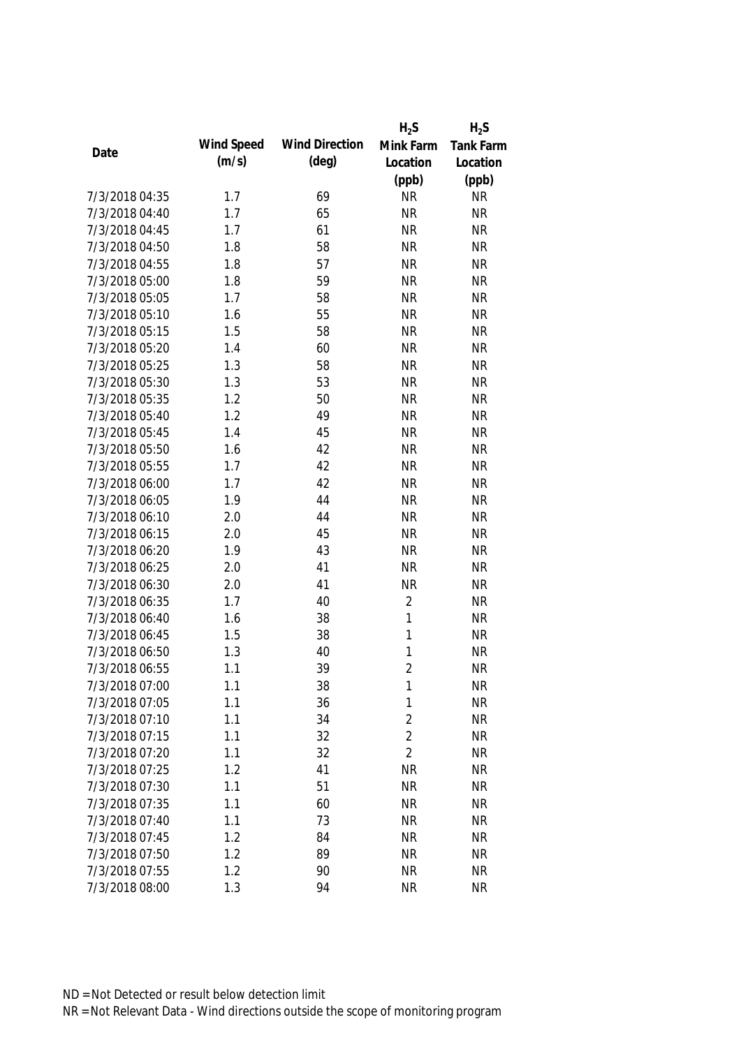| Date | Wind Speed (m/s) | Wind Direction (deg) | $H_2S$ Mink Farm Location (ppb) | $H_2S$ Tank Farm Location (ppb) |
|---|---|---|---|---|
| 7/3/2018 04:35 | 1.7 | 69 | NR | NR |
| 7/3/2018 04:40 | 1.7 | 65 | NR | NR |
| 7/3/2018 04:45 | 1.7 | 61 | NR | NR |
| 7/3/2018 04:50 | 1.8 | 58 | NR | NR |
| 7/3/2018 04:55 | 1.8 | 57 | NR | NR |
| 7/3/2018 05:00 | 1.8 | 59 | NR | NR |
| 7/3/2018 05:05 | 1.7 | 58 | NR | NR |
| 7/3/2018 05:10 | 1.6 | 55 | NR | NR |
| 7/3/2018 05:15 | 1.5 | 58 | NR | NR |
| 7/3/2018 05:20 | 1.4 | 60 | NR | NR |
| 7/3/2018 05:25 | 1.3 | 58 | NR | NR |
| 7/3/2018 05:30 | 1.3 | 53 | NR | NR |
| 7/3/2018 05:35 | 1.2 | 50 | NR | NR |
| 7/3/2018 05:40 | 1.2 | 49 | NR | NR |
| 7/3/2018 05:45 | 1.4 | 45 | NR | NR |
| 7/3/2018 05:50 | 1.6 | 42 | NR | NR |
| 7/3/2018 05:55 | 1.7 | 42 | NR | NR |
| 7/3/2018 06:00 | 1.7 | 42 | NR | NR |
| 7/3/2018 06:05 | 1.9 | 44 | NR | NR |
| 7/3/2018 06:10 | 2.0 | 44 | NR | NR |
| 7/3/2018 06:15 | 2.0 | 45 | NR | NR |
| 7/3/2018 06:20 | 1.9 | 43 | NR | NR |
| 7/3/2018 06:25 | 2.0 | 41 | NR | NR |
| 7/3/2018 06:30 | 2.0 | 41 | NR | NR |
| 7/3/2018 06:35 | 1.7 | 40 | 2 | NR |
| 7/3/2018 06:40 | 1.6 | 38 | 1 | NR |
| 7/3/2018 06:45 | 1.5 | 38 | 1 | NR |
| 7/3/2018 06:50 | 1.3 | 40 | 1 | NR |
| 7/3/2018 06:55 | 1.1 | 39 | 2 | NR |
| 7/3/2018 07:00 | 1.1 | 38 | 1 | NR |
| 7/3/2018 07:05 | 1.1 | 36 | 1 | NR |
| 7/3/2018 07:10 | 1.1 | 34 | 2 | NR |
| 7/3/2018 07:15 | 1.1 | 32 | 2 | NR |
| 7/3/2018 07:20 | 1.1 | 32 | 2 | NR |
| 7/3/2018 07:25 | 1.2 | 41 | NR | NR |
| 7/3/2018 07:30 | 1.1 | 51 | NR | NR |
| 7/3/2018 07:35 | 1.1 | 60 | NR | NR |
| 7/3/2018 07:40 | 1.1 | 73 | NR | NR |
| 7/3/2018 07:45 | 1.2 | 84 | NR | NR |
| 7/3/2018 07:50 | 1.2 | 89 | NR | NR |
| 7/3/2018 07:55 | 1.2 | 90 | NR | NR |
| 7/3/2018 08:00 | 1.3 | 94 | NR | NR |

ND = Not Detected or result below detection limit

NR = Not Relevant Data - Wind directions outside the scope of monitoring program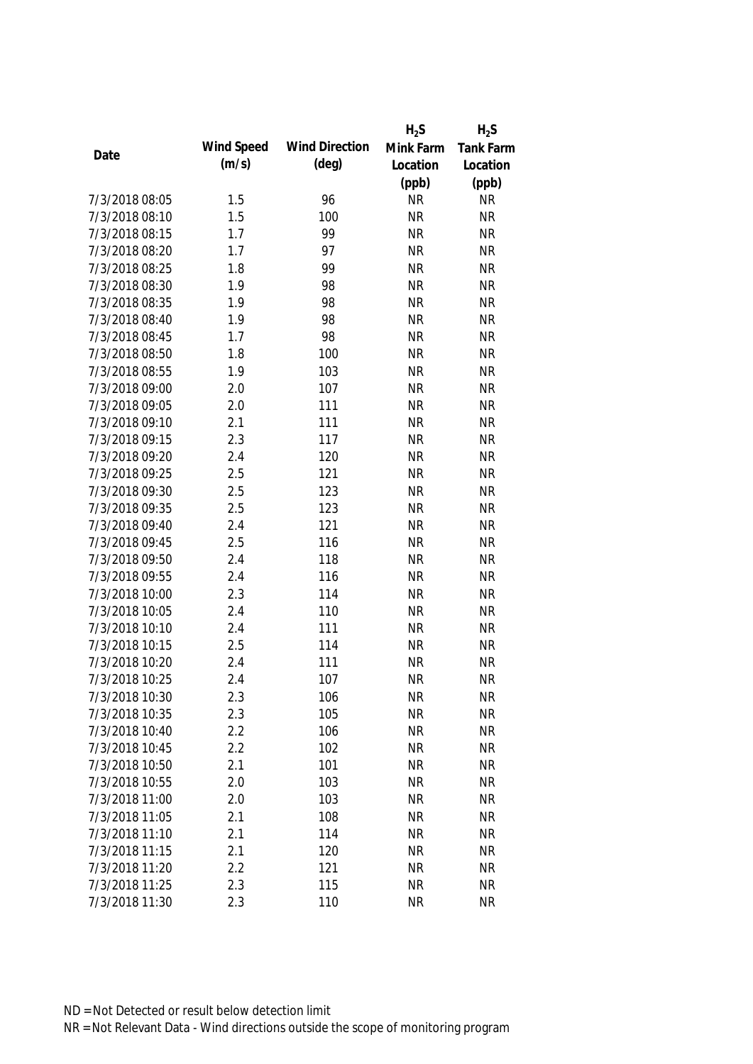| Date | Wind Speed (m/s) | Wind Direction (deg) | $H_2S$ Mink Farm Location (ppb) | $H_2S$ Tank Farm Location (ppb) |
|---|---|---|---|---|
| 7/3/2018 08:05 | 1.5 | 96 | NR | NR |
| 7/3/2018 08:10 | 1.5 | 100 | NR | NR |
| 7/3/2018 08:15 | 1.7 | 99 | NR | NR |
| 7/3/2018 08:20 | 1.7 | 97 | NR | NR |
| 7/3/2018 08:25 | 1.8 | 99 | NR | NR |
| 7/3/2018 08:30 | 1.9 | 98 | NR | NR |
| 7/3/2018 08:35 | 1.9 | 98 | NR | NR |
| 7/3/2018 08:40 | 1.9 | 98 | NR | NR |
| 7/3/2018 08:45 | 1.7 | 98 | NR | NR |
| 7/3/2018 08:50 | 1.8 | 100 | NR | NR |
| 7/3/2018 08:55 | 1.9 | 103 | NR | NR |
| 7/3/2018 09:00 | 2.0 | 107 | NR | NR |
| 7/3/2018 09:05 | 2.0 | 111 | NR | NR |
| 7/3/2018 09:10 | 2.1 | 111 | NR | NR |
| 7/3/2018 09:15 | 2.3 | 117 | NR | NR |
| 7/3/2018 09:20 | 2.4 | 120 | NR | NR |
| 7/3/2018 09:25 | 2.5 | 121 | NR | NR |
| 7/3/2018 09:30 | 2.5 | 123 | NR | NR |
| 7/3/2018 09:35 | 2.5 | 123 | NR | NR |
| 7/3/2018 09:40 | 2.4 | 121 | NR | NR |
| 7/3/2018 09:45 | 2.5 | 116 | NR | NR |
| 7/3/2018 09:50 | 2.4 | 118 | NR | NR |
| 7/3/2018 09:55 | 2.4 | 116 | NR | NR |
| 7/3/2018 10:00 | 2.3 | 114 | NR | NR |
| 7/3/2018 10:05 | 2.4 | 110 | NR | NR |
| 7/3/2018 10:10 | 2.4 | 111 | NR | NR |
| 7/3/2018 10:15 | 2.5 | 114 | NR | NR |
| 7/3/2018 10:20 | 2.4 | 111 | NR | NR |
| 7/3/2018 10:25 | 2.4 | 107 | NR | NR |
| 7/3/2018 10:30 | 2.3 | 106 | NR | NR |
| 7/3/2018 10:35 | 2.3 | 105 | NR | NR |
| 7/3/2018 10:40 | 2.2 | 106 | NR | NR |
| 7/3/2018 10:45 | 2.2 | 102 | NR | NR |
| 7/3/2018 10:50 | 2.1 | 101 | NR | NR |
| 7/3/2018 10:55 | 2.0 | 103 | NR | NR |
| 7/3/2018 11:00 | 2.0 | 103 | NR | NR |
| 7/3/2018 11:05 | 2.1 | 108 | NR | NR |
| 7/3/2018 11:10 | 2.1 | 114 | NR | NR |
| 7/3/2018 11:15 | 2.1 | 120 | NR | NR |
| 7/3/2018 11:20 | 2.2 | 121 | NR | NR |
| 7/3/2018 11:25 | 2.3 | 115 | NR | NR |
| 7/3/2018 11:30 | 2.3 | 110 | NR | NR |

ND = Not Detected or result below detection limit

NR = Not Relevant Data - Wind directions outside the scope of monitoring program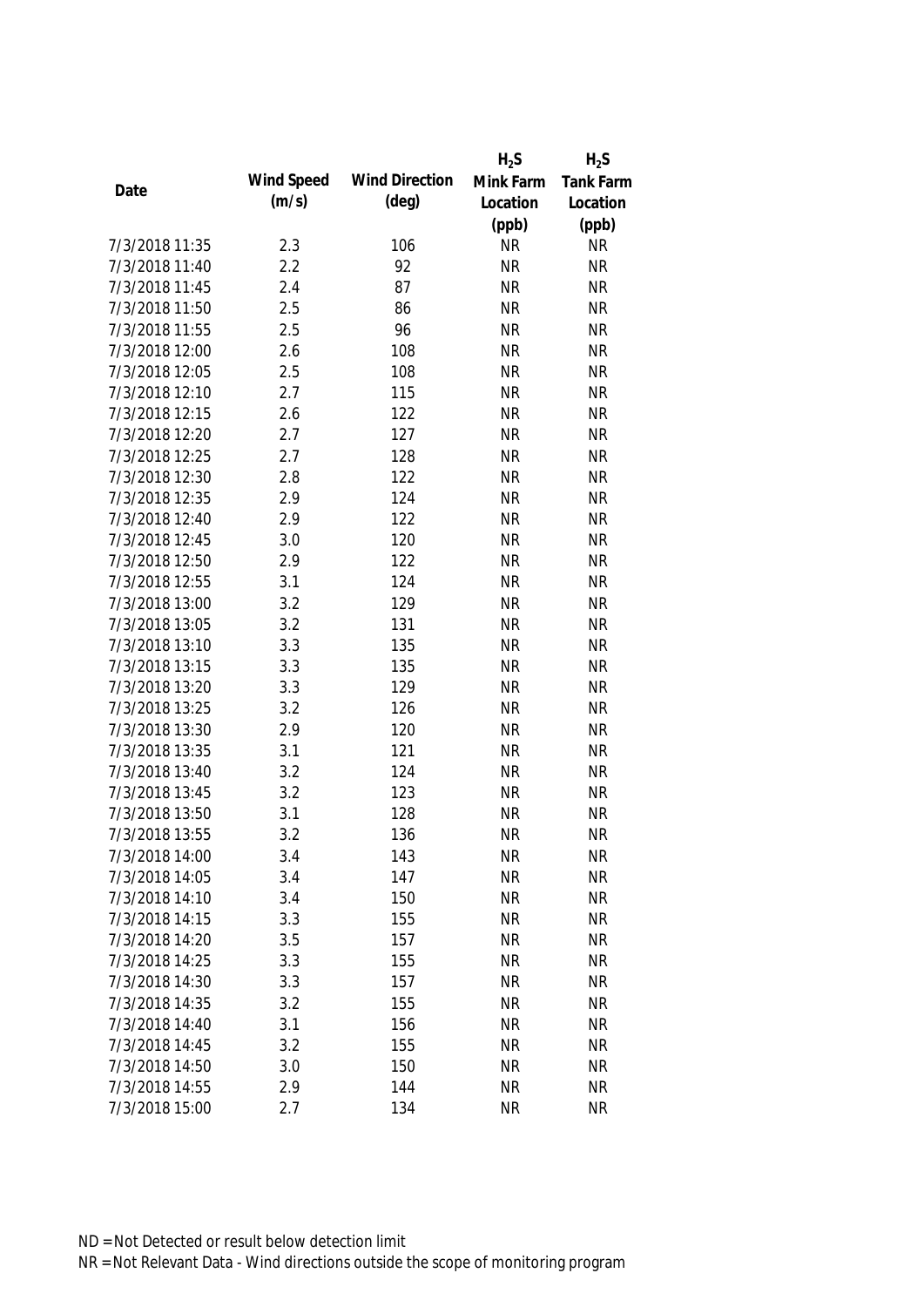| Date | Wind Speed (m/s) | Wind Direction (deg) | $H_2S$ Mink Farm Location (ppb) | $H_2S$ Tank Farm Location (ppb) |
|---|---|---|---|---|
| 7/3/2018 11:35 | 2.3 | 106 | NR | NR |
| 7/3/2018 11:40 | 2.2 | 92 | NR | NR |
| 7/3/2018 11:45 | 2.4 | 87 | NR | NR |
| 7/3/2018 11:50 | 2.5 | 86 | NR | NR |
| 7/3/2018 11:55 | 2.5 | 96 | NR | NR |
| 7/3/2018 12:00 | 2.6 | 108 | NR | NR |
| 7/3/2018 12:05 | 2.5 | 108 | NR | NR |
| 7/3/2018 12:10 | 2.7 | 115 | NR | NR |
| 7/3/2018 12:15 | 2.6 | 122 | NR | NR |
| 7/3/2018 12:20 | 2.7 | 127 | NR | NR |
| 7/3/2018 12:25 | 2.7 | 128 | NR | NR |
| 7/3/2018 12:30 | 2.8 | 122 | NR | NR |
| 7/3/2018 12:35 | 2.9 | 124 | NR | NR |
| 7/3/2018 12:40 | 2.9 | 122 | NR | NR |
| 7/3/2018 12:45 | 3.0 | 120 | NR | NR |
| 7/3/2018 12:50 | 2.9 | 122 | NR | NR |
| 7/3/2018 12:55 | 3.1 | 124 | NR | NR |
| 7/3/2018 13:00 | 3.2 | 129 | NR | NR |
| 7/3/2018 13:05 | 3.2 | 131 | NR | NR |
| 7/3/2018 13:10 | 3.3 | 135 | NR | NR |
| 7/3/2018 13:15 | 3.3 | 135 | NR | NR |
| 7/3/2018 13:20 | 3.3 | 129 | NR | NR |
| 7/3/2018 13:25 | 3.2 | 126 | NR | NR |
| 7/3/2018 13:30 | 2.9 | 120 | NR | NR |
| 7/3/2018 13:35 | 3.1 | 121 | NR | NR |
| 7/3/2018 13:40 | 3.2 | 124 | NR | NR |
| 7/3/2018 13:45 | 3.2 | 123 | NR | NR |
| 7/3/2018 13:50 | 3.1 | 128 | NR | NR |
| 7/3/2018 13:55 | 3.2 | 136 | NR | NR |
| 7/3/2018 14:00 | 3.4 | 143 | NR | NR |
| 7/3/2018 14:05 | 3.4 | 147 | NR | NR |
| 7/3/2018 14:10 | 3.4 | 150 | NR | NR |
| 7/3/2018 14:15 | 3.3 | 155 | NR | NR |
| 7/3/2018 14:20 | 3.5 | 157 | NR | NR |
| 7/3/2018 14:25 | 3.3 | 155 | NR | NR |
| 7/3/2018 14:30 | 3.3 | 157 | NR | NR |
| 7/3/2018 14:35 | 3.2 | 155 | NR | NR |
| 7/3/2018 14:40 | 3.1 | 156 | NR | NR |
| 7/3/2018 14:45 | 3.2 | 155 | NR | NR |
| 7/3/2018 14:50 | 3.0 | 150 | NR | NR |
| 7/3/2018 14:55 | 2.9 | 144 | NR | NR |
| 7/3/2018 15:00 | 2.7 | 134 | NR | NR |

ND = Not Detected or result below detection limit

NR = Not Relevant Data - Wind directions outside the scope of monitoring program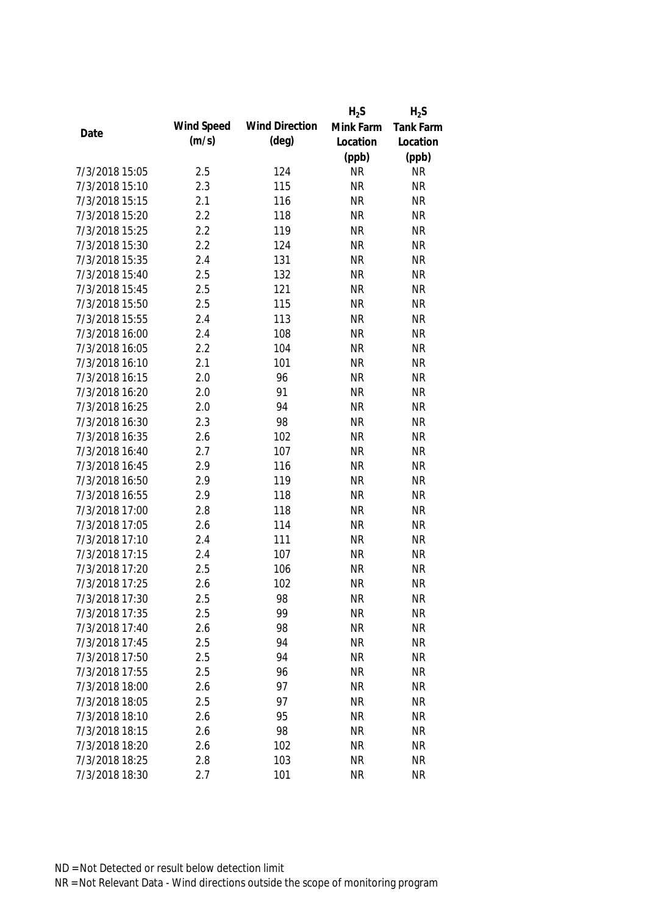| Date | Wind Speed (m/s) | Wind Direction (deg) | $H_2S$ Mink Farm Location (ppb) | $H_2S$ Tank Farm Location (ppb) |
|---|---|---|---|---|
| 7/3/2018 15:05 | 2.5 | 124 | NR | NR |
| 7/3/2018 15:10 | 2.3 | 115 | NR | NR |
| 7/3/2018 15:15 | 2.1 | 116 | NR | NR |
| 7/3/2018 15:20 | 2.2 | 118 | NR | NR |
| 7/3/2018 15:25 | 2.2 | 119 | NR | NR |
| 7/3/2018 15:30 | 2.2 | 124 | NR | NR |
| 7/3/2018 15:35 | 2.4 | 131 | NR | NR |
| 7/3/2018 15:40 | 2.5 | 132 | NR | NR |
| 7/3/2018 15:45 | 2.5 | 121 | NR | NR |
| 7/3/2018 15:50 | 2.5 | 115 | NR | NR |
| 7/3/2018 15:55 | 2.4 | 113 | NR | NR |
| 7/3/2018 16:00 | 2.4 | 108 | NR | NR |
| 7/3/2018 16:05 | 2.2 | 104 | NR | NR |
| 7/3/2018 16:10 | 2.1 | 101 | NR | NR |
| 7/3/2018 16:15 | 2.0 | 96 | NR | NR |
| 7/3/2018 16:20 | 2.0 | 91 | NR | NR |
| 7/3/2018 16:25 | 2.0 | 94 | NR | NR |
| 7/3/2018 16:30 | 2.3 | 98 | NR | NR |
| 7/3/2018 16:35 | 2.6 | 102 | NR | NR |
| 7/3/2018 16:40 | 2.7 | 107 | NR | NR |
| 7/3/2018 16:45 | 2.9 | 116 | NR | NR |
| 7/3/2018 16:50 | 2.9 | 119 | NR | NR |
| 7/3/2018 16:55 | 2.9 | 118 | NR | NR |
| 7/3/2018 17:00 | 2.8 | 118 | NR | NR |
| 7/3/2018 17:05 | 2.6 | 114 | NR | NR |
| 7/3/2018 17:10 | 2.4 | 111 | NR | NR |
| 7/3/2018 17:15 | 2.4 | 107 | NR | NR |
| 7/3/2018 17:20 | 2.5 | 106 | NR | NR |
| 7/3/2018 17:25 | 2.6 | 102 | NR | NR |
| 7/3/2018 17:30 | 2.5 | 98 | NR | NR |
| 7/3/2018 17:35 | 2.5 | 99 | NR | NR |
| 7/3/2018 17:40 | 2.6 | 98 | NR | NR |
| 7/3/2018 17:45 | 2.5 | 94 | NR | NR |
| 7/3/2018 17:50 | 2.5 | 94 | NR | NR |
| 7/3/2018 17:55 | 2.5 | 96 | NR | NR |
| 7/3/2018 18:00 | 2.6 | 97 | NR | NR |
| 7/3/2018 18:05 | 2.5 | 97 | NR | NR |
| 7/3/2018 18:10 | 2.6 | 95 | NR | NR |
| 7/3/2018 18:15 | 2.6 | 98 | NR | NR |
| 7/3/2018 18:20 | 2.6 | 102 | NR | NR |
| 7/3/2018 18:25 | 2.8 | 103 | NR | NR |
| 7/3/2018 18:30 | 2.7 | 101 | NR | NR |

ND = Not Detected or result below detection limit

NR = Not Relevant Data - Wind directions outside the scope of monitoring program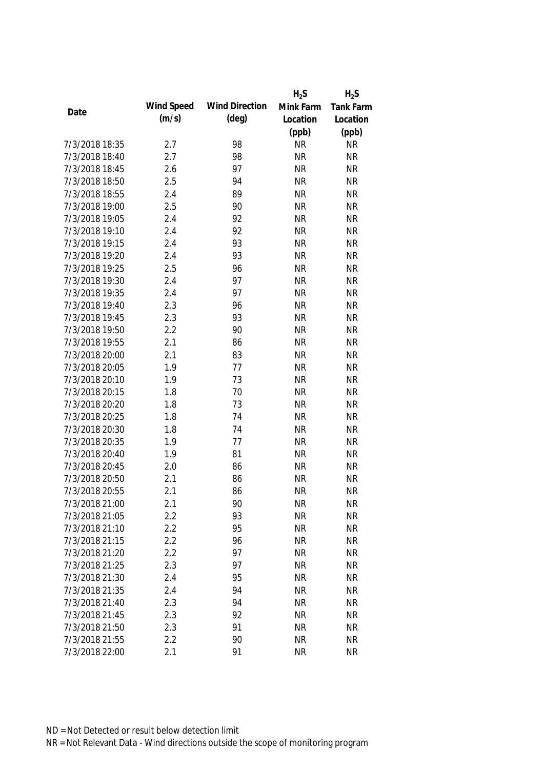| Date | Wind Speed (m/s) | Wind Direction (deg) | $H_2S$ Mink Farm Location (ppb) | $H_2S$ Tank Farm Location (ppb) |
|---|---|---|---|---|
| 7/3/2018 18:35 | 2.7 | 98 | NR | NR |
| 7/3/2018 18:40 | 2.7 | 98 | NR | NR |
| 7/3/2018 18:45 | 2.6 | 97 | NR | NR |
| 7/3/2018 18:50 | 2.5 | 94 | NR | NR |
| 7/3/2018 18:55 | 2.4 | 89 | NR | NR |
| 7/3/2018 19:00 | 2.5 | 90 | NR | NR |
| 7/3/2018 19:05 | 2.4 | 92 | NR | NR |
| 7/3/2018 19:10 | 2.4 | 92 | NR | NR |
| 7/3/2018 19:15 | 2.4 | 93 | NR | NR |
| 7/3/2018 19:20 | 2.4 | 93 | NR | NR |
| 7/3/2018 19:25 | 2.5 | 96 | NR | NR |
| 7/3/2018 19:30 | 2.4 | 97 | NR | NR |
| 7/3/2018 19:35 | 2.4 | 97 | NR | NR |
| 7/3/2018 19:40 | 2.3 | 96 | NR | NR |
| 7/3/2018 19:45 | 2.3 | 93 | NR | NR |
| 7/3/2018 19:50 | 2.2 | 90 | NR | NR |
| 7/3/2018 19:55 | 2.1 | 86 | NR | NR |
| 7/3/2018 20:00 | 2.1 | 83 | NR | NR |
| 7/3/2018 20:05 | 1.9 | 77 | NR | NR |
| 7/3/2018 20:10 | 1.9 | 73 | NR | NR |
| 7/3/2018 20:15 | 1.8 | 70 | NR | NR |
| 7/3/2018 20:20 | 1.8 | 73 | NR | NR |
| 7/3/2018 20:25 | 1.8 | 74 | NR | NR |
| 7/3/2018 20:30 | 1.8 | 74 | NR | NR |
| 7/3/2018 20:35 | 1.9 | 77 | NR | NR |
| 7/3/2018 20:40 | 1.9 | 81 | NR | NR |
| 7/3/2018 20:45 | 2.0 | 86 | NR | NR |
| 7/3/2018 20:50 | 2.1 | 86 | NR | NR |
| 7/3/2018 20:55 | 2.1 | 86 | NR | NR |
| 7/3/2018 21:00 | 2.1 | 90 | NR | NR |
| 7/3/2018 21:05 | 2.2 | 93 | NR | NR |
| 7/3/2018 21:10 | 2.2 | 95 | NR | NR |
| 7/3/2018 21:15 | 2.2 | 96 | NR | NR |
| 7/3/2018 21:20 | 2.2 | 97 | NR | NR |
| 7/3/2018 21:25 | 2.3 | 97 | NR | NR |
| 7/3/2018 21:30 | 2.4 | 95 | NR | NR |
| 7/3/2018 21:35 | 2.4 | 94 | NR | NR |
| 7/3/2018 21:40 | 2.3 | 94 | NR | NR |
| 7/3/2018 21:45 | 2.3 | 92 | NR | NR |
| 7/3/2018 21:50 | 2.3 | 91 | NR | NR |
| 7/3/2018 21:55 | 2.2 | 90 | NR | NR |
| 7/3/2018 22:00 | 2.1 | 91 | NR | NR |

ND = Not Detected or result below detection limit

NR = Not Relevant Data - Wind directions outside the scope of monitoring program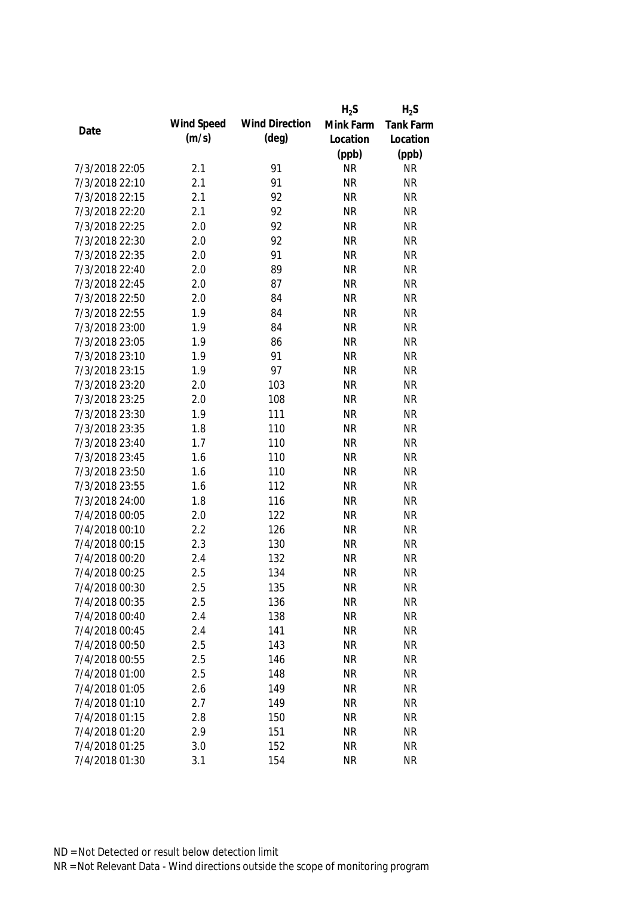| Date | Wind Speed (m/s) | Wind Direction (deg) | $H_2S$ Mink Farm Location (ppb) | $H_2S$ Tank Farm Location (ppb) |
|---|---|---|---|---|
| 7/3/2018 22:05 | 2.1 | 91 | NR | NR |
| 7/3/2018 22:10 | 2.1 | 91 | NR | NR |
| 7/3/2018 22:15 | 2.1 | 92 | NR | NR |
| 7/3/2018 22:20 | 2.1 | 92 | NR | NR |
| 7/3/2018 22:25 | 2.0 | 92 | NR | NR |
| 7/3/2018 22:30 | 2.0 | 92 | NR | NR |
| 7/3/2018 22:35 | 2.0 | 91 | NR | NR |
| 7/3/2018 22:40 | 2.0 | 89 | NR | NR |
| 7/3/2018 22:45 | 2.0 | 87 | NR | NR |
| 7/3/2018 22:50 | 2.0 | 84 | NR | NR |
| 7/3/2018 22:55 | 1.9 | 84 | NR | NR |
| 7/3/2018 23:00 | 1.9 | 84 | NR | NR |
| 7/3/2018 23:05 | 1.9 | 86 | NR | NR |
| 7/3/2018 23:10 | 1.9 | 91 | NR | NR |
| 7/3/2018 23:15 | 1.9 | 97 | NR | NR |
| 7/3/2018 23:20 | 2.0 | 103 | NR | NR |
| 7/3/2018 23:25 | 2.0 | 108 | NR | NR |
| 7/3/2018 23:30 | 1.9 | 111 | NR | NR |
| 7/3/2018 23:35 | 1.8 | 110 | NR | NR |
| 7/3/2018 23:40 | 1.7 | 110 | NR | NR |
| 7/3/2018 23:45 | 1.6 | 110 | NR | NR |
| 7/3/2018 23:50 | 1.6 | 110 | NR | NR |
| 7/3/2018 23:55 | 1.6 | 112 | NR | NR |
| 7/3/2018 24:00 | 1.8 | 116 | NR | NR |
| 7/4/2018 00:05 | 2.0 | 122 | NR | NR |
| 7/4/2018 00:10 | 2.2 | 126 | NR | NR |
| 7/4/2018 00:15 | 2.3 | 130 | NR | NR |
| 7/4/2018 00:20 | 2.4 | 132 | NR | NR |
| 7/4/2018 00:25 | 2.5 | 134 | NR | NR |
| 7/4/2018 00:30 | 2.5 | 135 | NR | NR |
| 7/4/2018 00:35 | 2.5 | 136 | NR | NR |
| 7/4/2018 00:40 | 2.4 | 138 | NR | NR |
| 7/4/2018 00:45 | 2.4 | 141 | NR | NR |
| 7/4/2018 00:50 | 2.5 | 143 | NR | NR |
| 7/4/2018 00:55 | 2.5 | 146 | NR | NR |
| 7/4/2018 01:00 | 2.5 | 148 | NR | NR |
| 7/4/2018 01:05 | 2.6 | 149 | NR | NR |
| 7/4/2018 01:10 | 2.7 | 149 | NR | NR |
| 7/4/2018 01:15 | 2.8 | 150 | NR | NR |
| 7/4/2018 01:20 | 2.9 | 151 | NR | NR |
| 7/4/2018 01:25 | 3.0 | 152 | NR | NR |
| 7/4/2018 01:30 | 3.1 | 154 | NR | NR |

ND = Not Detected or result below detection limit
NR = Not Relevant Data - Wind directions outside the scope of monitoring program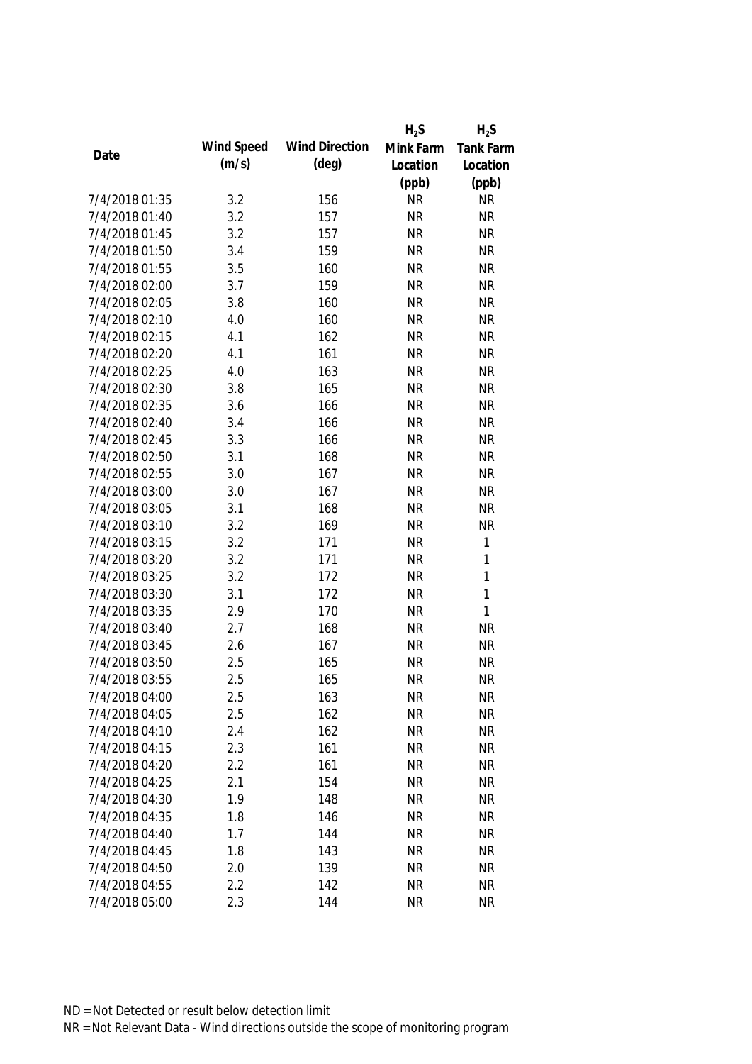| Date | Wind Speed (m/s) | Wind Direction (deg) | $H_2S$ Mink Farm Location (ppb) | $H_2S$ Tank Farm Location (ppb) |
|---|---|---|---|---|
| 7/4/2018 01:35 | 3.2 | 156 | NR | NR |
| 7/4/2018 01:40 | 3.2 | 157 | NR | NR |
| 7/4/2018 01:45 | 3.2 | 157 | NR | NR |
| 7/4/2018 01:50 | 3.4 | 159 | NR | NR |
| 7/4/2018 01:55 | 3.5 | 160 | NR | NR |
| 7/4/2018 02:00 | 3.7 | 159 | NR | NR |
| 7/4/2018 02:05 | 3.8 | 160 | NR | NR |
| 7/4/2018 02:10 | 4.0 | 160 | NR | NR |
| 7/4/2018 02:15 | 4.1 | 162 | NR | NR |
| 7/4/2018 02:20 | 4.1 | 161 | NR | NR |
| 7/4/2018 02:25 | 4.0 | 163 | NR | NR |
| 7/4/2018 02:30 | 3.8 | 165 | NR | NR |
| 7/4/2018 02:35 | 3.6 | 166 | NR | NR |
| 7/4/2018 02:40 | 3.4 | 166 | NR | NR |
| 7/4/2018 02:45 | 3.3 | 166 | NR | NR |
| 7/4/2018 02:50 | 3.1 | 168 | NR | NR |
| 7/4/2018 02:55 | 3.0 | 167 | NR | NR |
| 7/4/2018 03:00 | 3.0 | 167 | NR | NR |
| 7/4/2018 03:05 | 3.1 | 168 | NR | NR |
| 7/4/2018 03:10 | 3.2 | 169 | NR | NR |
| 7/4/2018 03:15 | 3.2 | 171 | NR | 1 |
| 7/4/2018 03:20 | 3.2 | 171 | NR | 1 |
| 7/4/2018 03:25 | 3.2 | 172 | NR | 1 |
| 7/4/2018 03:30 | 3.1 | 172 | NR | 1 |
| 7/4/2018 03:35 | 2.9 | 170 | NR | 1 |
| 7/4/2018 03:40 | 2.7 | 168 | NR | NR |
| 7/4/2018 03:45 | 2.6 | 167 | NR | NR |
| 7/4/2018 03:50 | 2.5 | 165 | NR | NR |
| 7/4/2018 03:55 | 2.5 | 165 | NR | NR |
| 7/4/2018 04:00 | 2.5 | 163 | NR | NR |
| 7/4/2018 04:05 | 2.5 | 162 | NR | NR |
| 7/4/2018 04:10 | 2.4 | 162 | NR | NR |
| 7/4/2018 04:15 | 2.3 | 161 | NR | NR |
| 7/4/2018 04:20 | 2.2 | 161 | NR | NR |
| 7/4/2018 04:25 | 2.1 | 154 | NR | NR |
| 7/4/2018 04:30 | 1.9 | 148 | NR | NR |
| 7/4/2018 04:35 | 1.8 | 146 | NR | NR |
| 7/4/2018 04:40 | 1.7 | 144 | NR | NR |
| 7/4/2018 04:45 | 1.8 | 143 | NR | NR |
| 7/4/2018 04:50 | 2.0 | 139 | NR | NR |
| 7/4/2018 04:55 | 2.2 | 142 | NR | NR |
| 7/4/2018 05:00 | 2.3 | 144 | NR | NR |

ND = Not Detected or result below detection limit

NR = Not Relevant Data - Wind directions outside the scope of monitoring program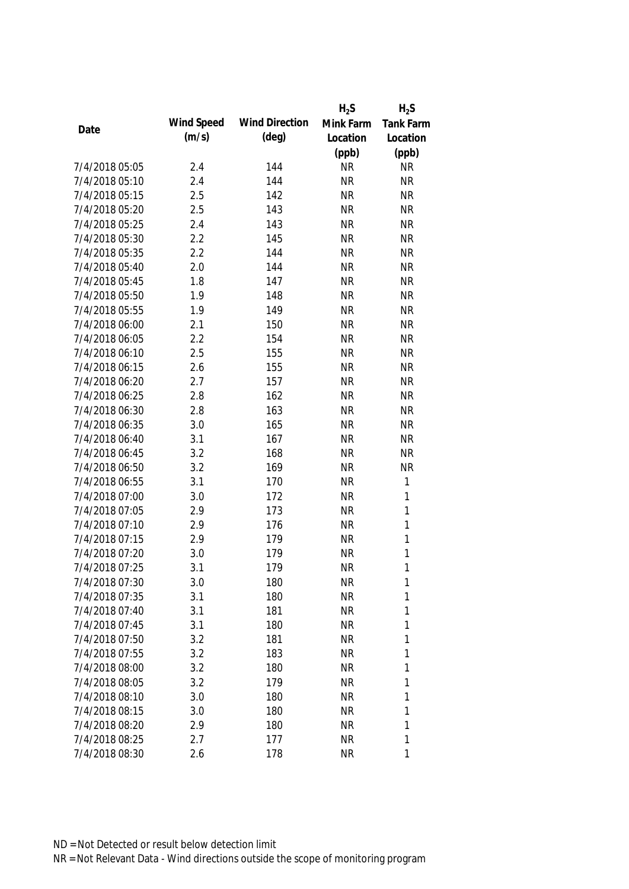| Date | Wind Speed (m/s) | Wind Direction (deg) | $H_2S$ Mink Farm Location (ppb) | $H_2S$ Tank Farm Location (ppb) |
|---|---|---|---|---|
| 7/4/2018 05:05 | 2.4 | 144 | NR | NR |
| 7/4/2018 05:10 | 2.4 | 144 | NR | NR |
| 7/4/2018 05:15 | 2.5 | 142 | NR | NR |
| 7/4/2018 05:20 | 2.5 | 143 | NR | NR |
| 7/4/2018 05:25 | 2.4 | 143 | NR | NR |
| 7/4/2018 05:30 | 2.2 | 145 | NR | NR |
| 7/4/2018 05:35 | 2.2 | 144 | NR | NR |
| 7/4/2018 05:40 | 2.0 | 144 | NR | NR |
| 7/4/2018 05:45 | 1.8 | 147 | NR | NR |
| 7/4/2018 05:50 | 1.9 | 148 | NR | NR |
| 7/4/2018 05:55 | 1.9 | 149 | NR | NR |
| 7/4/2018 06:00 | 2.1 | 150 | NR | NR |
| 7/4/2018 06:05 | 2.2 | 154 | NR | NR |
| 7/4/2018 06:10 | 2.5 | 155 | NR | NR |
| 7/4/2018 06:15 | 2.6 | 155 | NR | NR |
| 7/4/2018 06:20 | 2.7 | 157 | NR | NR |
| 7/4/2018 06:25 | 2.8 | 162 | NR | NR |
| 7/4/2018 06:30 | 2.8 | 163 | NR | NR |
| 7/4/2018 06:35 | 3.0 | 165 | NR | NR |
| 7/4/2018 06:40 | 3.1 | 167 | NR | NR |
| 7/4/2018 06:45 | 3.2 | 168 | NR | NR |
| 7/4/2018 06:50 | 3.2 | 169 | NR | NR |
| 7/4/2018 06:55 | 3.1 | 170 | NR | 1 |
| 7/4/2018 07:00 | 3.0 | 172 | NR | 1 |
| 7/4/2018 07:05 | 2.9 | 173 | NR | 1 |
| 7/4/2018 07:10 | 2.9 | 176 | NR | 1 |
| 7/4/2018 07:15 | 2.9 | 179 | NR | 1 |
| 7/4/2018 07:20 | 3.0 | 179 | NR | 1 |
| 7/4/2018 07:25 | 3.1 | 179 | NR | 1 |
| 7/4/2018 07:30 | 3.0 | 180 | NR | 1 |
| 7/4/2018 07:35 | 3.1 | 180 | NR | 1 |
| 7/4/2018 07:40 | 3.1 | 181 | NR | 1 |
| 7/4/2018 07:45 | 3.1 | 180 | NR | 1 |
| 7/4/2018 07:50 | 3.2 | 181 | NR | 1 |
| 7/4/2018 07:55 | 3.2 | 183 | NR | 1 |
| 7/4/2018 08:00 | 3.2 | 180 | NR | 1 |
| 7/4/2018 08:05 | 3.2 | 179 | NR | 1 |
| 7/4/2018 08:10 | 3.0 | 180 | NR | 1 |
| 7/4/2018 08:15 | 3.0 | 180 | NR | 1 |
| 7/4/2018 08:20 | 2.9 | 180 | NR | 1 |
| 7/4/2018 08:25 | 2.7 | 177 | NR | 1 |
| 7/4/2018 08:30 | 2.6 | 178 | NR | 1 |

ND = Not Detected or result below detection limit

NR = Not Relevant Data - Wind directions outside the scope of monitoring program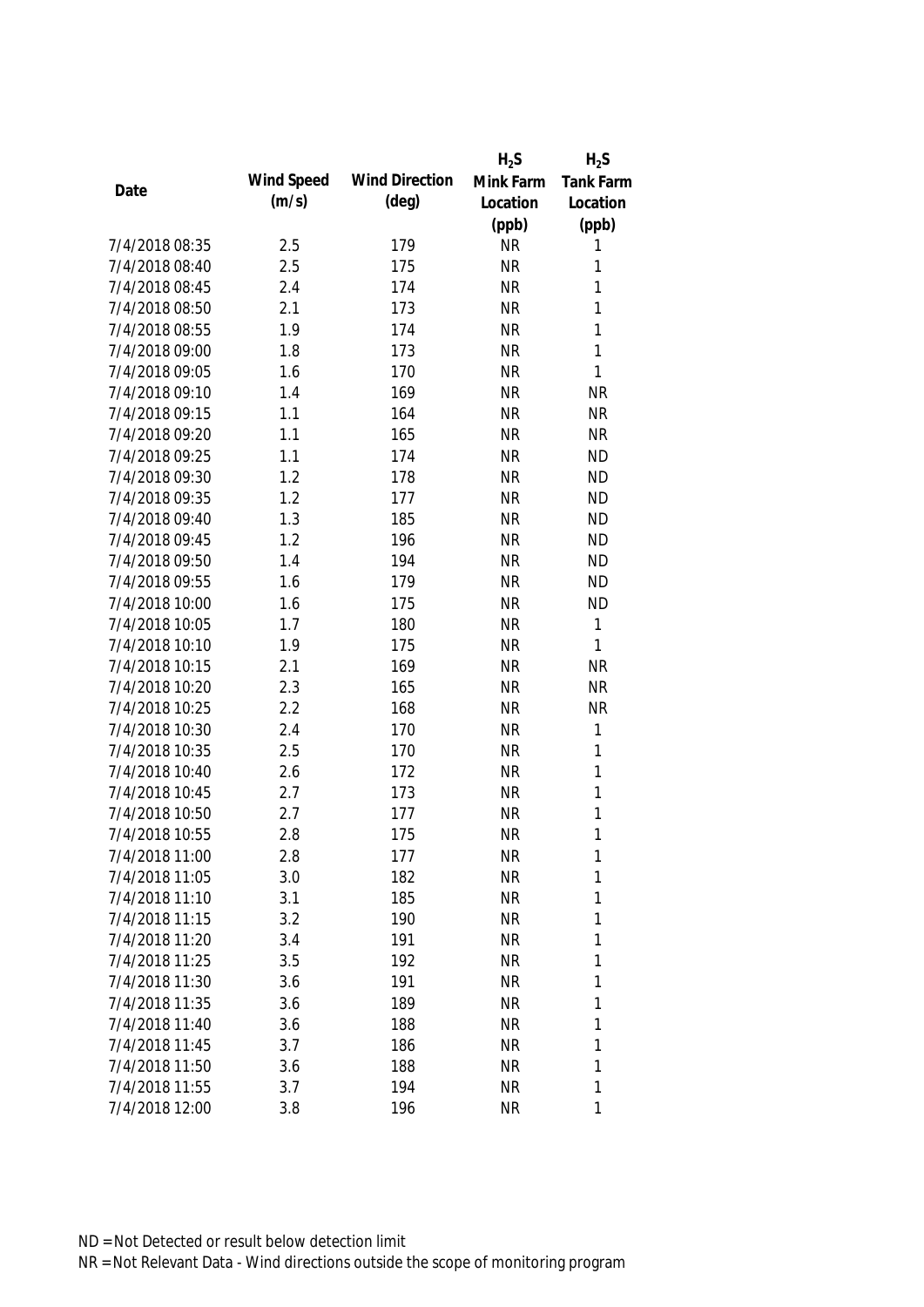| Date | Wind Speed (m/s) | Wind Direction (deg) | $H_2S$ Mink Farm Location (ppb) | $H_2S$ Tank Farm Location (ppb) |
|---|---|---|---|---|
| 7/4/2018 08:35 | 2.5 | 179 | NR | 1 |
| 7/4/2018 08:40 | 2.5 | 175 | NR | 1 |
| 7/4/2018 08:45 | 2.4 | 174 | NR | 1 |
| 7/4/2018 08:50 | 2.1 | 173 | NR | 1 |
| 7/4/2018 08:55 | 1.9 | 174 | NR | 1 |
| 7/4/2018 09:00 | 1.8 | 173 | NR | 1 |
| 7/4/2018 09:05 | 1.6 | 170 | NR | 1 |
| 7/4/2018 09:10 | 1.4 | 169 | NR | NR |
| 7/4/2018 09:15 | 1.1 | 164 | NR | NR |
| 7/4/2018 09:20 | 1.1 | 165 | NR | NR |
| 7/4/2018 09:25 | 1.1 | 174 | NR | ND |
| 7/4/2018 09:30 | 1.2 | 178 | NR | ND |
| 7/4/2018 09:35 | 1.2 | 177 | NR | ND |
| 7/4/2018 09:40 | 1.3 | 185 | NR | ND |
| 7/4/2018 09:45 | 1.2 | 196 | NR | ND |
| 7/4/2018 09:50 | 1.4 | 194 | NR | ND |
| 7/4/2018 09:55 | 1.6 | 179 | NR | ND |
| 7/4/2018 10:00 | 1.6 | 175 | NR | ND |
| 7/4/2018 10:05 | 1.7 | 180 | NR | 1 |
| 7/4/2018 10:10 | 1.9 | 175 | NR | 1 |
| 7/4/2018 10:15 | 2.1 | 169 | NR | NR |
| 7/4/2018 10:20 | 2.3 | 165 | NR | NR |
| 7/4/2018 10:25 | 2.2 | 168 | NR | NR |
| 7/4/2018 10:30 | 2.4 | 170 | NR | 1 |
| 7/4/2018 10:35 | 2.5 | 170 | NR | 1 |
| 7/4/2018 10:40 | 2.6 | 172 | NR | 1 |
| 7/4/2018 10:45 | 2.7 | 173 | NR | 1 |
| 7/4/2018 10:50 | 2.7 | 177 | NR | 1 |
| 7/4/2018 10:55 | 2.8 | 175 | NR | 1 |
| 7/4/2018 11:00 | 2.8 | 177 | NR | 1 |
| 7/4/2018 11:05 | 3.0 | 182 | NR | 1 |
| 7/4/2018 11:10 | 3.1 | 185 | NR | 1 |
| 7/4/2018 11:15 | 3.2 | 190 | NR | 1 |
| 7/4/2018 11:20 | 3.4 | 191 | NR | 1 |
| 7/4/2018 11:25 | 3.5 | 192 | NR | 1 |
| 7/4/2018 11:30 | 3.6 | 191 | NR | 1 |
| 7/4/2018 11:35 | 3.6 | 189 | NR | 1 |
| 7/4/2018 11:40 | 3.6 | 188 | NR | 1 |
| 7/4/2018 11:45 | 3.7 | 186 | NR | 1 |
| 7/4/2018 11:50 | 3.6 | 188 | NR | 1 |
| 7/4/2018 11:55 | 3.7 | 194 | NR | 1 |
| 7/4/2018 12:00 | 3.8 | 196 | NR | 1 |

ND = Not Detected or result below detection limit

NR = Not Relevant Data - Wind directions outside the scope of monitoring program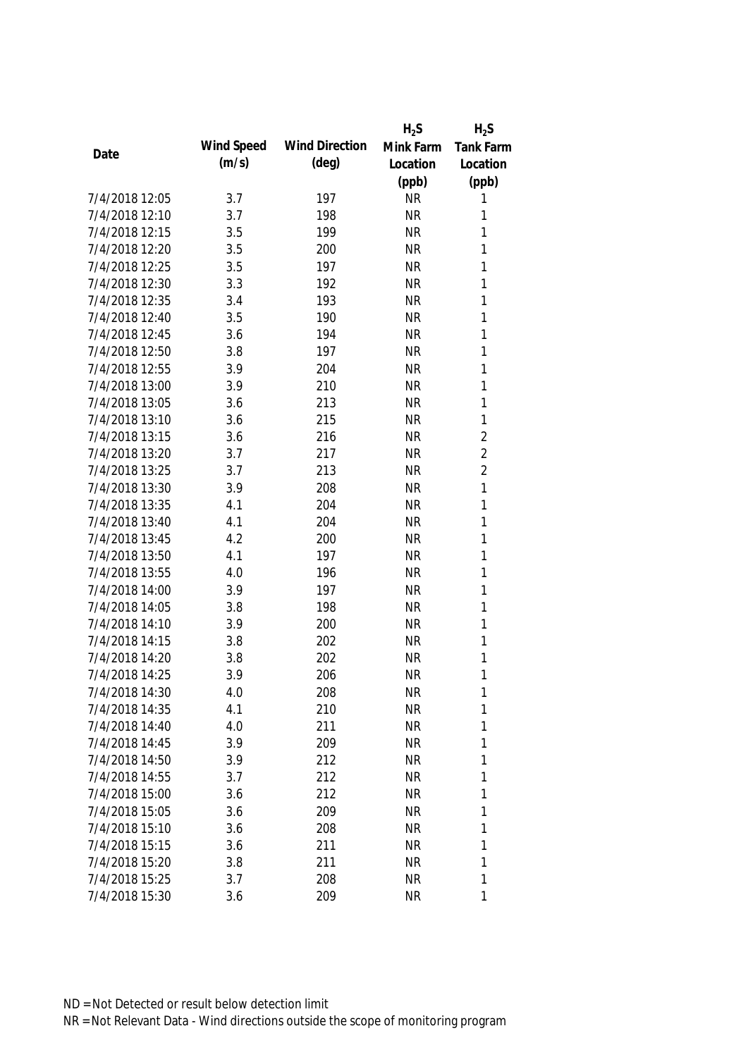| Date | Wind Speed (m/s) | Wind Direction (deg) | $H_2S$ Mink Farm Location (ppb) | $H_2S$ Tank Farm Location (ppb) |
|---|---|---|---|---|
| 7/4/2018 12:05 | 3.7 | 197 | NR | 1 |
| 7/4/2018 12:10 | 3.7 | 198 | NR | 1 |
| 7/4/2018 12:15 | 3.5 | 199 | NR | 1 |
| 7/4/2018 12:20 | 3.5 | 200 | NR | 1 |
| 7/4/2018 12:25 | 3.5 | 197 | NR | 1 |
| 7/4/2018 12:30 | 3.3 | 192 | NR | 1 |
| 7/4/2018 12:35 | 3.4 | 193 | NR | 1 |
| 7/4/2018 12:40 | 3.5 | 190 | NR | 1 |
| 7/4/2018 12:45 | 3.6 | 194 | NR | 1 |
| 7/4/2018 12:50 | 3.8 | 197 | NR | 1 |
| 7/4/2018 12:55 | 3.9 | 204 | NR | 1 |
| 7/4/2018 13:00 | 3.9 | 210 | NR | 1 |
| 7/4/2018 13:05 | 3.6 | 213 | NR | 1 |
| 7/4/2018 13:10 | 3.6 | 215 | NR | 1 |
| 7/4/2018 13:15 | 3.6 | 216 | NR | 2 |
| 7/4/2018 13:20 | 3.7 | 217 | NR | 2 |
| 7/4/2018 13:25 | 3.7 | 213 | NR | 2 |
| 7/4/2018 13:30 | 3.9 | 208 | NR | 1 |
| 7/4/2018 13:35 | 4.1 | 204 | NR | 1 |
| 7/4/2018 13:40 | 4.1 | 204 | NR | 1 |
| 7/4/2018 13:45 | 4.2 | 200 | NR | 1 |
| 7/4/2018 13:50 | 4.1 | 197 | NR | 1 |
| 7/4/2018 13:55 | 4.0 | 196 | NR | 1 |
| 7/4/2018 14:00 | 3.9 | 197 | NR | 1 |
| 7/4/2018 14:05 | 3.8 | 198 | NR | 1 |
| 7/4/2018 14:10 | 3.9 | 200 | NR | 1 |
| 7/4/2018 14:15 | 3.8 | 202 | NR | 1 |
| 7/4/2018 14:20 | 3.8 | 202 | NR | 1 |
| 7/4/2018 14:25 | 3.9 | 206 | NR | 1 |
| 7/4/2018 14:30 | 4.0 | 208 | NR | 1 |
| 7/4/2018 14:35 | 4.1 | 210 | NR | 1 |
| 7/4/2018 14:40 | 4.0 | 211 | NR | 1 |
| 7/4/2018 14:45 | 3.9 | 209 | NR | 1 |
| 7/4/2018 14:50 | 3.9 | 212 | NR | 1 |
| 7/4/2018 14:55 | 3.7 | 212 | NR | 1 |
| 7/4/2018 15:00 | 3.6 | 212 | NR | 1 |
| 7/4/2018 15:05 | 3.6 | 209 | NR | 1 |
| 7/4/2018 15:10 | 3.6 | 208 | NR | 1 |
| 7/4/2018 15:15 | 3.6 | 211 | NR | 1 |
| 7/4/2018 15:20 | 3.8 | 211 | NR | 1 |
| 7/4/2018 15:25 | 3.7 | 208 | NR | 1 |
| 7/4/2018 15:30 | 3.6 | 209 | NR | 1 |

ND = Not Detected or result below detection limit

NR = Not Relevant Data - Wind directions outside the scope of monitoring program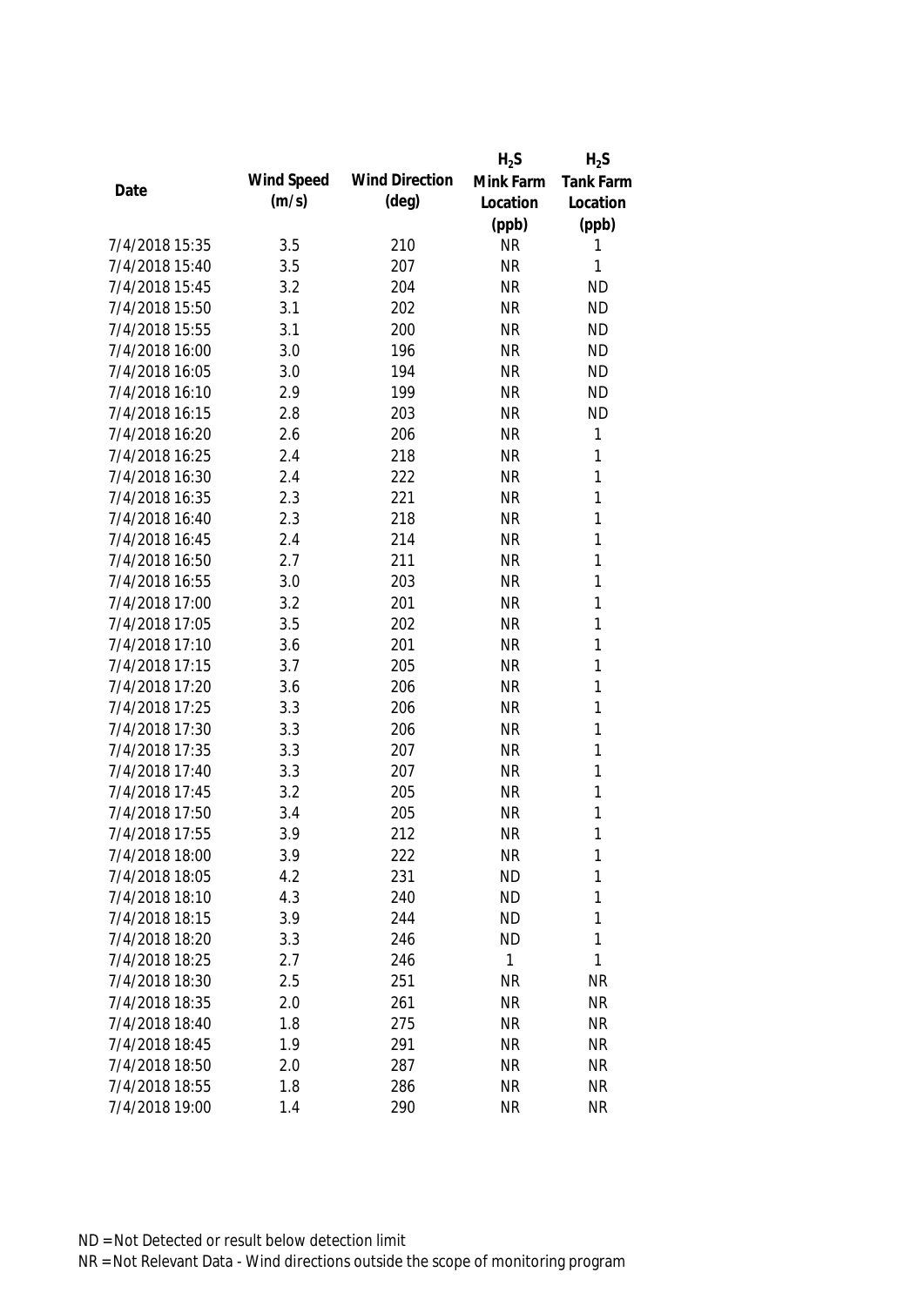| Date | Wind Speed (m/s) | Wind Direction (deg) | $H_2S$ Mink Farm Location (ppb) | $H_2S$ Tank Farm Location (ppb) |
|---|---|---|---|---|
| 7/4/2018 15:35 | 3.5 | 210 | NR | 1 |
| 7/4/2018 15:40 | 3.5 | 207 | NR | 1 |
| 7/4/2018 15:45 | 3.2 | 204 | NR | ND |
| 7/4/2018 15:50 | 3.1 | 202 | NR | ND |
| 7/4/2018 15:55 | 3.1 | 200 | NR | ND |
| 7/4/2018 16:00 | 3.0 | 196 | NR | ND |
| 7/4/2018 16:05 | 3.0 | 194 | NR | ND |
| 7/4/2018 16:10 | 2.9 | 199 | NR | ND |
| 7/4/2018 16:15 | 2.8 | 203 | NR | ND |
| 7/4/2018 16:20 | 2.6 | 206 | NR | 1 |
| 7/4/2018 16:25 | 2.4 | 218 | NR | 1 |
| 7/4/2018 16:30 | 2.4 | 222 | NR | 1 |
| 7/4/2018 16:35 | 2.3 | 221 | NR | 1 |
| 7/4/2018 16:40 | 2.3 | 218 | NR | 1 |
| 7/4/2018 16:45 | 2.4 | 214 | NR | 1 |
| 7/4/2018 16:50 | 2.7 | 211 | NR | 1 |
| 7/4/2018 16:55 | 3.0 | 203 | NR | 1 |
| 7/4/2018 17:00 | 3.2 | 201 | NR | 1 |
| 7/4/2018 17:05 | 3.5 | 202 | NR | 1 |
| 7/4/2018 17:10 | 3.6 | 201 | NR | 1 |
| 7/4/2018 17:15 | 3.7 | 205 | NR | 1 |
| 7/4/2018 17:20 | 3.6 | 206 | NR | 1 |
| 7/4/2018 17:25 | 3.3 | 206 | NR | 1 |
| 7/4/2018 17:30 | 3.3 | 206 | NR | 1 |
| 7/4/2018 17:35 | 3.3 | 207 | NR | 1 |
| 7/4/2018 17:40 | 3.3 | 207 | NR | 1 |
| 7/4/2018 17:45 | 3.2 | 205 | NR | 1 |
| 7/4/2018 17:50 | 3.4 | 205 | NR | 1 |
| 7/4/2018 17:55 | 3.9 | 212 | NR | 1 |
| 7/4/2018 18:00 | 3.9 | 222 | NR | 1 |
| 7/4/2018 18:05 | 4.2 | 231 | ND | 1 |
| 7/4/2018 18:10 | 4.3 | 240 | ND | 1 |
| 7/4/2018 18:15 | 3.9 | 244 | ND | 1 |
| 7/4/2018 18:20 | 3.3 | 246 | ND | 1 |
| 7/4/2018 18:25 | 2.7 | 246 | 1 | 1 |
| 7/4/2018 18:30 | 2.5 | 251 | NR | NR |
| 7/4/2018 18:35 | 2.0 | 261 | NR | NR |
| 7/4/2018 18:40 | 1.8 | 275 | NR | NR |
| 7/4/2018 18:45 | 1.9 | 291 | NR | NR |
| 7/4/2018 18:50 | 2.0 | 287 | NR | NR |
| 7/4/2018 18:55 | 1.8 | 286 | NR | NR |
| 7/4/2018 19:00 | 1.4 | 290 | NR | NR |

ND = Not Detected or result below detection limit

NR = Not Relevant Data - Wind directions outside the scope of monitoring program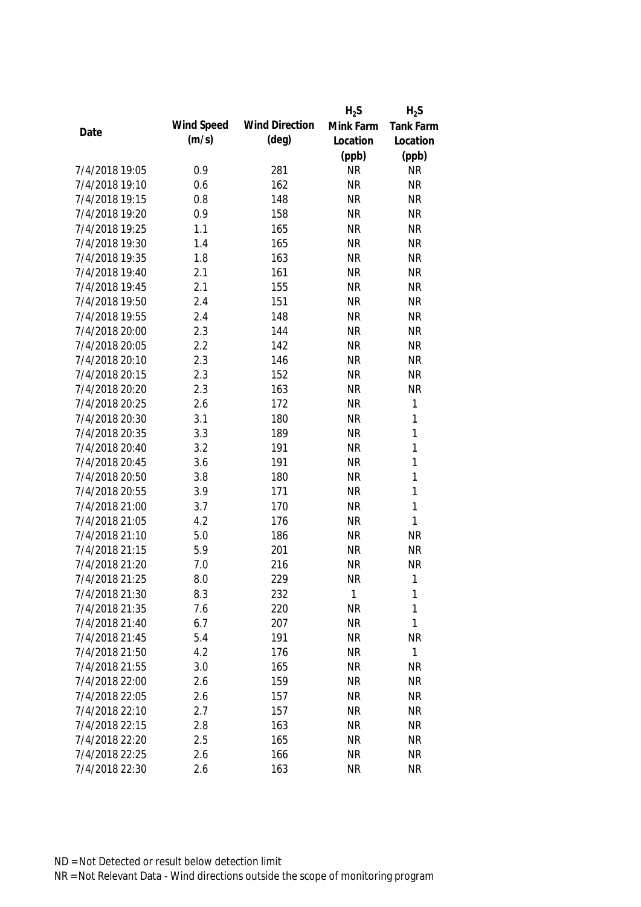| Date | Wind Speed (m/s) | Wind Direction (deg) | $H_2S$ Mink Farm Location (ppb) | $H_2S$ Tank Farm Location (ppb) |
|---|---|---|---|---|
| 7/4/2018 19:05 | 0.9 | 281 | NR | NR |
| 7/4/2018 19:10 | 0.6 | 162 | NR | NR |
| 7/4/2018 19:15 | 0.8 | 148 | NR | NR |
| 7/4/2018 19:20 | 0.9 | 158 | NR | NR |
| 7/4/2018 19:25 | 1.1 | 165 | NR | NR |
| 7/4/2018 19:30 | 1.4 | 165 | NR | NR |
| 7/4/2018 19:35 | 1.8 | 163 | NR | NR |
| 7/4/2018 19:40 | 2.1 | 161 | NR | NR |
| 7/4/2018 19:45 | 2.1 | 155 | NR | NR |
| 7/4/2018 19:50 | 2.4 | 151 | NR | NR |
| 7/4/2018 19:55 | 2.4 | 148 | NR | NR |
| 7/4/2018 20:00 | 2.3 | 144 | NR | NR |
| 7/4/2018 20:05 | 2.2 | 142 | NR | NR |
| 7/4/2018 20:10 | 2.3 | 146 | NR | NR |
| 7/4/2018 20:15 | 2.3 | 152 | NR | NR |
| 7/4/2018 20:20 | 2.3 | 163 | NR | NR |
| 7/4/2018 20:25 | 2.6 | 172 | NR | 1 |
| 7/4/2018 20:30 | 3.1 | 180 | NR | 1 |
| 7/4/2018 20:35 | 3.3 | 189 | NR | 1 |
| 7/4/2018 20:40 | 3.2 | 191 | NR | 1 |
| 7/4/2018 20:45 | 3.6 | 191 | NR | 1 |
| 7/4/2018 20:50 | 3.8 | 180 | NR | 1 |
| 7/4/2018 20:55 | 3.9 | 171 | NR | 1 |
| 7/4/2018 21:00 | 3.7 | 170 | NR | 1 |
| 7/4/2018 21:05 | 4.2 | 176 | NR | 1 |
| 7/4/2018 21:10 | 5.0 | 186 | NR | NR |
| 7/4/2018 21:15 | 5.9 | 201 | NR | NR |
| 7/4/2018 21:20 | 7.0 | 216 | NR | NR |
| 7/4/2018 21:25 | 8.0 | 229 | NR | 1 |
| 7/4/2018 21:30 | 8.3 | 232 | 1 | 1 |
| 7/4/2018 21:35 | 7.6 | 220 | NR | 1 |
| 7/4/2018 21:40 | 6.7 | 207 | NR | 1 |
| 7/4/2018 21:45 | 5.4 | 191 | NR | NR |
| 7/4/2018 21:50 | 4.2 | 176 | NR | 1 |
| 7/4/2018 21:55 | 3.0 | 165 | NR | NR |
| 7/4/2018 22:00 | 2.6 | 159 | NR | NR |
| 7/4/2018 22:05 | 2.6 | 157 | NR | NR |
| 7/4/2018 22:10 | 2.7 | 157 | NR | NR |
| 7/4/2018 22:15 | 2.8 | 163 | NR | NR |
| 7/4/2018 22:20 | 2.5 | 165 | NR | NR |
| 7/4/2018 22:25 | 2.6 | 166 | NR | NR |
| 7/4/2018 22:30 | 2.6 | 163 | NR | NR |

ND = Not Detected or result below detection limit

NR = Not Relevant Data - Wind directions outside the scope of monitoring program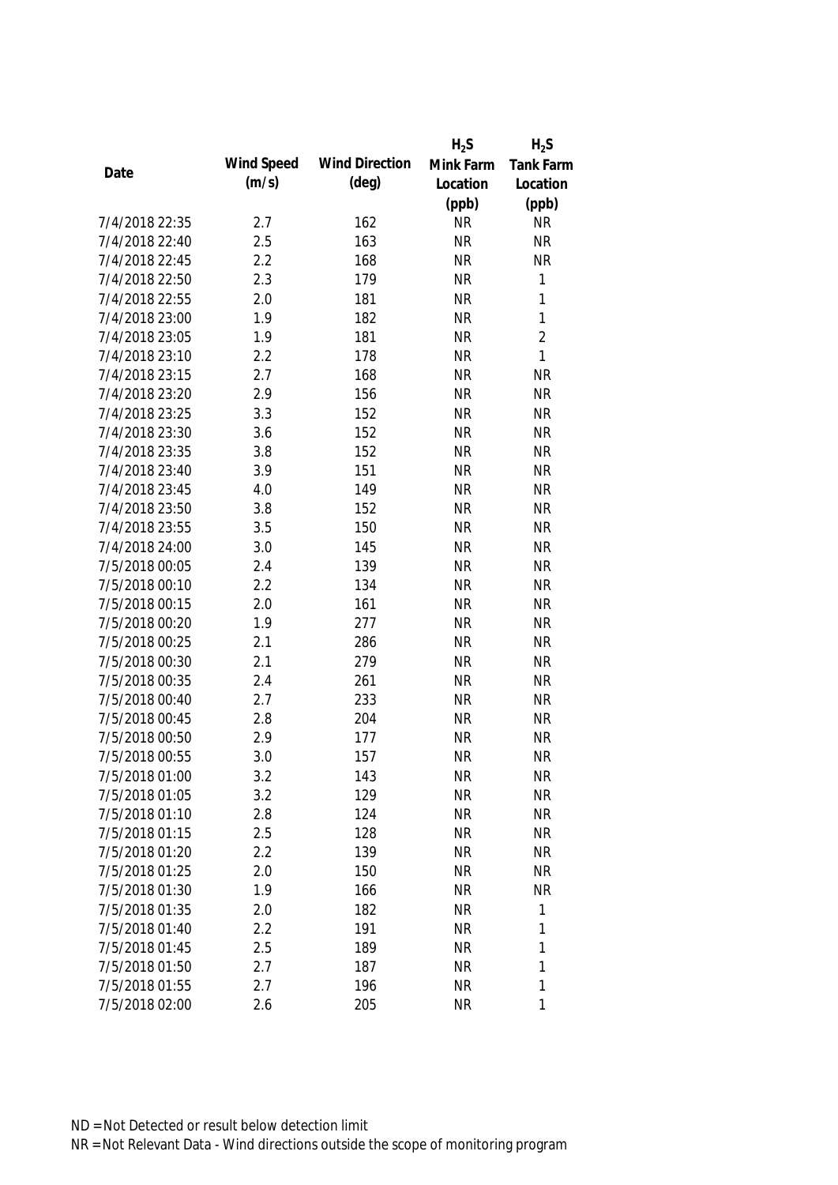| Date | Wind Speed (m/s) | Wind Direction (deg) | $H_2S$ Mink Farm Location (ppb) | $H_2S$ Tank Farm Location (ppb) |
|---|---|---|---|---|
| 7/4/2018 22:35 | 2.7 | 162 | NR | NR |
| 7/4/2018 22:40 | 2.5 | 163 | NR | NR |
| 7/4/2018 22:45 | 2.2 | 168 | NR | NR |
| 7/4/2018 22:50 | 2.3 | 179 | NR | 1 |
| 7/4/2018 22:55 | 2.0 | 181 | NR | 1 |
| 7/4/2018 23:00 | 1.9 | 182 | NR | 1 |
| 7/4/2018 23:05 | 1.9 | 181 | NR | 2 |
| 7/4/2018 23:10 | 2.2 | 178 | NR | 1 |
| 7/4/2018 23:15 | 2.7 | 168 | NR | NR |
| 7/4/2018 23:20 | 2.9 | 156 | NR | NR |
| 7/4/2018 23:25 | 3.3 | 152 | NR | NR |
| 7/4/2018 23:30 | 3.6 | 152 | NR | NR |
| 7/4/2018 23:35 | 3.8 | 152 | NR | NR |
| 7/4/2018 23:40 | 3.9 | 151 | NR | NR |
| 7/4/2018 23:45 | 4.0 | 149 | NR | NR |
| 7/4/2018 23:50 | 3.8 | 152 | NR | NR |
| 7/4/2018 23:55 | 3.5 | 150 | NR | NR |
| 7/4/2018 24:00 | 3.0 | 145 | NR | NR |
| 7/5/2018 00:05 | 2.4 | 139 | NR | NR |
| 7/5/2018 00:10 | 2.2 | 134 | NR | NR |
| 7/5/2018 00:15 | 2.0 | 161 | NR | NR |
| 7/5/2018 00:20 | 1.9 | 277 | NR | NR |
| 7/5/2018 00:25 | 2.1 | 286 | NR | NR |
| 7/5/2018 00:30 | 2.1 | 279 | NR | NR |
| 7/5/2018 00:35 | 2.4 | 261 | NR | NR |
| 7/5/2018 00:40 | 2.7 | 233 | NR | NR |
| 7/5/2018 00:45 | 2.8 | 204 | NR | NR |
| 7/5/2018 00:50 | 2.9 | 177 | NR | NR |
| 7/5/2018 00:55 | 3.0 | 157 | NR | NR |
| 7/5/2018 01:00 | 3.2 | 143 | NR | NR |
| 7/5/2018 01:05 | 3.2 | 129 | NR | NR |
| 7/5/2018 01:10 | 2.8 | 124 | NR | NR |
| 7/5/2018 01:15 | 2.5 | 128 | NR | NR |
| 7/5/2018 01:20 | 2.2 | 139 | NR | NR |
| 7/5/2018 01:25 | 2.0 | 150 | NR | NR |
| 7/5/2018 01:30 | 1.9 | 166 | NR | NR |
| 7/5/2018 01:35 | 2.0 | 182 | NR | 1 |
| 7/5/2018 01:40 | 2.2 | 191 | NR | 1 |
| 7/5/2018 01:45 | 2.5 | 189 | NR | 1 |
| 7/5/2018 01:50 | 2.7 | 187 | NR | 1 |
| 7/5/2018 01:55 | 2.7 | 196 | NR | 1 |
| 7/5/2018 02:00 | 2.6 | 205 | NR | 1 |

ND = Not Detected or result below detection limit
NR = Not Relevant Data - Wind directions outside the scope of monitoring program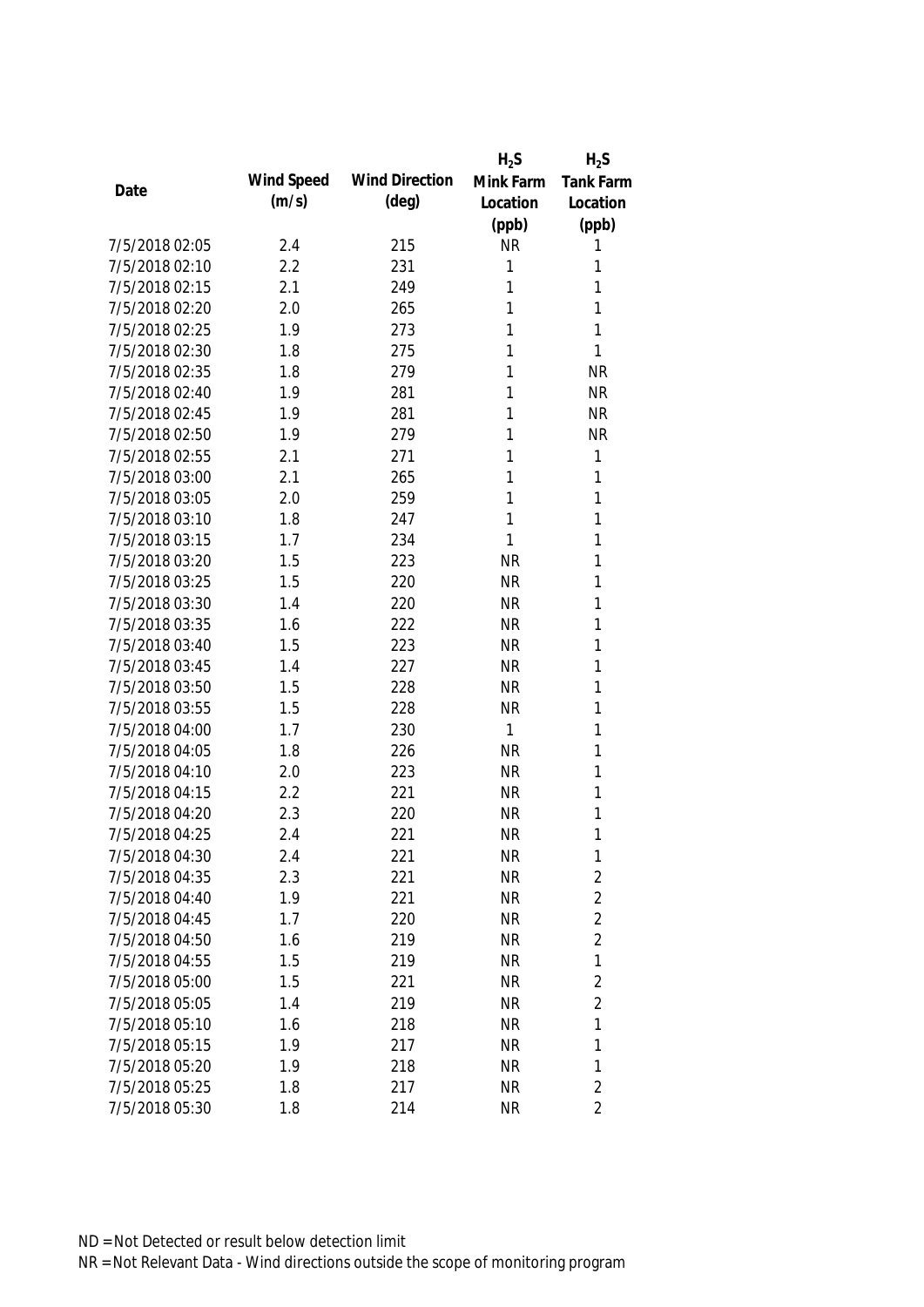| Date | Wind Speed (m/s) | Wind Direction (deg) | $H_2S$ Mink Farm Location (ppb) | $H_2S$ Tank Farm Location (ppb) |
|---|---|---|---|---|
| 7/5/2018 02:05 | 2.4 | 215 | NR | 1 |
| 7/5/2018 02:10 | 2.2 | 231 | 1 | 1 |
| 7/5/2018 02:15 | 2.1 | 249 | 1 | 1 |
| 7/5/2018 02:20 | 2.0 | 265 | 1 | 1 |
| 7/5/2018 02:25 | 1.9 | 273 | 1 | 1 |
| 7/5/2018 02:30 | 1.8 | 275 | 1 | 1 |
| 7/5/2018 02:35 | 1.8 | 279 | 1 | NR |
| 7/5/2018 02:40 | 1.9 | 281 | 1 | NR |
| 7/5/2018 02:45 | 1.9 | 281 | 1 | NR |
| 7/5/2018 02:50 | 1.9 | 279 | 1 | NR |
| 7/5/2018 02:55 | 2.1 | 271 | 1 | 1 |
| 7/5/2018 03:00 | 2.1 | 265 | 1 | 1 |
| 7/5/2018 03:05 | 2.0 | 259 | 1 | 1 |
| 7/5/2018 03:10 | 1.8 | 247 | 1 | 1 |
| 7/5/2018 03:15 | 1.7 | 234 | 1 | 1 |
| 7/5/2018 03:20 | 1.5 | 223 | NR | 1 |
| 7/5/2018 03:25 | 1.5 | 220 | NR | 1 |
| 7/5/2018 03:30 | 1.4 | 220 | NR | 1 |
| 7/5/2018 03:35 | 1.6 | 222 | NR | 1 |
| 7/5/2018 03:40 | 1.5 | 223 | NR | 1 |
| 7/5/2018 03:45 | 1.4 | 227 | NR | 1 |
| 7/5/2018 03:50 | 1.5 | 228 | NR | 1 |
| 7/5/2018 03:55 | 1.5 | 228 | NR | 1 |
| 7/5/2018 04:00 | 1.7 | 230 | 1 | 1 |
| 7/5/2018 04:05 | 1.8 | 226 | NR | 1 |
| 7/5/2018 04:10 | 2.0 | 223 | NR | 1 |
| 7/5/2018 04:15 | 2.2 | 221 | NR | 1 |
| 7/5/2018 04:20 | 2.3 | 220 | NR | 1 |
| 7/5/2018 04:25 | 2.4 | 221 | NR | 1 |
| 7/5/2018 04:30 | 2.4 | 221 | NR | 1 |
| 7/5/2018 04:35 | 2.3 | 221 | NR | 2 |
| 7/5/2018 04:40 | 1.9 | 221 | NR | 2 |
| 7/5/2018 04:45 | 1.7 | 220 | NR | 2 |
| 7/5/2018 04:50 | 1.6 | 219 | NR | 2 |
| 7/5/2018 04:55 | 1.5 | 219 | NR | 1 |
| 7/5/2018 05:00 | 1.5 | 221 | NR | 2 |
| 7/5/2018 05:05 | 1.4 | 219 | NR | 2 |
| 7/5/2018 05:10 | 1.6 | 218 | NR | 1 |
| 7/5/2018 05:15 | 1.9 | 217 | NR | 1 |
| 7/5/2018 05:20 | 1.9 | 218 | NR | 1 |
| 7/5/2018 05:25 | 1.8 | 217 | NR | 2 |
| 7/5/2018 05:30 | 1.8 | 214 | NR | 2 |

ND = Not Detected or result below detection limit

NR = Not Relevant Data - Wind directions outside the scope of monitoring program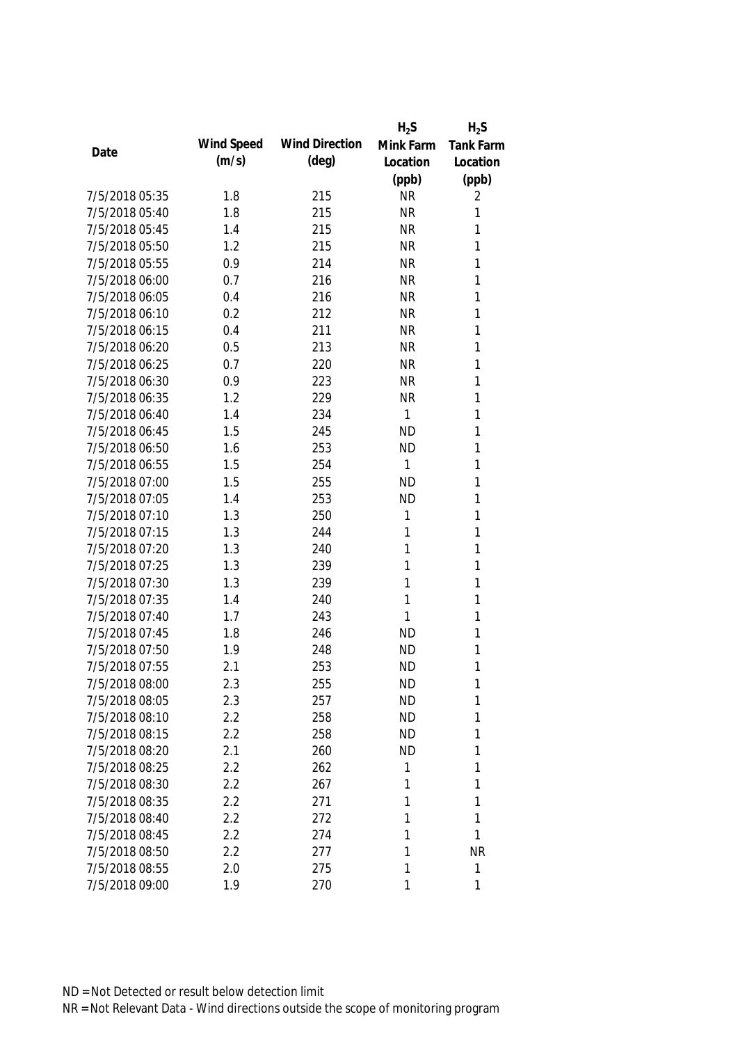| Date | Wind Speed (m/s) | Wind Direction (deg) | $H_2S$ Mink Farm Location (ppb) | $H_2S$ Tank Farm Location (ppb) |
|---|---|---|---|---|
| 7/5/2018 05:35 | 1.8 | 215 | NR | 2 |
| 7/5/2018 05:40 | 1.8 | 215 | NR | 1 |
| 7/5/2018 05:45 | 1.4 | 215 | NR | 1 |
| 7/5/2018 05:50 | 1.2 | 215 | NR | 1 |
| 7/5/2018 05:55 | 0.9 | 214 | NR | 1 |
| 7/5/2018 06:00 | 0.7 | 216 | NR | 1 |
| 7/5/2018 06:05 | 0.4 | 216 | NR | 1 |
| 7/5/2018 06:10 | 0.2 | 212 | NR | 1 |
| 7/5/2018 06:15 | 0.4 | 211 | NR | 1 |
| 7/5/2018 06:20 | 0.5 | 213 | NR | 1 |
| 7/5/2018 06:25 | 0.7 | 220 | NR | 1 |
| 7/5/2018 06:30 | 0.9 | 223 | NR | 1 |
| 7/5/2018 06:35 | 1.2 | 229 | NR | 1 |
| 7/5/2018 06:40 | 1.4 | 234 | 1 | 1 |
| 7/5/2018 06:45 | 1.5 | 245 | ND | 1 |
| 7/5/2018 06:50 | 1.6 | 253 | ND | 1 |
| 7/5/2018 06:55 | 1.5 | 254 | 1 | 1 |
| 7/5/2018 07:00 | 1.5 | 255 | ND | 1 |
| 7/5/2018 07:05 | 1.4 | 253 | ND | 1 |
| 7/5/2018 07:10 | 1.3 | 250 | 1 | 1 |
| 7/5/2018 07:15 | 1.3 | 244 | 1 | 1 |
| 7/5/2018 07:20 | 1.3 | 240 | 1 | 1 |
| 7/5/2018 07:25 | 1.3 | 239 | 1 | 1 |
| 7/5/2018 07:30 | 1.3 | 239 | 1 | 1 |
| 7/5/2018 07:35 | 1.4 | 240 | 1 | 1 |
| 7/5/2018 07:40 | 1.7 | 243 | 1 | 1 |
| 7/5/2018 07:45 | 1.8 | 246 | ND | 1 |
| 7/5/2018 07:50 | 1.9 | 248 | ND | 1 |
| 7/5/2018 07:55 | 2.1 | 253 | ND | 1 |
| 7/5/2018 08:00 | 2.3 | 255 | ND | 1 |
| 7/5/2018 08:05 | 2.3 | 257 | ND | 1 |
| 7/5/2018 08:10 | 2.2 | 258 | ND | 1 |
| 7/5/2018 08:15 | 2.2 | 258 | ND | 1 |
| 7/5/2018 08:20 | 2.1 | 260 | ND | 1 |
| 7/5/2018 08:25 | 2.2 | 262 | 1 | 1 |
| 7/5/2018 08:30 | 2.2 | 267 | 1 | 1 |
| 7/5/2018 08:35 | 2.2 | 271 | 1 | 1 |
| 7/5/2018 08:40 | 2.2 | 272 | 1 | 1 |
| 7/5/2018 08:45 | 2.2 | 274 | 1 | 1 |
| 7/5/2018 08:50 | 2.2 | 277 | 1 | NR |
| 7/5/2018 08:55 | 2.0 | 275 | 1 | 1 |
| 7/5/2018 09:00 | 1.9 | 270 | 1 | 1 |

ND = Not Detected or result below detection limit

NR = Not Relevant Data - Wind directions outside the scope of monitoring program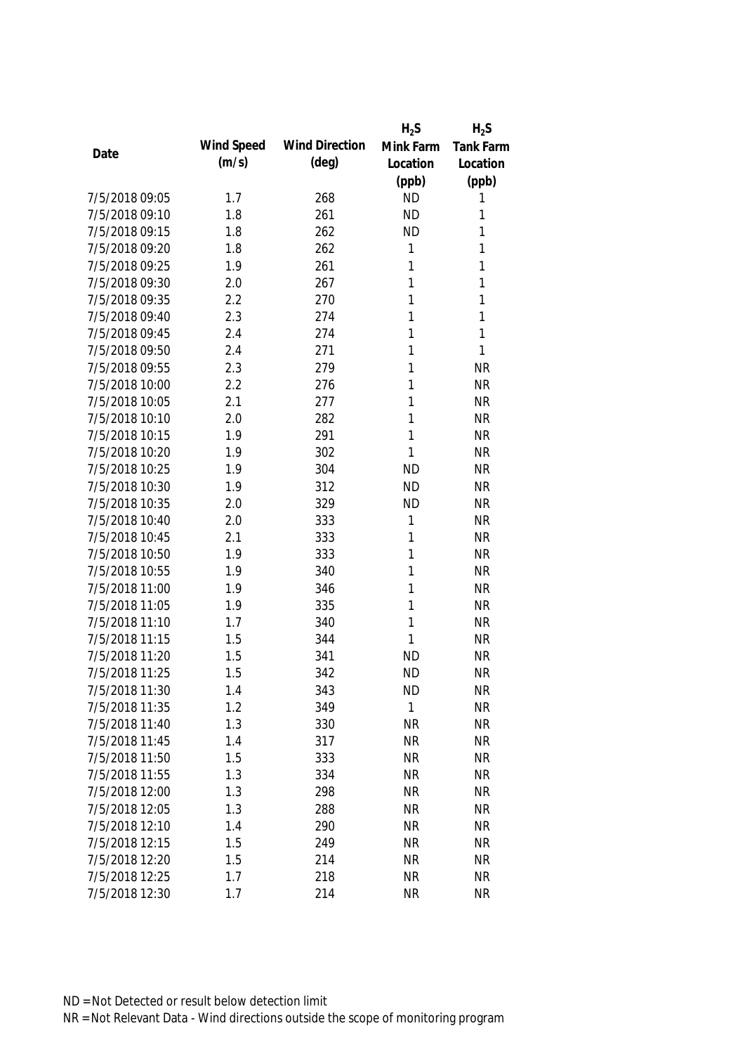| Date | Wind Speed (m/s) | Wind Direction (deg) | $H_2S$ Mink Farm Location (ppb) | $H_2S$ Tank Farm Location (ppb) |
|---|---|---|---|---|
| 7/5/2018 09:05 | 1.7 | 268 | ND | 1 |
| 7/5/2018 09:10 | 1.8 | 261 | ND | 1 |
| 7/5/2018 09:15 | 1.8 | 262 | ND | 1 |
| 7/5/2018 09:20 | 1.8 | 262 | 1 | 1 |
| 7/5/2018 09:25 | 1.9 | 261 | 1 | 1 |
| 7/5/2018 09:30 | 2.0 | 267 | 1 | 1 |
| 7/5/2018 09:35 | 2.2 | 270 | 1 | 1 |
| 7/5/2018 09:40 | 2.3 | 274 | 1 | 1 |
| 7/5/2018 09:45 | 2.4 | 274 | 1 | 1 |
| 7/5/2018 09:50 | 2.4 | 271 | 1 | 1 |
| 7/5/2018 09:55 | 2.3 | 279 | 1 | NR |
| 7/5/2018 10:00 | 2.2 | 276 | 1 | NR |
| 7/5/2018 10:05 | 2.1 | 277 | 1 | NR |
| 7/5/2018 10:10 | 2.0 | 282 | 1 | NR |
| 7/5/2018 10:15 | 1.9 | 291 | 1 | NR |
| 7/5/2018 10:20 | 1.9 | 302 | 1 | NR |
| 7/5/2018 10:25 | 1.9 | 304 | ND | NR |
| 7/5/2018 10:30 | 1.9 | 312 | ND | NR |
| 7/5/2018 10:35 | 2.0 | 329 | ND | NR |
| 7/5/2018 10:40 | 2.0 | 333 | 1 | NR |
| 7/5/2018 10:45 | 2.1 | 333 | 1 | NR |
| 7/5/2018 10:50 | 1.9 | 333 | 1 | NR |
| 7/5/2018 10:55 | 1.9 | 340 | 1 | NR |
| 7/5/2018 11:00 | 1.9 | 346 | 1 | NR |
| 7/5/2018 11:05 | 1.9 | 335 | 1 | NR |
| 7/5/2018 11:10 | 1.7 | 340 | 1 | NR |
| 7/5/2018 11:15 | 1.5 | 344 | 1 | NR |
| 7/5/2018 11:20 | 1.5 | 341 | ND | NR |
| 7/5/2018 11:25 | 1.5 | 342 | ND | NR |
| 7/5/2018 11:30 | 1.4 | 343 | ND | NR |
| 7/5/2018 11:35 | 1.2 | 349 | 1 | NR |
| 7/5/2018 11:40 | 1.3 | 330 | NR | NR |
| 7/5/2018 11:45 | 1.4 | 317 | NR | NR |
| 7/5/2018 11:50 | 1.5 | 333 | NR | NR |
| 7/5/2018 11:55 | 1.3 | 334 | NR | NR |
| 7/5/2018 12:00 | 1.3 | 298 | NR | NR |
| 7/5/2018 12:05 | 1.3 | 288 | NR | NR |
| 7/5/2018 12:10 | 1.4 | 290 | NR | NR |
| 7/5/2018 12:15 | 1.5 | 249 | NR | NR |
| 7/5/2018 12:20 | 1.5 | 214 | NR | NR |
| 7/5/2018 12:25 | 1.7 | 218 | NR | NR |
| 7/5/2018 12:30 | 1.7 | 214 | NR | NR |

ND = Not Detected or result below detection limit

NR = Not Relevant Data - Wind directions outside the scope of monitoring program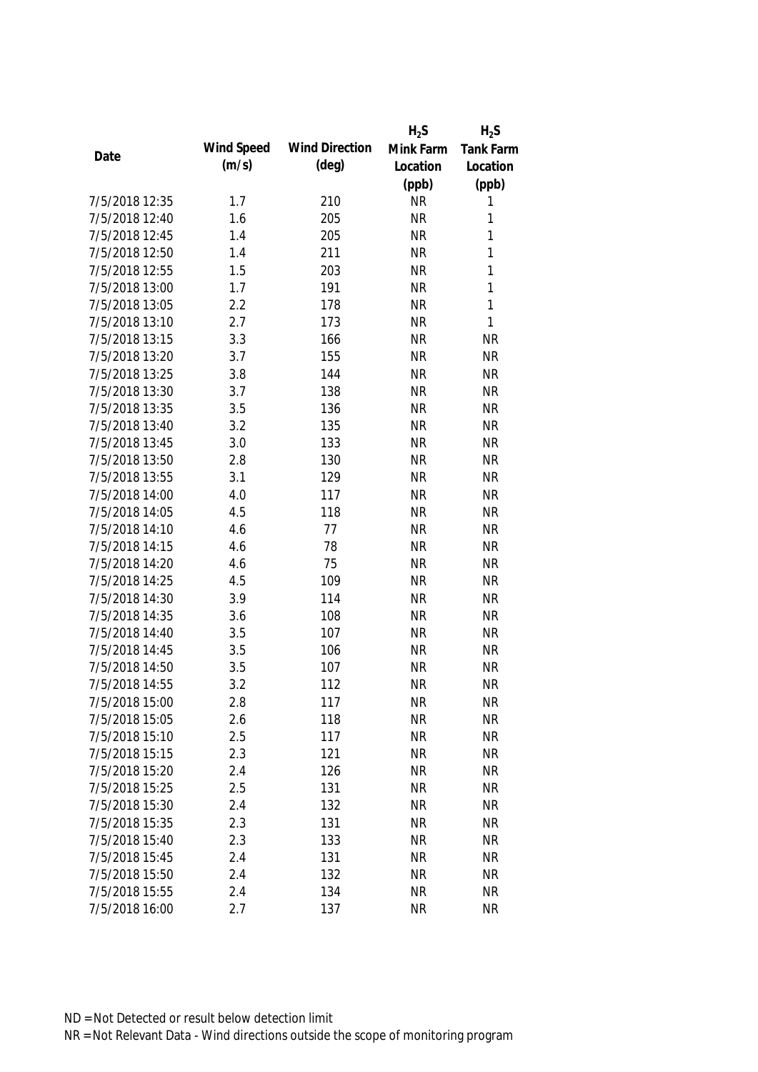| Date | Wind Speed (m/s) | Wind Direction (deg) | $H_2S$ Mink Farm Location (ppb) | $H_2S$ Tank Farm Location (ppb) |
|---|---|---|---|---|
| 7/5/2018 12:35 | 1.7 | 210 | NR | 1 |
| 7/5/2018 12:40 | 1.6 | 205 | NR | 1 |
| 7/5/2018 12:45 | 1.4 | 205 | NR | 1 |
| 7/5/2018 12:50 | 1.4 | 211 | NR | 1 |
| 7/5/2018 12:55 | 1.5 | 203 | NR | 1 |
| 7/5/2018 13:00 | 1.7 | 191 | NR | 1 |
| 7/5/2018 13:05 | 2.2 | 178 | NR | 1 |
| 7/5/2018 13:10 | 2.7 | 173 | NR | 1 |
| 7/5/2018 13:15 | 3.3 | 166 | NR | NR |
| 7/5/2018 13:20 | 3.7 | 155 | NR | NR |
| 7/5/2018 13:25 | 3.8 | 144 | NR | NR |
| 7/5/2018 13:30 | 3.7 | 138 | NR | NR |
| 7/5/2018 13:35 | 3.5 | 136 | NR | NR |
| 7/5/2018 13:40 | 3.2 | 135 | NR | NR |
| 7/5/2018 13:45 | 3.0 | 133 | NR | NR |
| 7/5/2018 13:50 | 2.8 | 130 | NR | NR |
| 7/5/2018 13:55 | 3.1 | 129 | NR | NR |
| 7/5/2018 14:00 | 4.0 | 117 | NR | NR |
| 7/5/2018 14:05 | 4.5 | 118 | NR | NR |
| 7/5/2018 14:10 | 4.6 | 77 | NR | NR |
| 7/5/2018 14:15 | 4.6 | 78 | NR | NR |
| 7/5/2018 14:20 | 4.6 | 75 | NR | NR |
| 7/5/2018 14:25 | 4.5 | 109 | NR | NR |
| 7/5/2018 14:30 | 3.9 | 114 | NR | NR |
| 7/5/2018 14:35 | 3.6 | 108 | NR | NR |
| 7/5/2018 14:40 | 3.5 | 107 | NR | NR |
| 7/5/2018 14:45 | 3.5 | 106 | NR | NR |
| 7/5/2018 14:50 | 3.5 | 107 | NR | NR |
| 7/5/2018 14:55 | 3.2 | 112 | NR | NR |
| 7/5/2018 15:00 | 2.8 | 117 | NR | NR |
| 7/5/2018 15:05 | 2.6 | 118 | NR | NR |
| 7/5/2018 15:10 | 2.5 | 117 | NR | NR |
| 7/5/2018 15:15 | 2.3 | 121 | NR | NR |
| 7/5/2018 15:20 | 2.4 | 126 | NR | NR |
| 7/5/2018 15:25 | 2.5 | 131 | NR | NR |
| 7/5/2018 15:30 | 2.4 | 132 | NR | NR |
| 7/5/2018 15:35 | 2.3 | 131 | NR | NR |
| 7/5/2018 15:40 | 2.3 | 133 | NR | NR |
| 7/5/2018 15:45 | 2.4 | 131 | NR | NR |
| 7/5/2018 15:50 | 2.4 | 132 | NR | NR |
| 7/5/2018 15:55 | 2.4 | 134 | NR | NR |
| 7/5/2018 16:00 | 2.7 | 137 | NR | NR |

ND = Not Detected or result below detection limit

NR = Not Relevant Data - Wind directions outside the scope of monitoring program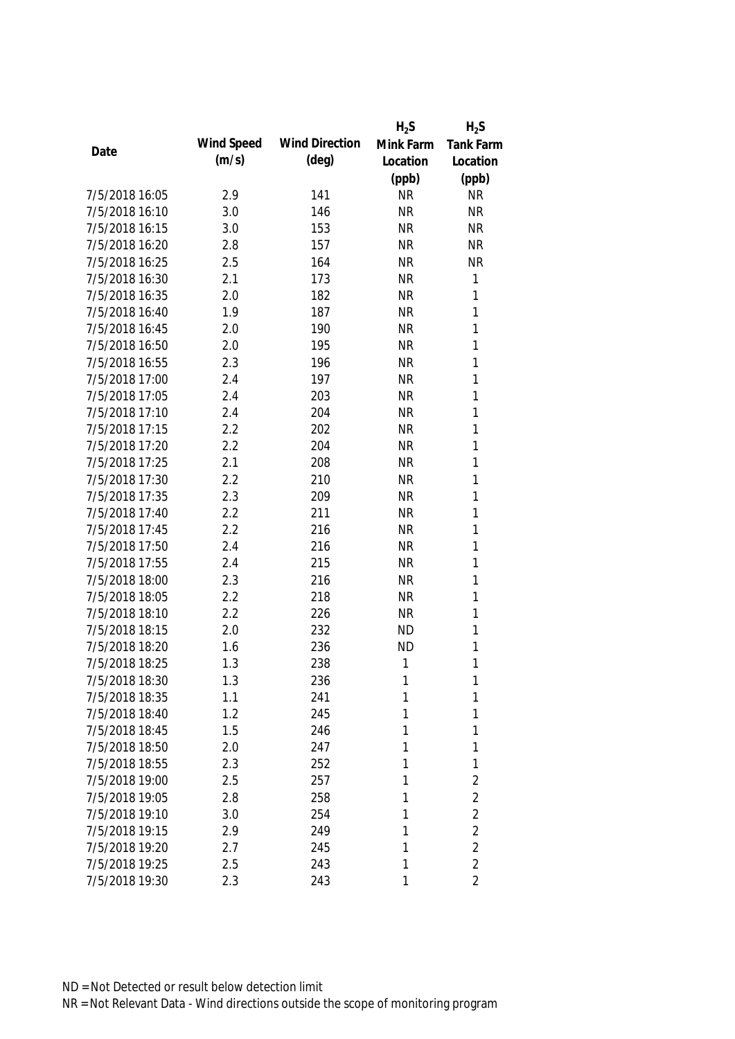| Date | Wind Speed (m/s) | Wind Direction (deg) | $H_2S$ Mink Farm Location (ppb) | $H_2S$ Tank Farm Location (ppb) |
|---|---|---|---|---|
| 7/5/2018 16:05 | 2.9 | 141 | NR | NR |
| 7/5/2018 16:10 | 3.0 | 146 | NR | NR |
| 7/5/2018 16:15 | 3.0 | 153 | NR | NR |
| 7/5/2018 16:20 | 2.8 | 157 | NR | NR |
| 7/5/2018 16:25 | 2.5 | 164 | NR | NR |
| 7/5/2018 16:30 | 2.1 | 173 | NR | 1 |
| 7/5/2018 16:35 | 2.0 | 182 | NR | 1 |
| 7/5/2018 16:40 | 1.9 | 187 | NR | 1 |
| 7/5/2018 16:45 | 2.0 | 190 | NR | 1 |
| 7/5/2018 16:50 | 2.0 | 195 | NR | 1 |
| 7/5/2018 16:55 | 2.3 | 196 | NR | 1 |
| 7/5/2018 17:00 | 2.4 | 197 | NR | 1 |
| 7/5/2018 17:05 | 2.4 | 203 | NR | 1 |
| 7/5/2018 17:10 | 2.4 | 204 | NR | 1 |
| 7/5/2018 17:15 | 2.2 | 202 | NR | 1 |
| 7/5/2018 17:20 | 2.2 | 204 | NR | 1 |
| 7/5/2018 17:25 | 2.1 | 208 | NR | 1 |
| 7/5/2018 17:30 | 2.2 | 210 | NR | 1 |
| 7/5/2018 17:35 | 2.3 | 209 | NR | 1 |
| 7/5/2018 17:40 | 2.2 | 211 | NR | 1 |
| 7/5/2018 17:45 | 2.2 | 216 | NR | 1 |
| 7/5/2018 17:50 | 2.4 | 216 | NR | 1 |
| 7/5/2018 17:55 | 2.4 | 215 | NR | 1 |
| 7/5/2018 18:00 | 2.3 | 216 | NR | 1 |
| 7/5/2018 18:05 | 2.2 | 218 | NR | 1 |
| 7/5/2018 18:10 | 2.2 | 226 | NR | 1 |
| 7/5/2018 18:15 | 2.0 | 232 | ND | 1 |
| 7/5/2018 18:20 | 1.6 | 236 | ND | 1 |
| 7/5/2018 18:25 | 1.3 | 238 | 1 | 1 |
| 7/5/2018 18:30 | 1.3 | 236 | 1 | 1 |
| 7/5/2018 18:35 | 1.1 | 241 | 1 | 1 |
| 7/5/2018 18:40 | 1.2 | 245 | 1 | 1 |
| 7/5/2018 18:45 | 1.5 | 246 | 1 | 1 |
| 7/5/2018 18:50 | 2.0 | 247 | 1 | 1 |
| 7/5/2018 18:55 | 2.3 | 252 | 1 | 1 |
| 7/5/2018 19:00 | 2.5 | 257 | 1 | 2 |
| 7/5/2018 19:05 | 2.8 | 258 | 1 | 2 |
| 7/5/2018 19:10 | 3.0 | 254 | 1 | 2 |
| 7/5/2018 19:15 | 2.9 | 249 | 1 | 2 |
| 7/5/2018 19:20 | 2.7 | 245 | 1 | 2 |
| 7/5/2018 19:25 | 2.5 | 243 | 1 | 2 |
| 7/5/2018 19:30 | 2.3 | 243 | 1 | 2 |

ND = Not Detected or result below detection limit

NR = Not Relevant Data - Wind directions outside the scope of monitoring program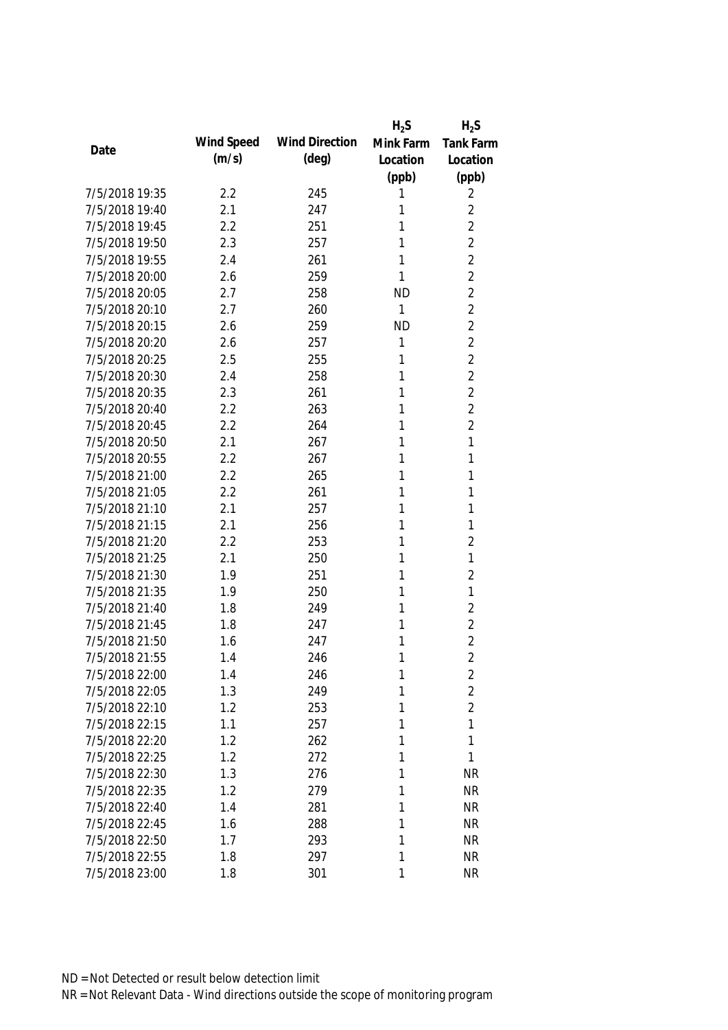| Date | Wind Speed (m/s) | Wind Direction (deg) | $H_2S$ Mink Farm Location (ppb) | $H_2S$ Tank Farm Location (ppb) |
|---|---|---|---|---|
| 7/5/2018 19:35 | 2.2 | 245 | 1 | 2 |
| 7/5/2018 19:40 | 2.1 | 247 | 1 | 2 |
| 7/5/2018 19:45 | 2.2 | 251 | 1 | 2 |
| 7/5/2018 19:50 | 2.3 | 257 | 1 | 2 |
| 7/5/2018 19:55 | 2.4 | 261 | 1 | 2 |
| 7/5/2018 20:00 | 2.6 | 259 | 1 | 2 |
| 7/5/2018 20:05 | 2.7 | 258 | ND | 2 |
| 7/5/2018 20:10 | 2.7 | 260 | 1 | 2 |
| 7/5/2018 20:15 | 2.6 | 259 | ND | 2 |
| 7/5/2018 20:20 | 2.6 | 257 | 1 | 2 |
| 7/5/2018 20:25 | 2.5 | 255 | 1 | 2 |
| 7/5/2018 20:30 | 2.4 | 258 | 1 | 2 |
| 7/5/2018 20:35 | 2.3 | 261 | 1 | 2 |
| 7/5/2018 20:40 | 2.2 | 263 | 1 | 2 |
| 7/5/2018 20:45 | 2.2 | 264 | 1 | 2 |
| 7/5/2018 20:50 | 2.1 | 267 | 1 | 1 |
| 7/5/2018 20:55 | 2.2 | 267 | 1 | 1 |
| 7/5/2018 21:00 | 2.2 | 265 | 1 | 1 |
| 7/5/2018 21:05 | 2.2 | 261 | 1 | 1 |
| 7/5/2018 21:10 | 2.1 | 257 | 1 | 1 |
| 7/5/2018 21:15 | 2.1 | 256 | 1 | 1 |
| 7/5/2018 21:20 | 2.2 | 253 | 1 | 2 |
| 7/5/2018 21:25 | 2.1 | 250 | 1 | 1 |
| 7/5/2018 21:30 | 1.9 | 251 | 1 | 2 |
| 7/5/2018 21:35 | 1.9 | 250 | 1 | 1 |
| 7/5/2018 21:40 | 1.8 | 249 | 1 | 2 |
| 7/5/2018 21:45 | 1.8 | 247 | 1 | 2 |
| 7/5/2018 21:50 | 1.6 | 247 | 1 | 2 |
| 7/5/2018 21:55 | 1.4 | 246 | 1 | 2 |
| 7/5/2018 22:00 | 1.4 | 246 | 1 | 2 |
| 7/5/2018 22:05 | 1.3 | 249 | 1 | 2 |
| 7/5/2018 22:10 | 1.2 | 253 | 1 | 2 |
| 7/5/2018 22:15 | 1.1 | 257 | 1 | 1 |
| 7/5/2018 22:20 | 1.2 | 262 | 1 | 1 |
| 7/5/2018 22:25 | 1.2 | 272 | 1 | 1 |
| 7/5/2018 22:30 | 1.3 | 276 | 1 | NR |
| 7/5/2018 22:35 | 1.2 | 279 | 1 | NR |
| 7/5/2018 22:40 | 1.4 | 281 | 1 | NR |
| 7/5/2018 22:45 | 1.6 | 288 | 1 | NR |
| 7/5/2018 22:50 | 1.7 | 293 | 1 | NR |
| 7/5/2018 22:55 | 1.8 | 297 | 1 | NR |
| 7/5/2018 23:00 | 1.8 | 301 | 1 | NR |

ND = Not Detected or result below detection limit
NR = Not Relevant Data - Wind directions outside the scope of monitoring program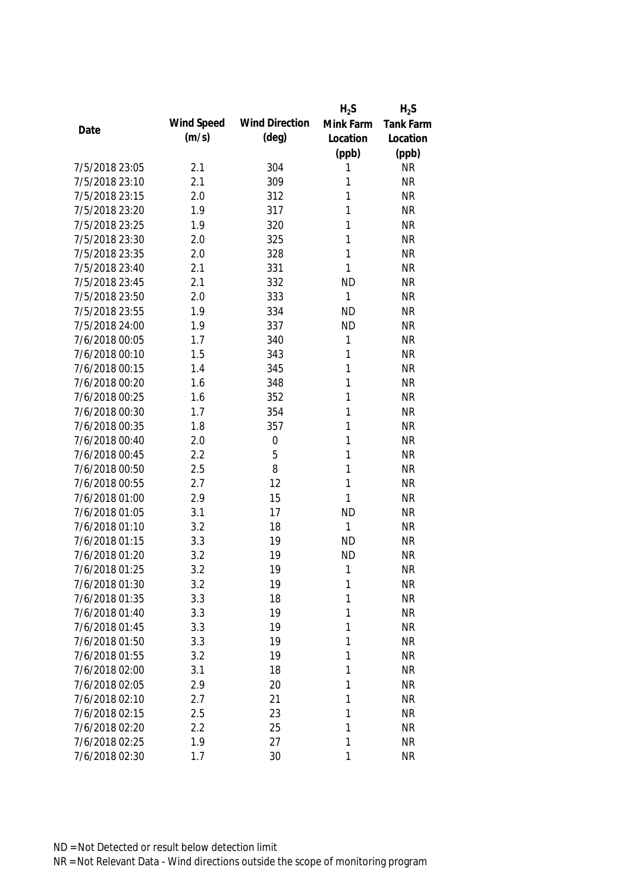| Date | Wind Speed (m/s) | Wind Direction (deg) | $H_2S$ Mink Farm Location (ppb) | $H_2S$ Tank Farm Location (ppb) |
|---|---|---|---|---|
| 7/5/2018 23:05 | 2.1 | 304 | 1 | NR |
| 7/5/2018 23:10 | 2.1 | 309 | 1 | NR |
| 7/5/2018 23:15 | 2.0 | 312 | 1 | NR |
| 7/5/2018 23:20 | 1.9 | 317 | 1 | NR |
| 7/5/2018 23:25 | 1.9 | 320 | 1 | NR |
| 7/5/2018 23:30 | 2.0 | 325 | 1 | NR |
| 7/5/2018 23:35 | 2.0 | 328 | 1 | NR |
| 7/5/2018 23:40 | 2.1 | 331 | 1 | NR |
| 7/5/2018 23:45 | 2.1 | 332 | ND | NR |
| 7/5/2018 23:50 | 2.0 | 333 | 1 | NR |
| 7/5/2018 23:55 | 1.9 | 334 | ND | NR |
| 7/5/2018 24:00 | 1.9 | 337 | ND | NR |
| 7/6/2018 00:05 | 1.7 | 340 | 1 | NR |
| 7/6/2018 00:10 | 1.5 | 343 | 1 | NR |
| 7/6/2018 00:15 | 1.4 | 345 | 1 | NR |
| 7/6/2018 00:20 | 1.6 | 348 | 1 | NR |
| 7/6/2018 00:25 | 1.6 | 352 | 1 | NR |
| 7/6/2018 00:30 | 1.7 | 354 | 1 | NR |
| 7/6/2018 00:35 | 1.8 | 357 | 1 | NR |
| 7/6/2018 00:40 | 2.0 | 0 | 1 | NR |
| 7/6/2018 00:45 | 2.2 | 5 | 1 | NR |
| 7/6/2018 00:50 | 2.5 | 8 | 1 | NR |
| 7/6/2018 00:55 | 2.7 | 12 | 1 | NR |
| 7/6/2018 01:00 | 2.9 | 15 | 1 | NR |
| 7/6/2018 01:05 | 3.1 | 17 | ND | NR |
| 7/6/2018 01:10 | 3.2 | 18 | 1 | NR |
| 7/6/2018 01:15 | 3.3 | 19 | ND | NR |
| 7/6/2018 01:20 | 3.2 | 19 | ND | NR |
| 7/6/2018 01:25 | 3.2 | 19 | 1 | NR |
| 7/6/2018 01:30 | 3.2 | 19 | 1 | NR |
| 7/6/2018 01:35 | 3.3 | 18 | 1 | NR |
| 7/6/2018 01:40 | 3.3 | 19 | 1 | NR |
| 7/6/2018 01:45 | 3.3 | 19 | 1 | NR |
| 7/6/2018 01:50 | 3.3 | 19 | 1 | NR |
| 7/6/2018 01:55 | 3.2 | 19 | 1 | NR |
| 7/6/2018 02:00 | 3.1 | 18 | 1 | NR |
| 7/6/2018 02:05 | 2.9 | 20 | 1 | NR |
| 7/6/2018 02:10 | 2.7 | 21 | 1 | NR |
| 7/6/2018 02:15 | 2.5 | 23 | 1 | NR |
| 7/6/2018 02:20 | 2.2 | 25 | 1 | NR |
| 7/6/2018 02:25 | 1.9 | 27 | 1 | NR |
| 7/6/2018 02:30 | 1.7 | 30 | 1 | NR |

ND = Not Detected or result below detection limit

NR = Not Relevant Data - Wind directions outside the scope of monitoring program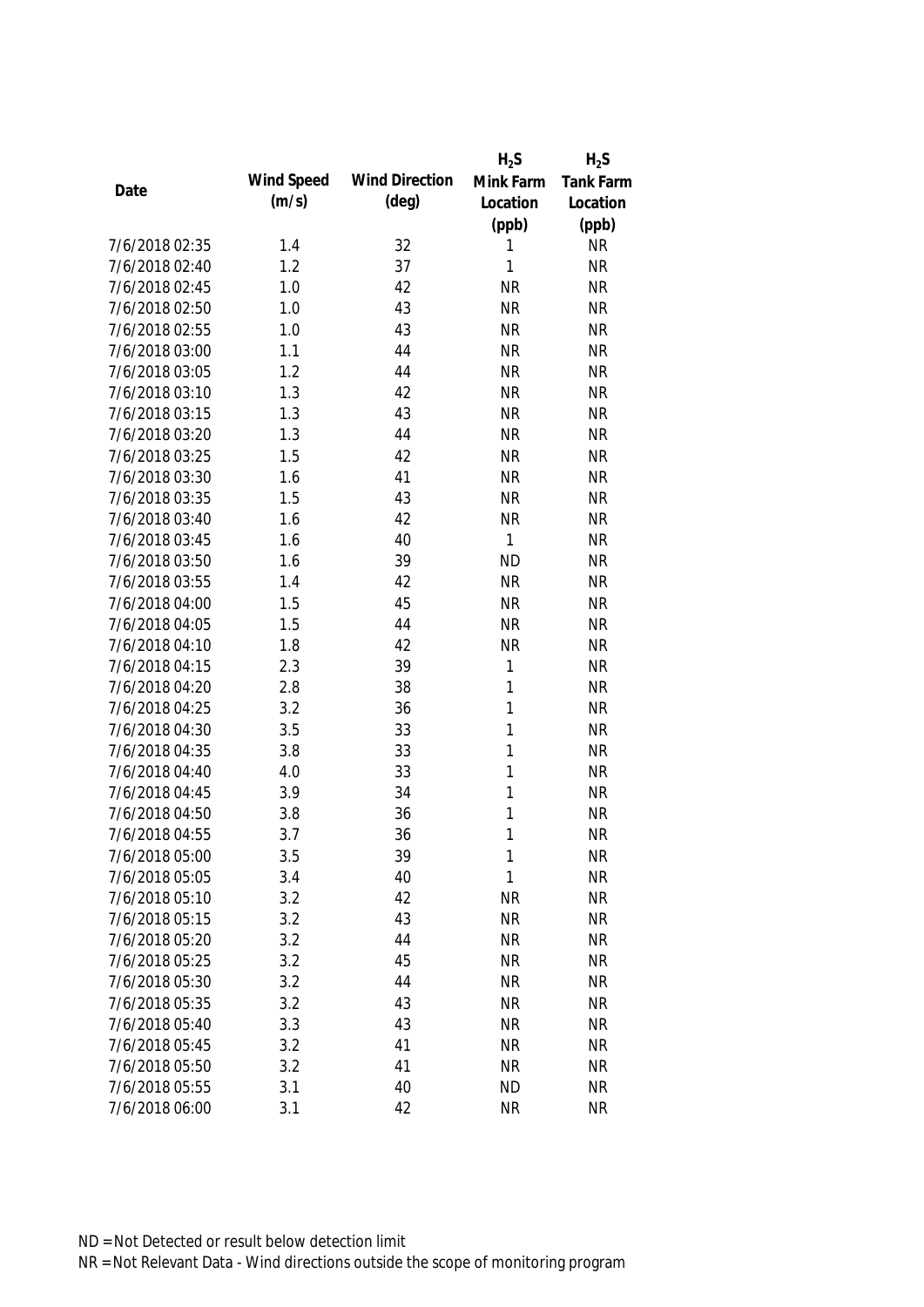| Date | Wind Speed (m/s) | Wind Direction (deg) | $H_2S$ Mink Farm Location (ppb) | $H_2S$ Tank Farm Location (ppb) |
|---|---|---|---|---|
| 7/6/2018 02:35 | 1.4 | 32 | 1 | NR |
| 7/6/2018 02:40 | 1.2 | 37 | 1 | NR |
| 7/6/2018 02:45 | 1.0 | 42 | NR | NR |
| 7/6/2018 02:50 | 1.0 | 43 | NR | NR |
| 7/6/2018 02:55 | 1.0 | 43 | NR | NR |
| 7/6/2018 03:00 | 1.1 | 44 | NR | NR |
| 7/6/2018 03:05 | 1.2 | 44 | NR | NR |
| 7/6/2018 03:10 | 1.3 | 42 | NR | NR |
| 7/6/2018 03:15 | 1.3 | 43 | NR | NR |
| 7/6/2018 03:20 | 1.3 | 44 | NR | NR |
| 7/6/2018 03:25 | 1.5 | 42 | NR | NR |
| 7/6/2018 03:30 | 1.6 | 41 | NR | NR |
| 7/6/2018 03:35 | 1.5 | 43 | NR | NR |
| 7/6/2018 03:40 | 1.6 | 42 | NR | NR |
| 7/6/2018 03:45 | 1.6 | 40 | 1 | NR |
| 7/6/2018 03:50 | 1.6 | 39 | ND | NR |
| 7/6/2018 03:55 | 1.4 | 42 | NR | NR |
| 7/6/2018 04:00 | 1.5 | 45 | NR | NR |
| 7/6/2018 04:05 | 1.5 | 44 | NR | NR |
| 7/6/2018 04:10 | 1.8 | 42 | NR | NR |
| 7/6/2018 04:15 | 2.3 | 39 | 1 | NR |
| 7/6/2018 04:20 | 2.8 | 38 | 1 | NR |
| 7/6/2018 04:25 | 3.2 | 36 | 1 | NR |
| 7/6/2018 04:30 | 3.5 | 33 | 1 | NR |
| 7/6/2018 04:35 | 3.8 | 33 | 1 | NR |
| 7/6/2018 04:40 | 4.0 | 33 | 1 | NR |
| 7/6/2018 04:45 | 3.9 | 34 | 1 | NR |
| 7/6/2018 04:50 | 3.8 | 36 | 1 | NR |
| 7/6/2018 04:55 | 3.7 | 36 | 1 | NR |
| 7/6/2018 05:00 | 3.5 | 39 | 1 | NR |
| 7/6/2018 05:05 | 3.4 | 40 | 1 | NR |
| 7/6/2018 05:10 | 3.2 | 42 | NR | NR |
| 7/6/2018 05:15 | 3.2 | 43 | NR | NR |
| 7/6/2018 05:20 | 3.2 | 44 | NR | NR |
| 7/6/2018 05:25 | 3.2 | 45 | NR | NR |
| 7/6/2018 05:30 | 3.2 | 44 | NR | NR |
| 7/6/2018 05:35 | 3.2 | 43 | NR | NR |
| 7/6/2018 05:40 | 3.3 | 43 | NR | NR |
| 7/6/2018 05:45 | 3.2 | 41 | NR | NR |
| 7/6/2018 05:50 | 3.2 | 41 | NR | NR |
| 7/6/2018 05:55 | 3.1 | 40 | ND | NR |
| 7/6/2018 06:00 | 3.1 | 42 | NR | NR |

ND = Not Detected or result below detection limit

NR = Not Relevant Data - Wind directions outside the scope of monitoring program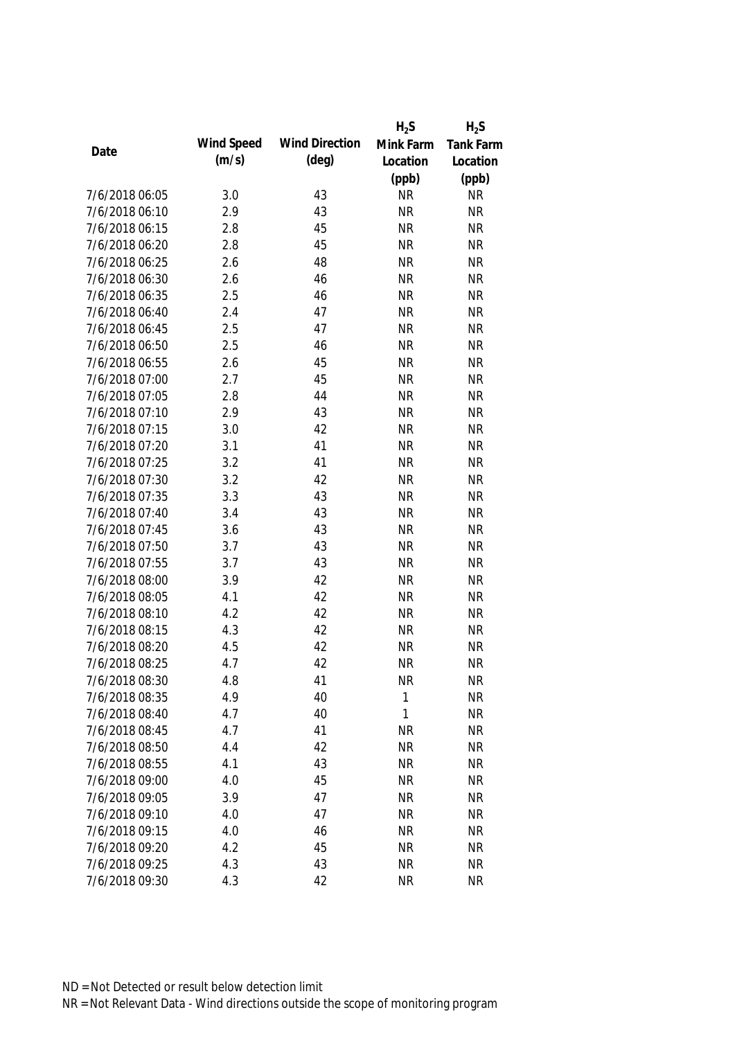| Date | Wind Speed (m/s) | Wind Direction (deg) | $H_2S$ Mink Farm Location (ppb) | $H_2S$ Tank Farm Location (ppb) |
|---|---|---|---|---|
| 7/6/2018 06:05 | 3.0 | 43 | NR | NR |
| 7/6/2018 06:10 | 2.9 | 43 | NR | NR |
| 7/6/2018 06:15 | 2.8 | 45 | NR | NR |
| 7/6/2018 06:20 | 2.8 | 45 | NR | NR |
| 7/6/2018 06:25 | 2.6 | 48 | NR | NR |
| 7/6/2018 06:30 | 2.6 | 46 | NR | NR |
| 7/6/2018 06:35 | 2.5 | 46 | NR | NR |
| 7/6/2018 06:40 | 2.4 | 47 | NR | NR |
| 7/6/2018 06:45 | 2.5 | 47 | NR | NR |
| 7/6/2018 06:50 | 2.5 | 46 | NR | NR |
| 7/6/2018 06:55 | 2.6 | 45 | NR | NR |
| 7/6/2018 07:00 | 2.7 | 45 | NR | NR |
| 7/6/2018 07:05 | 2.8 | 44 | NR | NR |
| 7/6/2018 07:10 | 2.9 | 43 | NR | NR |
| 7/6/2018 07:15 | 3.0 | 42 | NR | NR |
| 7/6/2018 07:20 | 3.1 | 41 | NR | NR |
| 7/6/2018 07:25 | 3.2 | 41 | NR | NR |
| 7/6/2018 07:30 | 3.2 | 42 | NR | NR |
| 7/6/2018 07:35 | 3.3 | 43 | NR | NR |
| 7/6/2018 07:40 | 3.4 | 43 | NR | NR |
| 7/6/2018 07:45 | 3.6 | 43 | NR | NR |
| 7/6/2018 07:50 | 3.7 | 43 | NR | NR |
| 7/6/2018 07:55 | 3.7 | 43 | NR | NR |
| 7/6/2018 08:00 | 3.9 | 42 | NR | NR |
| 7/6/2018 08:05 | 4.1 | 42 | NR | NR |
| 7/6/2018 08:10 | 4.2 | 42 | NR | NR |
| 7/6/2018 08:15 | 4.3 | 42 | NR | NR |
| 7/6/2018 08:20 | 4.5 | 42 | NR | NR |
| 7/6/2018 08:25 | 4.7 | 42 | NR | NR |
| 7/6/2018 08:30 | 4.8 | 41 | NR | NR |
| 7/6/2018 08:35 | 4.9 | 40 | 1 | NR |
| 7/6/2018 08:40 | 4.7 | 40 | 1 | NR |
| 7/6/2018 08:45 | 4.7 | 41 | NR | NR |
| 7/6/2018 08:50 | 4.4 | 42 | NR | NR |
| 7/6/2018 08:55 | 4.1 | 43 | NR | NR |
| 7/6/2018 09:00 | 4.0 | 45 | NR | NR |
| 7/6/2018 09:05 | 3.9 | 47 | NR | NR |
| 7/6/2018 09:10 | 4.0 | 47 | NR | NR |
| 7/6/2018 09:15 | 4.0 | 46 | NR | NR |
| 7/6/2018 09:20 | 4.2 | 45 | NR | NR |
| 7/6/2018 09:25 | 4.3 | 43 | NR | NR |
| 7/6/2018 09:30 | 4.3 | 42 | NR | NR |

ND = Not Detected or result below detection limit

NR = Not Relevant Data - Wind directions outside the scope of monitoring program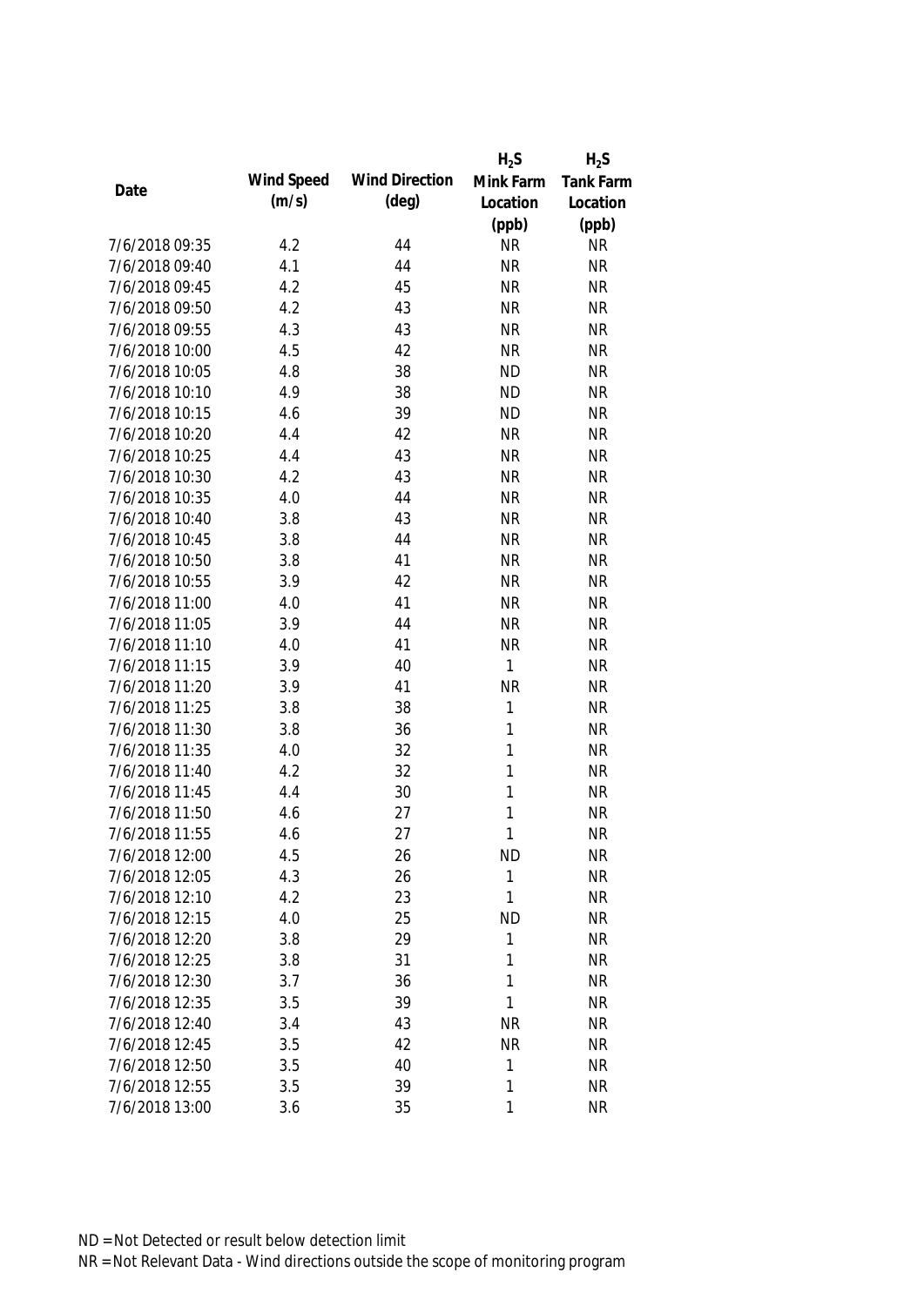| Date | Wind Speed (m/s) | Wind Direction (deg) | $H_2S$ Mink Farm Location (ppb) | $H_2S$ Tank Farm Location (ppb) |
|---|---|---|---|---|
| 7/6/2018 09:35 | 4.2 | 44 | NR | NR |
| 7/6/2018 09:40 | 4.1 | 44 | NR | NR |
| 7/6/2018 09:45 | 4.2 | 45 | NR | NR |
| 7/6/2018 09:50 | 4.2 | 43 | NR | NR |
| 7/6/2018 09:55 | 4.3 | 43 | NR | NR |
| 7/6/2018 10:00 | 4.5 | 42 | NR | NR |
| 7/6/2018 10:05 | 4.8 | 38 | ND | NR |
| 7/6/2018 10:10 | 4.9 | 38 | ND | NR |
| 7/6/2018 10:15 | 4.6 | 39 | ND | NR |
| 7/6/2018 10:20 | 4.4 | 42 | NR | NR |
| 7/6/2018 10:25 | 4.4 | 43 | NR | NR |
| 7/6/2018 10:30 | 4.2 | 43 | NR | NR |
| 7/6/2018 10:35 | 4.0 | 44 | NR | NR |
| 7/6/2018 10:40 | 3.8 | 43 | NR | NR |
| 7/6/2018 10:45 | 3.8 | 44 | NR | NR |
| 7/6/2018 10:50 | 3.8 | 41 | NR | NR |
| 7/6/2018 10:55 | 3.9 | 42 | NR | NR |
| 7/6/2018 11:00 | 4.0 | 41 | NR | NR |
| 7/6/2018 11:05 | 3.9 | 44 | NR | NR |
| 7/6/2018 11:10 | 4.0 | 41 | NR | NR |
| 7/6/2018 11:15 | 3.9 | 40 | 1 | NR |
| 7/6/2018 11:20 | 3.9 | 41 | NR | NR |
| 7/6/2018 11:25 | 3.8 | 38 | 1 | NR |
| 7/6/2018 11:30 | 3.8 | 36 | 1 | NR |
| 7/6/2018 11:35 | 4.0 | 32 | 1 | NR |
| 7/6/2018 11:40 | 4.2 | 32 | 1 | NR |
| 7/6/2018 11:45 | 4.4 | 30 | 1 | NR |
| 7/6/2018 11:50 | 4.6 | 27 | 1 | NR |
| 7/6/2018 11:55 | 4.6 | 27 | 1 | NR |
| 7/6/2018 12:00 | 4.5 | 26 | ND | NR |
| 7/6/2018 12:05 | 4.3 | 26 | 1 | NR |
| 7/6/2018 12:10 | 4.2 | 23 | 1 | NR |
| 7/6/2018 12:15 | 4.0 | 25 | ND | NR |
| 7/6/2018 12:20 | 3.8 | 29 | 1 | NR |
| 7/6/2018 12:25 | 3.8 | 31 | 1 | NR |
| 7/6/2018 12:30 | 3.7 | 36 | 1 | NR |
| 7/6/2018 12:35 | 3.5 | 39 | 1 | NR |
| 7/6/2018 12:40 | 3.4 | 43 | NR | NR |
| 7/6/2018 12:45 | 3.5 | 42 | NR | NR |
| 7/6/2018 12:50 | 3.5 | 40 | 1 | NR |
| 7/6/2018 12:55 | 3.5 | 39 | 1 | NR |
| 7/6/2018 13:00 | 3.6 | 35 | 1 | NR |

ND = Not Detected or result below detection limit

NR = Not Relevant Data - Wind directions outside the scope of monitoring program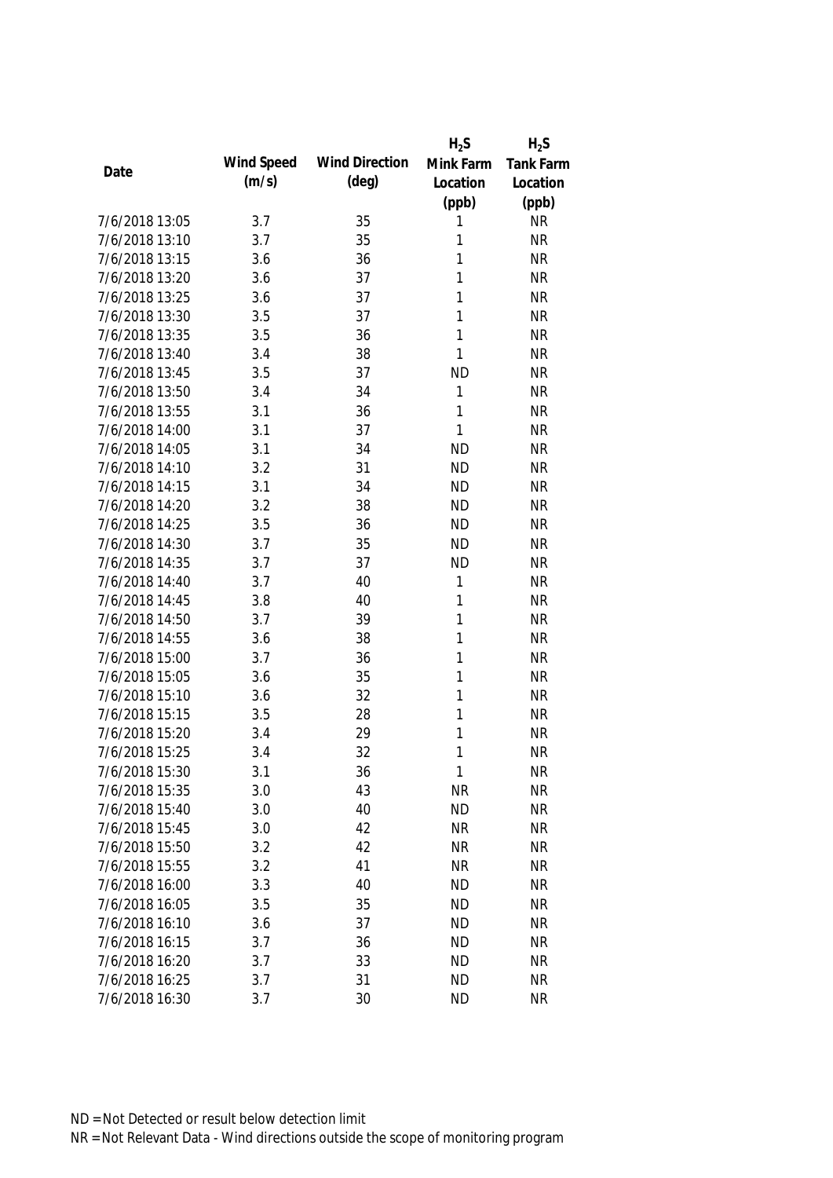| Date | Wind Speed (m/s) | Wind Direction (deg) | $H_2S$ Mink Farm Location (ppb) | $H_2S$ Tank Farm Location (ppb) |
|---|---|---|---|---|
| 7/6/2018 13:05 | 3.7 | 35 | 1 | NR |
| 7/6/2018 13:10 | 3.7 | 35 | 1 | NR |
| 7/6/2018 13:15 | 3.6 | 36 | 1 | NR |
| 7/6/2018 13:20 | 3.6 | 37 | 1 | NR |
| 7/6/2018 13:25 | 3.6 | 37 | 1 | NR |
| 7/6/2018 13:30 | 3.5 | 37 | 1 | NR |
| 7/6/2018 13:35 | 3.5 | 36 | 1 | NR |
| 7/6/2018 13:40 | 3.4 | 38 | 1 | NR |
| 7/6/2018 13:45 | 3.5 | 37 | ND | NR |
| 7/6/2018 13:50 | 3.4 | 34 | 1 | NR |
| 7/6/2018 13:55 | 3.1 | 36 | 1 | NR |
| 7/6/2018 14:00 | 3.1 | 37 | 1 | NR |
| 7/6/2018 14:05 | 3.1 | 34 | ND | NR |
| 7/6/2018 14:10 | 3.2 | 31 | ND | NR |
| 7/6/2018 14:15 | 3.1 | 34 | ND | NR |
| 7/6/2018 14:20 | 3.2 | 38 | ND | NR |
| 7/6/2018 14:25 | 3.5 | 36 | ND | NR |
| 7/6/2018 14:30 | 3.7 | 35 | ND | NR |
| 7/6/2018 14:35 | 3.7 | 37 | ND | NR |
| 7/6/2018 14:40 | 3.7 | 40 | 1 | NR |
| 7/6/2018 14:45 | 3.8 | 40 | 1 | NR |
| 7/6/2018 14:50 | 3.7 | 39 | 1 | NR |
| 7/6/2018 14:55 | 3.6 | 38 | 1 | NR |
| 7/6/2018 15:00 | 3.7 | 36 | 1 | NR |
| 7/6/2018 15:05 | 3.6 | 35 | 1 | NR |
| 7/6/2018 15:10 | 3.6 | 32 | 1 | NR |
| 7/6/2018 15:15 | 3.5 | 28 | 1 | NR |
| 7/6/2018 15:20 | 3.4 | 29 | 1 | NR |
| 7/6/2018 15:25 | 3.4 | 32 | 1 | NR |
| 7/6/2018 15:30 | 3.1 | 36 | 1 | NR |
| 7/6/2018 15:35 | 3.0 | 43 | NR | NR |
| 7/6/2018 15:40 | 3.0 | 40 | ND | NR |
| 7/6/2018 15:45 | 3.0 | 42 | NR | NR |
| 7/6/2018 15:50 | 3.2 | 42 | NR | NR |
| 7/6/2018 15:55 | 3.2 | 41 | NR | NR |
| 7/6/2018 16:00 | 3.3 | 40 | ND | NR |
| 7/6/2018 16:05 | 3.5 | 35 | ND | NR |
| 7/6/2018 16:10 | 3.6 | 37 | ND | NR |
| 7/6/2018 16:15 | 3.7 | 36 | ND | NR |
| 7/6/2018 16:20 | 3.7 | 33 | ND | NR |
| 7/6/2018 16:25 | 3.7 | 31 | ND | NR |
| 7/6/2018 16:30 | 3.7 | 30 | ND | NR |

ND = Not Detected or result below detection limit

NR = Not Relevant Data - Wind directions outside the scope of monitoring program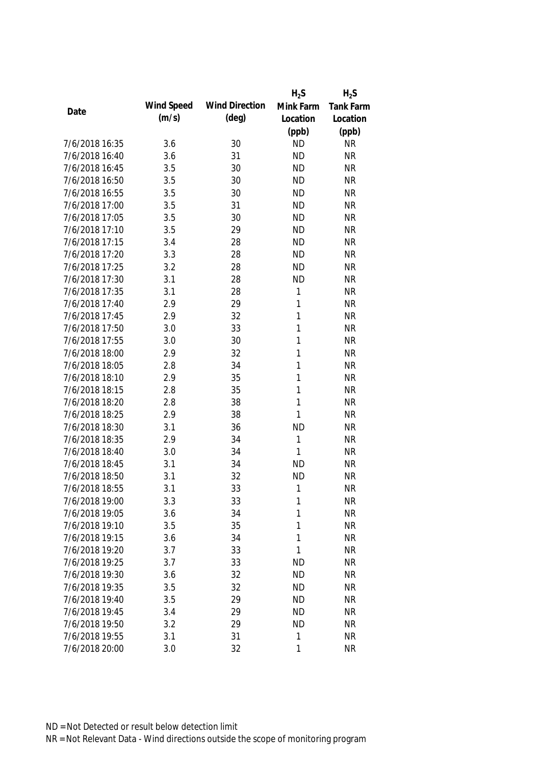| Date | Wind Speed (m/s) | Wind Direction (deg) | $H_2S$ Mink Farm Location (ppb) | $H_2S$ Tank Farm Location (ppb) |
|---|---|---|---|---|
| 7/6/2018 16:35 | 3.6 | 30 | ND | NR |
| 7/6/2018 16:40 | 3.6 | 31 | ND | NR |
| 7/6/2018 16:45 | 3.5 | 30 | ND | NR |
| 7/6/2018 16:50 | 3.5 | 30 | ND | NR |
| 7/6/2018 16:55 | 3.5 | 30 | ND | NR |
| 7/6/2018 17:00 | 3.5 | 31 | ND | NR |
| 7/6/2018 17:05 | 3.5 | 30 | ND | NR |
| 7/6/2018 17:10 | 3.5 | 29 | ND | NR |
| 7/6/2018 17:15 | 3.4 | 28 | ND | NR |
| 7/6/2018 17:20 | 3.3 | 28 | ND | NR |
| 7/6/2018 17:25 | 3.2 | 28 | ND | NR |
| 7/6/2018 17:30 | 3.1 | 28 | ND | NR |
| 7/6/2018 17:35 | 3.1 | 28 | 1 | NR |
| 7/6/2018 17:40 | 2.9 | 29 | 1 | NR |
| 7/6/2018 17:45 | 2.9 | 32 | 1 | NR |
| 7/6/2018 17:50 | 3.0 | 33 | 1 | NR |
| 7/6/2018 17:55 | 3.0 | 30 | 1 | NR |
| 7/6/2018 18:00 | 2.9 | 32 | 1 | NR |
| 7/6/2018 18:05 | 2.8 | 34 | 1 | NR |
| 7/6/2018 18:10 | 2.9 | 35 | 1 | NR |
| 7/6/2018 18:15 | 2.8 | 35 | 1 | NR |
| 7/6/2018 18:20 | 2.8 | 38 | 1 | NR |
| 7/6/2018 18:25 | 2.9 | 38 | 1 | NR |
| 7/6/2018 18:30 | 3.1 | 36 | ND | NR |
| 7/6/2018 18:35 | 2.9 | 34 | 1 | NR |
| 7/6/2018 18:40 | 3.0 | 34 | 1 | NR |
| 7/6/2018 18:45 | 3.1 | 34 | ND | NR |
| 7/6/2018 18:50 | 3.1 | 32 | ND | NR |
| 7/6/2018 18:55 | 3.1 | 33 | 1 | NR |
| 7/6/2018 19:00 | 3.3 | 33 | 1 | NR |
| 7/6/2018 19:05 | 3.6 | 34 | 1 | NR |
| 7/6/2018 19:10 | 3.5 | 35 | 1 | NR |
| 7/6/2018 19:15 | 3.6 | 34 | 1 | NR |
| 7/6/2018 19:20 | 3.7 | 33 | 1 | NR |
| 7/6/2018 19:25 | 3.7 | 33 | ND | NR |
| 7/6/2018 19:30 | 3.6 | 32 | ND | NR |
| 7/6/2018 19:35 | 3.5 | 32 | ND | NR |
| 7/6/2018 19:40 | 3.5 | 29 | ND | NR |
| 7/6/2018 19:45 | 3.4 | 29 | ND | NR |
| 7/6/2018 19:50 | 3.2 | 29 | ND | NR |
| 7/6/2018 19:55 | 3.1 | 31 | 1 | NR |
| 7/6/2018 20:00 | 3.0 | 32 | 1 | NR |

ND = Not Detected or result below detection limit

NR = Not Relevant Data - Wind directions outside the scope of monitoring program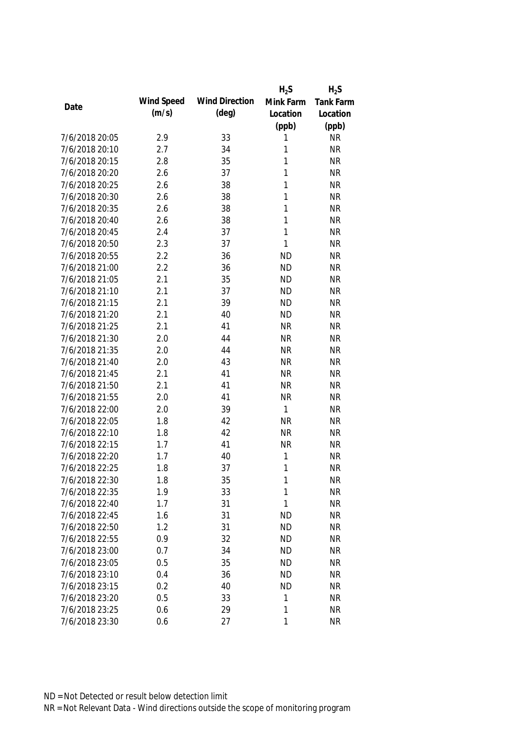| Date | Wind Speed (m/s) | Wind Direction (deg) | $H_2S$ Mink Farm Location (ppb) | $H_2S$ Tank Farm Location (ppb) |
|---|---|---|---|---|
| 7/6/2018 20:05 | 2.9 | 33 | 1 | NR |
| 7/6/2018 20:10 | 2.7 | 34 | 1 | NR |
| 7/6/2018 20:15 | 2.8 | 35 | 1 | NR |
| 7/6/2018 20:20 | 2.6 | 37 | 1 | NR |
| 7/6/2018 20:25 | 2.6 | 38 | 1 | NR |
| 7/6/2018 20:30 | 2.6 | 38 | 1 | NR |
| 7/6/2018 20:35 | 2.6 | 38 | 1 | NR |
| 7/6/2018 20:40 | 2.6 | 38 | 1 | NR |
| 7/6/2018 20:45 | 2.4 | 37 | 1 | NR |
| 7/6/2018 20:50 | 2.3 | 37 | 1 | NR |
| 7/6/2018 20:55 | 2.2 | 36 | ND | NR |
| 7/6/2018 21:00 | 2.2 | 36 | ND | NR |
| 7/6/2018 21:05 | 2.1 | 35 | ND | NR |
| 7/6/2018 21:10 | 2.1 | 37 | ND | NR |
| 7/6/2018 21:15 | 2.1 | 39 | ND | NR |
| 7/6/2018 21:20 | 2.1 | 40 | ND | NR |
| 7/6/2018 21:25 | 2.1 | 41 | NR | NR |
| 7/6/2018 21:30 | 2.0 | 44 | NR | NR |
| 7/6/2018 21:35 | 2.0 | 44 | NR | NR |
| 7/6/2018 21:40 | 2.0 | 43 | NR | NR |
| 7/6/2018 21:45 | 2.1 | 41 | NR | NR |
| 7/6/2018 21:50 | 2.1 | 41 | NR | NR |
| 7/6/2018 21:55 | 2.0 | 41 | NR | NR |
| 7/6/2018 22:00 | 2.0 | 39 | 1 | NR |
| 7/6/2018 22:05 | 1.8 | 42 | NR | NR |
| 7/6/2018 22:10 | 1.8 | 42 | NR | NR |
| 7/6/2018 22:15 | 1.7 | 41 | NR | NR |
| 7/6/2018 22:20 | 1.7 | 40 | 1 | NR |
| 7/6/2018 22:25 | 1.8 | 37 | 1 | NR |
| 7/6/2018 22:30 | 1.8 | 35 | 1 | NR |
| 7/6/2018 22:35 | 1.9 | 33 | 1 | NR |
| 7/6/2018 22:40 | 1.7 | 31 | 1 | NR |
| 7/6/2018 22:45 | 1.6 | 31 | ND | NR |
| 7/6/2018 22:50 | 1.2 | 31 | ND | NR |
| 7/6/2018 22:55 | 0.9 | 32 | ND | NR |
| 7/6/2018 23:00 | 0.7 | 34 | ND | NR |
| 7/6/2018 23:05 | 0.5 | 35 | ND | NR |
| 7/6/2018 23:10 | 0.4 | 36 | ND | NR |
| 7/6/2018 23:15 | 0.2 | 40 | ND | NR |
| 7/6/2018 23:20 | 0.5 | 33 | 1 | NR |
| 7/6/2018 23:25 | 0.6 | 29 | 1 | NR |
| 7/6/2018 23:30 | 0.6 | 27 | 1 | NR |

ND = Not Detected or result below detection limit
NR = Not Relevant Data - Wind directions outside the scope of monitoring program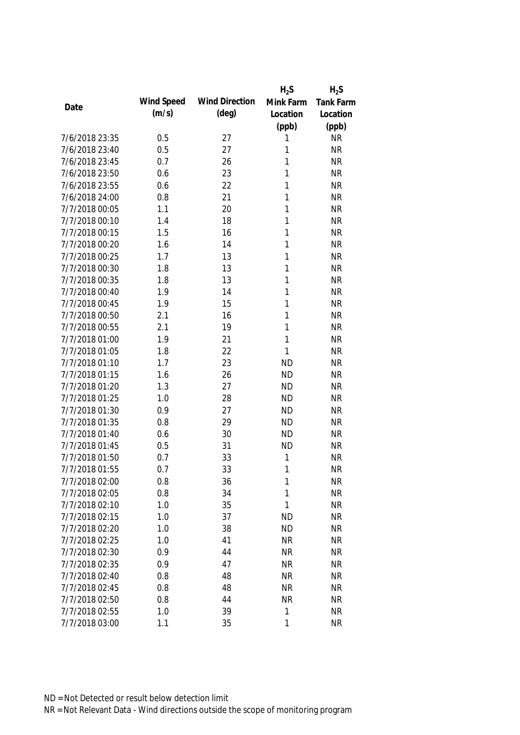| Date | Wind Speed (m/s) | Wind Direction (deg) | $H_2S$ Mink Farm Location (ppb) | $H_2S$ Tank Farm Location (ppb) |
|---|---|---|---|---|
| 7/6/2018 23:35 | 0.5 | 27 | 1 | NR |
| 7/6/2018 23:40 | 0.5 | 27 | 1 | NR |
| 7/6/2018 23:45 | 0.7 | 26 | 1 | NR |
| 7/6/2018 23:50 | 0.6 | 23 | 1 | NR |
| 7/6/2018 23:55 | 0.6 | 22 | 1 | NR |
| 7/6/2018 24:00 | 0.8 | 21 | 1 | NR |
| 7/7/2018 00:05 | 1.1 | 20 | 1 | NR |
| 7/7/2018 00:10 | 1.4 | 18 | 1 | NR |
| 7/7/2018 00:15 | 1.5 | 16 | 1 | NR |
| 7/7/2018 00:20 | 1.6 | 14 | 1 | NR |
| 7/7/2018 00:25 | 1.7 | 13 | 1 | NR |
| 7/7/2018 00:30 | 1.8 | 13 | 1 | NR |
| 7/7/2018 00:35 | 1.8 | 13 | 1 | NR |
| 7/7/2018 00:40 | 1.9 | 14 | 1 | NR |
| 7/7/2018 00:45 | 1.9 | 15 | 1 | NR |
| 7/7/2018 00:50 | 2.1 | 16 | 1 | NR |
| 7/7/2018 00:55 | 2.1 | 19 | 1 | NR |
| 7/7/2018 01:00 | 1.9 | 21 | 1 | NR |
| 7/7/2018 01:05 | 1.8 | 22 | 1 | NR |
| 7/7/2018 01:10 | 1.7 | 23 | ND | NR |
| 7/7/2018 01:15 | 1.6 | 26 | ND | NR |
| 7/7/2018 01:20 | 1.3 | 27 | ND | NR |
| 7/7/2018 01:25 | 1.0 | 28 | ND | NR |
| 7/7/2018 01:30 | 0.9 | 27 | ND | NR |
| 7/7/2018 01:35 | 0.8 | 29 | ND | NR |
| 7/7/2018 01:40 | 0.6 | 30 | ND | NR |
| 7/7/2018 01:45 | 0.5 | 31 | ND | NR |
| 7/7/2018 01:50 | 0.7 | 33 | 1 | NR |
| 7/7/2018 01:55 | 0.7 | 33 | 1 | NR |
| 7/7/2018 02:00 | 0.8 | 36 | 1 | NR |
| 7/7/2018 02:05 | 0.8 | 34 | 1 | NR |
| 7/7/2018 02:10 | 1.0 | 35 | 1 | NR |
| 7/7/2018 02:15 | 1.0 | 37 | ND | NR |
| 7/7/2018 02:20 | 1.0 | 38 | ND | NR |
| 7/7/2018 02:25 | 1.0 | 41 | NR | NR |
| 7/7/2018 02:30 | 0.9 | 44 | NR | NR |
| 7/7/2018 02:35 | 0.9 | 47 | NR | NR |
| 7/7/2018 02:40 | 0.8 | 48 | NR | NR |
| 7/7/2018 02:45 | 0.8 | 48 | NR | NR |
| 7/7/2018 02:50 | 0.8 | 44 | NR | NR |
| 7/7/2018 02:55 | 1.0 | 39 | 1 | NR |
| 7/7/2018 03:00 | 1.1 | 35 | 1 | NR |

ND = Not Detected or result below detection limit

NR = Not Relevant Data - Wind directions outside the scope of monitoring program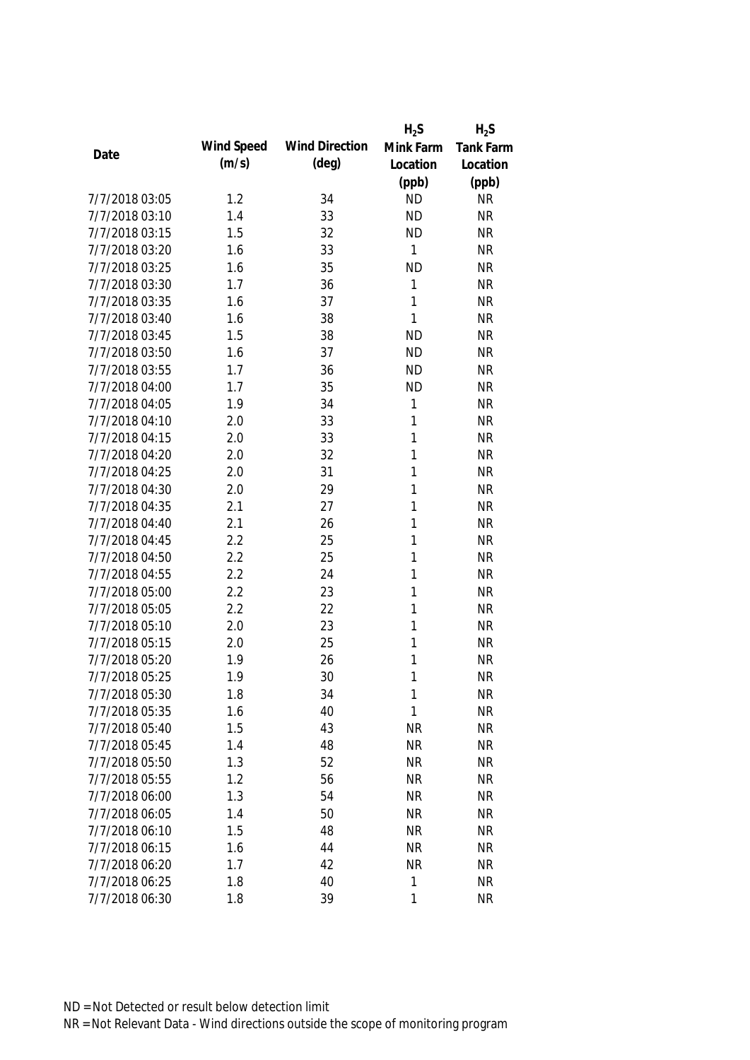| Date | Wind Speed (m/s) | Wind Direction (deg) | $H_2S$ Mink Farm Location (ppb) | $H_2S$ Tank Farm Location (ppb) |
|---|---|---|---|---|
| 7/7/2018 03:05 | 1.2 | 34 | ND | NR |
| 7/7/2018 03:10 | 1.4 | 33 | ND | NR |
| 7/7/2018 03:15 | 1.5 | 32 | ND | NR |
| 7/7/2018 03:20 | 1.6 | 33 | 1 | NR |
| 7/7/2018 03:25 | 1.6 | 35 | ND | NR |
| 7/7/2018 03:30 | 1.7 | 36 | 1 | NR |
| 7/7/2018 03:35 | 1.6 | 37 | 1 | NR |
| 7/7/2018 03:40 | 1.6 | 38 | 1 | NR |
| 7/7/2018 03:45 | 1.5 | 38 | ND | NR |
| 7/7/2018 03:50 | 1.6 | 37 | ND | NR |
| 7/7/2018 03:55 | 1.7 | 36 | ND | NR |
| 7/7/2018 04:00 | 1.7 | 35 | ND | NR |
| 7/7/2018 04:05 | 1.9 | 34 | 1 | NR |
| 7/7/2018 04:10 | 2.0 | 33 | 1 | NR |
| 7/7/2018 04:15 | 2.0 | 33 | 1 | NR |
| 7/7/2018 04:20 | 2.0 | 32 | 1 | NR |
| 7/7/2018 04:25 | 2.0 | 31 | 1 | NR |
| 7/7/2018 04:30 | 2.0 | 29 | 1 | NR |
| 7/7/2018 04:35 | 2.1 | 27 | 1 | NR |
| 7/7/2018 04:40 | 2.1 | 26 | 1 | NR |
| 7/7/2018 04:45 | 2.2 | 25 | 1 | NR |
| 7/7/2018 04:50 | 2.2 | 25 | 1 | NR |
| 7/7/2018 04:55 | 2.2 | 24 | 1 | NR |
| 7/7/2018 05:00 | 2.2 | 23 | 1 | NR |
| 7/7/2018 05:05 | 2.2 | 22 | 1 | NR |
| 7/7/2018 05:10 | 2.0 | 23 | 1 | NR |
| 7/7/2018 05:15 | 2.0 | 25 | 1 | NR |
| 7/7/2018 05:20 | 1.9 | 26 | 1 | NR |
| 7/7/2018 05:25 | 1.9 | 30 | 1 | NR |
| 7/7/2018 05:30 | 1.8 | 34 | 1 | NR |
| 7/7/2018 05:35 | 1.6 | 40 | 1 | NR |
| 7/7/2018 05:40 | 1.5 | 43 | NR | NR |
| 7/7/2018 05:45 | 1.4 | 48 | NR | NR |
| 7/7/2018 05:50 | 1.3 | 52 | NR | NR |
| 7/7/2018 05:55 | 1.2 | 56 | NR | NR |
| 7/7/2018 06:00 | 1.3 | 54 | NR | NR |
| 7/7/2018 06:05 | 1.4 | 50 | NR | NR |
| 7/7/2018 06:10 | 1.5 | 48 | NR | NR |
| 7/7/2018 06:15 | 1.6 | 44 | NR | NR |
| 7/7/2018 06:20 | 1.7 | 42 | NR | NR |
| 7/7/2018 06:25 | 1.8 | 40 | 1 | NR |
| 7/7/2018 06:30 | 1.8 | 39 | 1 | NR |

ND = Not Detected or result below detection limit

NR = Not Relevant Data - Wind directions outside the scope of monitoring program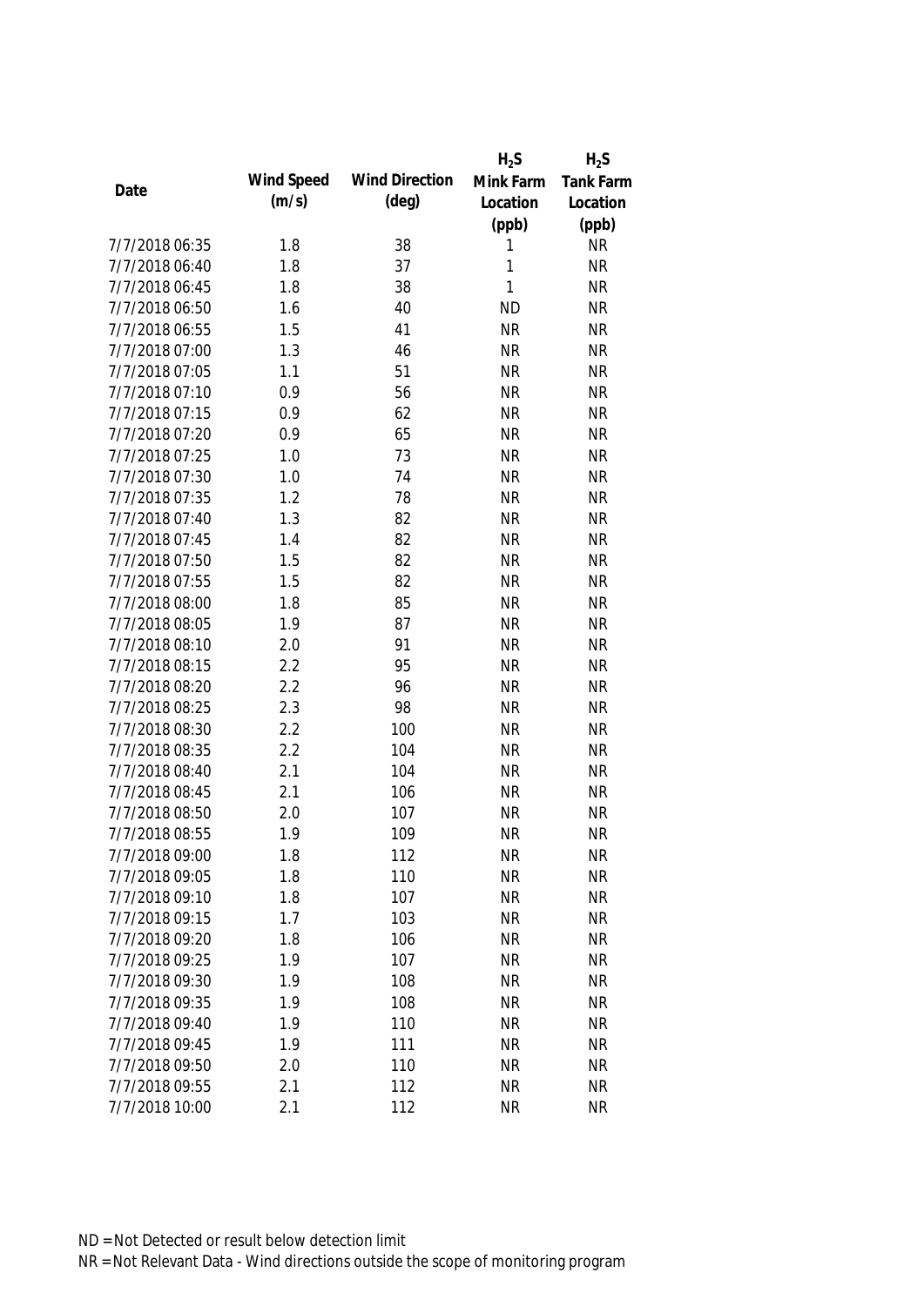| Date | Wind Speed (m/s) | Wind Direction (deg) | $H_2S$ Mink Farm Location (ppb) | $H_2S$ Tank Farm Location (ppb) |
|---|---|---|---|---|
| 7/7/2018 06:35 | 1.8 | 38 | 1 | NR |
| 7/7/2018 06:40 | 1.8 | 37 | 1 | NR |
| 7/7/2018 06:45 | 1.8 | 38 | 1 | NR |
| 7/7/2018 06:50 | 1.6 | 40 | ND | NR |
| 7/7/2018 06:55 | 1.5 | 41 | NR | NR |
| 7/7/2018 07:00 | 1.3 | 46 | NR | NR |
| 7/7/2018 07:05 | 1.1 | 51 | NR | NR |
| 7/7/2018 07:10 | 0.9 | 56 | NR | NR |
| 7/7/2018 07:15 | 0.9 | 62 | NR | NR |
| 7/7/2018 07:20 | 0.9 | 65 | NR | NR |
| 7/7/2018 07:25 | 1.0 | 73 | NR | NR |
| 7/7/2018 07:30 | 1.0 | 74 | NR | NR |
| 7/7/2018 07:35 | 1.2 | 78 | NR | NR |
| 7/7/2018 07:40 | 1.3 | 82 | NR | NR |
| 7/7/2018 07:45 | 1.4 | 82 | NR | NR |
| 7/7/2018 07:50 | 1.5 | 82 | NR | NR |
| 7/7/2018 07:55 | 1.5 | 82 | NR | NR |
| 7/7/2018 08:00 | 1.8 | 85 | NR | NR |
| 7/7/2018 08:05 | 1.9 | 87 | NR | NR |
| 7/7/2018 08:10 | 2.0 | 91 | NR | NR |
| 7/7/2018 08:15 | 2.2 | 95 | NR | NR |
| 7/7/2018 08:20 | 2.2 | 96 | NR | NR |
| 7/7/2018 08:25 | 2.3 | 98 | NR | NR |
| 7/7/2018 08:30 | 2.2 | 100 | NR | NR |
| 7/7/2018 08:35 | 2.2 | 104 | NR | NR |
| 7/7/2018 08:40 | 2.1 | 104 | NR | NR |
| 7/7/2018 08:45 | 2.1 | 106 | NR | NR |
| 7/7/2018 08:50 | 2.0 | 107 | NR | NR |
| 7/7/2018 08:55 | 1.9 | 109 | NR | NR |
| 7/7/2018 09:00 | 1.8 | 112 | NR | NR |
| 7/7/2018 09:05 | 1.8 | 110 | NR | NR |
| 7/7/2018 09:10 | 1.8 | 107 | NR | NR |
| 7/7/2018 09:15 | 1.7 | 103 | NR | NR |
| 7/7/2018 09:20 | 1.8 | 106 | NR | NR |
| 7/7/2018 09:25 | 1.9 | 107 | NR | NR |
| 7/7/2018 09:30 | 1.9 | 108 | NR | NR |
| 7/7/2018 09:35 | 1.9 | 108 | NR | NR |
| 7/7/2018 09:40 | 1.9 | 110 | NR | NR |
| 7/7/2018 09:45 | 1.9 | 111 | NR | NR |
| 7/7/2018 09:50 | 2.0 | 110 | NR | NR |
| 7/7/2018 09:55 | 2.1 | 112 | NR | NR |
| 7/7/2018 10:00 | 2.1 | 112 | NR | NR |

ND = Not Detected or result below detection limit

NR = Not Relevant Data - Wind directions outside the scope of monitoring program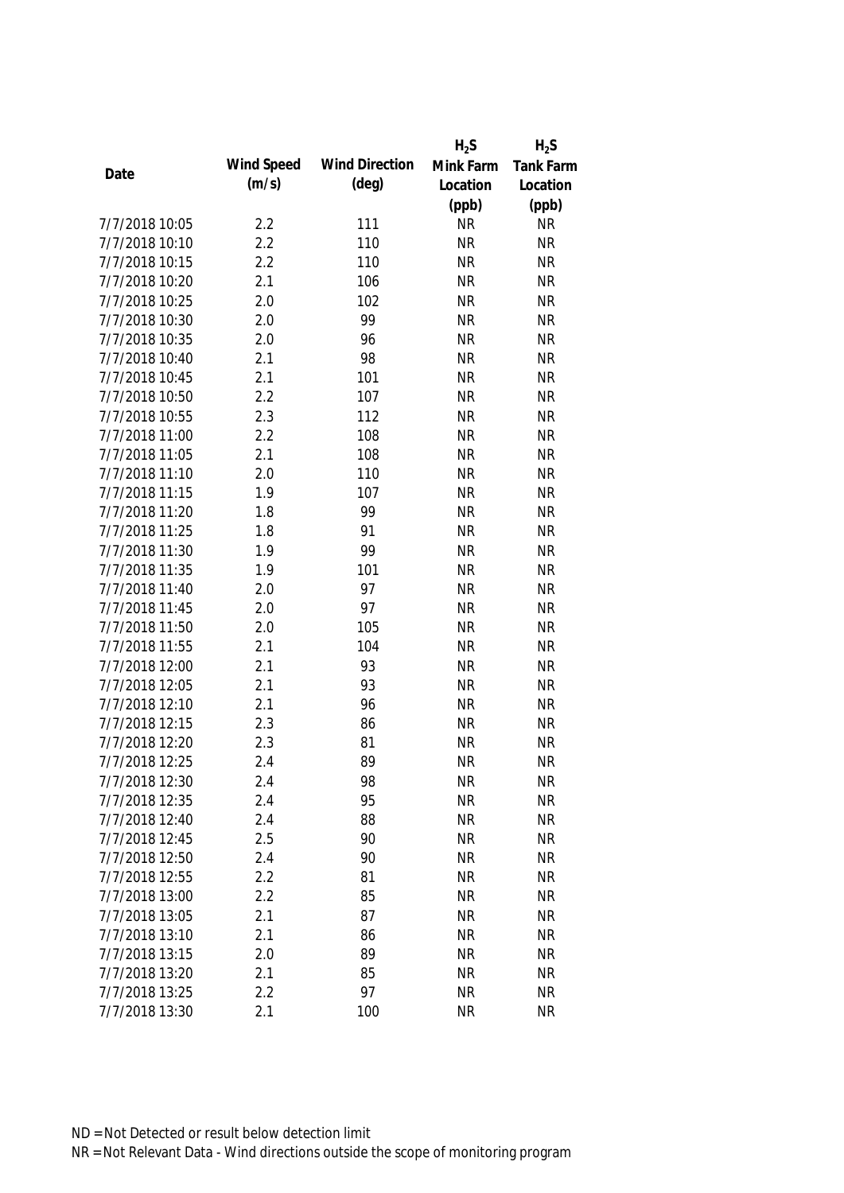| Date | Wind Speed (m/s) | Wind Direction (deg) | $H_2S$ Mink Farm Location (ppb) | $H_2S$ Tank Farm Location (ppb) |
|---|---|---|---|---|
| 7/7/2018 10:05 | 2.2 | 111 | NR | NR |
| 7/7/2018 10:10 | 2.2 | 110 | NR | NR |
| 7/7/2018 10:15 | 2.2 | 110 | NR | NR |
| 7/7/2018 10:20 | 2.1 | 106 | NR | NR |
| 7/7/2018 10:25 | 2.0 | 102 | NR | NR |
| 7/7/2018 10:30 | 2.0 | 99 | NR | NR |
| 7/7/2018 10:35 | 2.0 | 96 | NR | NR |
| 7/7/2018 10:40 | 2.1 | 98 | NR | NR |
| 7/7/2018 10:45 | 2.1 | 101 | NR | NR |
| 7/7/2018 10:50 | 2.2 | 107 | NR | NR |
| 7/7/2018 10:55 | 2.3 | 112 | NR | NR |
| 7/7/2018 11:00 | 2.2 | 108 | NR | NR |
| 7/7/2018 11:05 | 2.1 | 108 | NR | NR |
| 7/7/2018 11:10 | 2.0 | 110 | NR | NR |
| 7/7/2018 11:15 | 1.9 | 107 | NR | NR |
| 7/7/2018 11:20 | 1.8 | 99 | NR | NR |
| 7/7/2018 11:25 | 1.8 | 91 | NR | NR |
| 7/7/2018 11:30 | 1.9 | 99 | NR | NR |
| 7/7/2018 11:35 | 1.9 | 101 | NR | NR |
| 7/7/2018 11:40 | 2.0 | 97 | NR | NR |
| 7/7/2018 11:45 | 2.0 | 97 | NR | NR |
| 7/7/2018 11:50 | 2.0 | 105 | NR | NR |
| 7/7/2018 11:55 | 2.1 | 104 | NR | NR |
| 7/7/2018 12:00 | 2.1 | 93 | NR | NR |
| 7/7/2018 12:05 | 2.1 | 93 | NR | NR |
| 7/7/2018 12:10 | 2.1 | 96 | NR | NR |
| 7/7/2018 12:15 | 2.3 | 86 | NR | NR |
| 7/7/2018 12:20 | 2.3 | 81 | NR | NR |
| 7/7/2018 12:25 | 2.4 | 89 | NR | NR |
| 7/7/2018 12:30 | 2.4 | 98 | NR | NR |
| 7/7/2018 12:35 | 2.4 | 95 | NR | NR |
| 7/7/2018 12:40 | 2.4 | 88 | NR | NR |
| 7/7/2018 12:45 | 2.5 | 90 | NR | NR |
| 7/7/2018 12:50 | 2.4 | 90 | NR | NR |
| 7/7/2018 12:55 | 2.2 | 81 | NR | NR |
| 7/7/2018 13:00 | 2.2 | 85 | NR | NR |
| 7/7/2018 13:05 | 2.1 | 87 | NR | NR |
| 7/7/2018 13:10 | 2.1 | 86 | NR | NR |
| 7/7/2018 13:15 | 2.0 | 89 | NR | NR |
| 7/7/2018 13:20 | 2.1 | 85 | NR | NR |
| 7/7/2018 13:25 | 2.2 | 97 | NR | NR |
| 7/7/2018 13:30 | 2.1 | 100 | NR | NR |

ND = Not Detected or result below detection limit

NR = Not Relevant Data - Wind directions outside the scope of monitoring program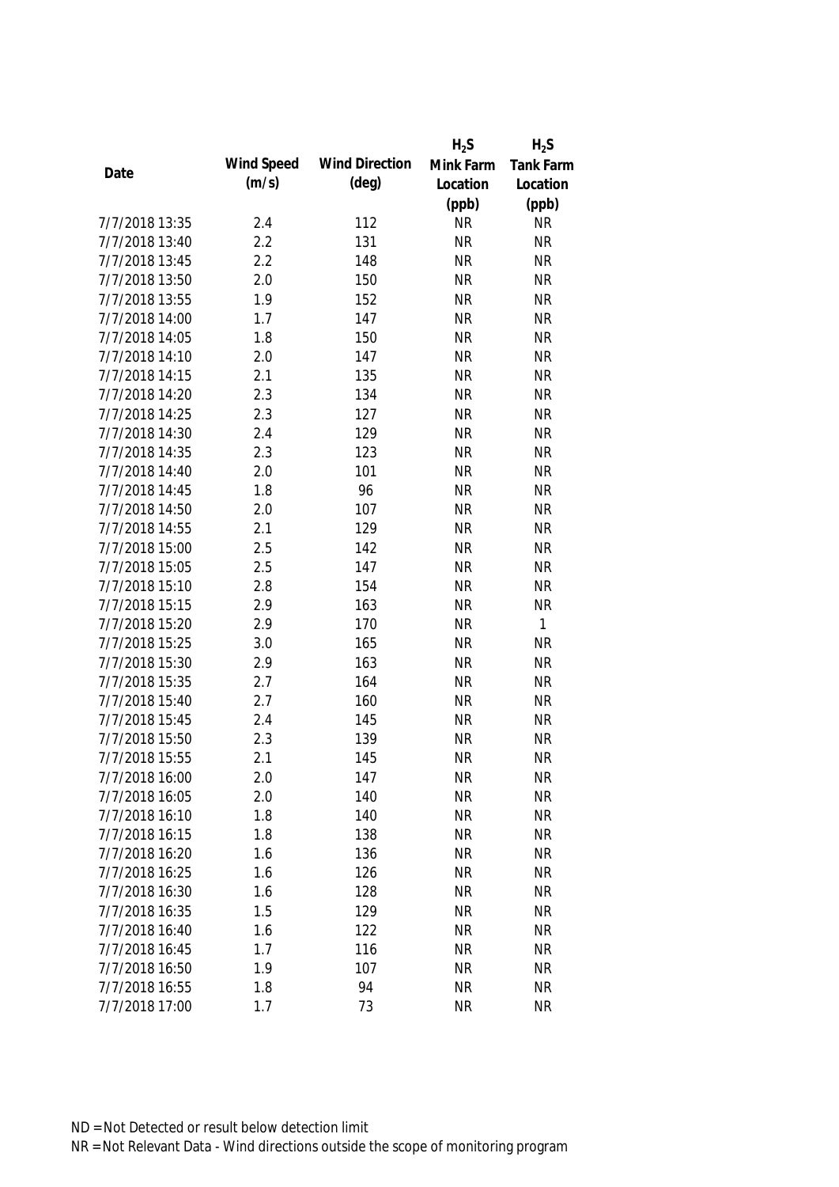| Date | Wind Speed (m/s) | Wind Direction (deg) | $H_2S$ Mink Farm Location (ppb) | $H_2S$ Tank Farm Location (ppb) |
|---|---|---|---|---|
| 7/7/2018 13:35 | 2.4 | 112 | NR | NR |
| 7/7/2018 13:40 | 2.2 | 131 | NR | NR |
| 7/7/2018 13:45 | 2.2 | 148 | NR | NR |
| 7/7/2018 13:50 | 2.0 | 150 | NR | NR |
| 7/7/2018 13:55 | 1.9 | 152 | NR | NR |
| 7/7/2018 14:00 | 1.7 | 147 | NR | NR |
| 7/7/2018 14:05 | 1.8 | 150 | NR | NR |
| 7/7/2018 14:10 | 2.0 | 147 | NR | NR |
| 7/7/2018 14:15 | 2.1 | 135 | NR | NR |
| 7/7/2018 14:20 | 2.3 | 134 | NR | NR |
| 7/7/2018 14:25 | 2.3 | 127 | NR | NR |
| 7/7/2018 14:30 | 2.4 | 129 | NR | NR |
| 7/7/2018 14:35 | 2.3 | 123 | NR | NR |
| 7/7/2018 14:40 | 2.0 | 101 | NR | NR |
| 7/7/2018 14:45 | 1.8 | 96 | NR | NR |
| 7/7/2018 14:50 | 2.0 | 107 | NR | NR |
| 7/7/2018 14:55 | 2.1 | 129 | NR | NR |
| 7/7/2018 15:00 | 2.5 | 142 | NR | NR |
| 7/7/2018 15:05 | 2.5 | 147 | NR | NR |
| 7/7/2018 15:10 | 2.8 | 154 | NR | NR |
| 7/7/2018 15:15 | 2.9 | 163 | NR | NR |
| 7/7/2018 15:20 | 2.9 | 170 | NR | 1 |
| 7/7/2018 15:25 | 3.0 | 165 | NR | NR |
| 7/7/2018 15:30 | 2.9 | 163 | NR | NR |
| 7/7/2018 15:35 | 2.7 | 164 | NR | NR |
| 7/7/2018 15:40 | 2.7 | 160 | NR | NR |
| 7/7/2018 15:45 | 2.4 | 145 | NR | NR |
| 7/7/2018 15:50 | 2.3 | 139 | NR | NR |
| 7/7/2018 15:55 | 2.1 | 145 | NR | NR |
| 7/7/2018 16:00 | 2.0 | 147 | NR | NR |
| 7/7/2018 16:05 | 2.0 | 140 | NR | NR |
| 7/7/2018 16:10 | 1.8 | 140 | NR | NR |
| 7/7/2018 16:15 | 1.8 | 138 | NR | NR |
| 7/7/2018 16:20 | 1.6 | 136 | NR | NR |
| 7/7/2018 16:25 | 1.6 | 126 | NR | NR |
| 7/7/2018 16:30 | 1.6 | 128 | NR | NR |
| 7/7/2018 16:35 | 1.5 | 129 | NR | NR |
| 7/7/2018 16:40 | 1.6 | 122 | NR | NR |
| 7/7/2018 16:45 | 1.7 | 116 | NR | NR |
| 7/7/2018 16:50 | 1.9 | 107 | NR | NR |
| 7/7/2018 16:55 | 1.8 | 94 | NR | NR |
| 7/7/2018 17:00 | 1.7 | 73 | NR | NR |

ND = Not Detected or result below detection limit

NR = Not Relevant Data - Wind directions outside the scope of monitoring program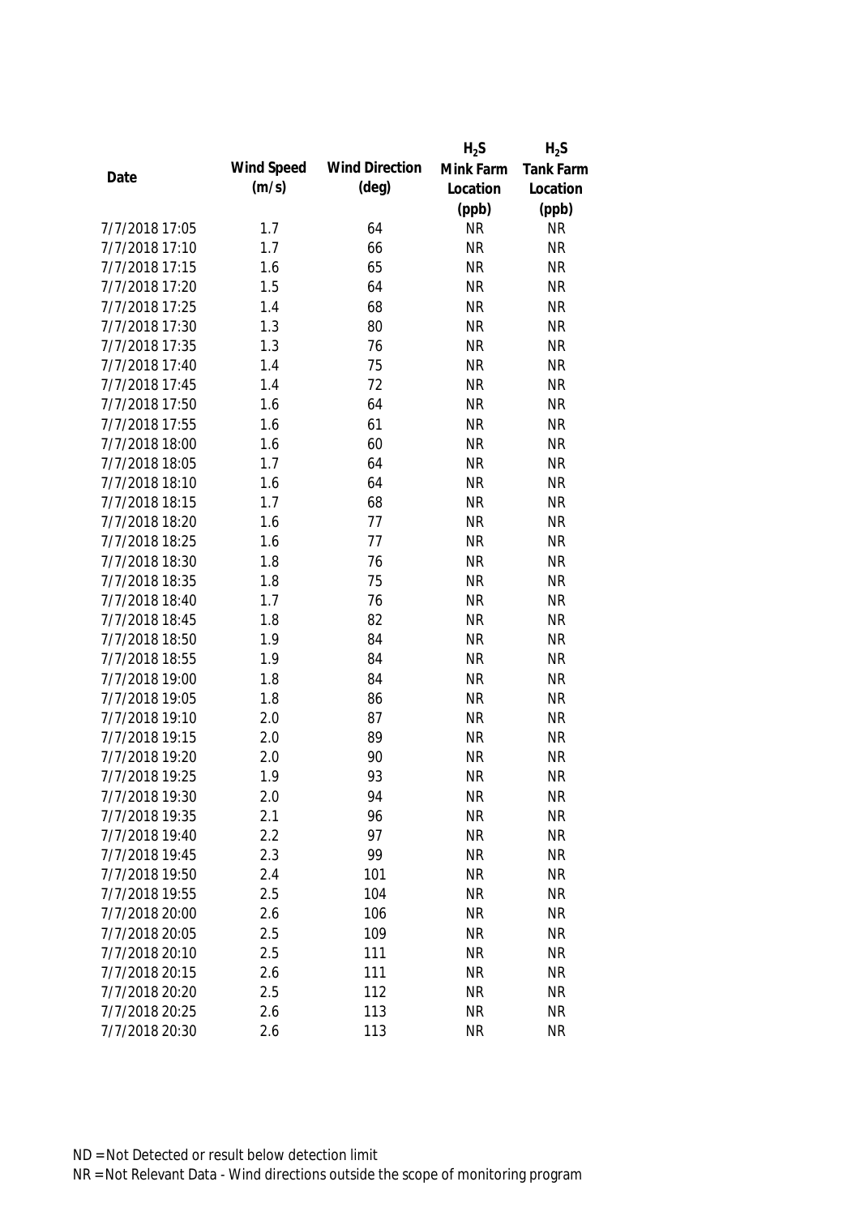| Date | Wind Speed (m/s) | Wind Direction (deg) | $H_2S$ Mink Farm Location (ppb) | $H_2S$ Tank Farm Location (ppb) |
|---|---|---|---|---|
| 7/7/2018 17:05 | 1.7 | 64 | NR | NR |
| 7/7/2018 17:10 | 1.7 | 66 | NR | NR |
| 7/7/2018 17:15 | 1.6 | 65 | NR | NR |
| 7/7/2018 17:20 | 1.5 | 64 | NR | NR |
| 7/7/2018 17:25 | 1.4 | 68 | NR | NR |
| 7/7/2018 17:30 | 1.3 | 80 | NR | NR |
| 7/7/2018 17:35 | 1.3 | 76 | NR | NR |
| 7/7/2018 17:40 | 1.4 | 75 | NR | NR |
| 7/7/2018 17:45 | 1.4 | 72 | NR | NR |
| 7/7/2018 17:50 | 1.6 | 64 | NR | NR |
| 7/7/2018 17:55 | 1.6 | 61 | NR | NR |
| 7/7/2018 18:00 | 1.6 | 60 | NR | NR |
| 7/7/2018 18:05 | 1.7 | 64 | NR | NR |
| 7/7/2018 18:10 | 1.6 | 64 | NR | NR |
| 7/7/2018 18:15 | 1.7 | 68 | NR | NR |
| 7/7/2018 18:20 | 1.6 | 77 | NR | NR |
| 7/7/2018 18:25 | 1.6 | 77 | NR | NR |
| 7/7/2018 18:30 | 1.8 | 76 | NR | NR |
| 7/7/2018 18:35 | 1.8 | 75 | NR | NR |
| 7/7/2018 18:40 | 1.7 | 76 | NR | NR |
| 7/7/2018 18:45 | 1.8 | 82 | NR | NR |
| 7/7/2018 18:50 | 1.9 | 84 | NR | NR |
| 7/7/2018 18:55 | 1.9 | 84 | NR | NR |
| 7/7/2018 19:00 | 1.8 | 84 | NR | NR |
| 7/7/2018 19:05 | 1.8 | 86 | NR | NR |
| 7/7/2018 19:10 | 2.0 | 87 | NR | NR |
| 7/7/2018 19:15 | 2.0 | 89 | NR | NR |
| 7/7/2018 19:20 | 2.0 | 90 | NR | NR |
| 7/7/2018 19:25 | 1.9 | 93 | NR | NR |
| 7/7/2018 19:30 | 2.0 | 94 | NR | NR |
| 7/7/2018 19:35 | 2.1 | 96 | NR | NR |
| 7/7/2018 19:40 | 2.2 | 97 | NR | NR |
| 7/7/2018 19:45 | 2.3 | 99 | NR | NR |
| 7/7/2018 19:50 | 2.4 | 101 | NR | NR |
| 7/7/2018 19:55 | 2.5 | 104 | NR | NR |
| 7/7/2018 20:00 | 2.6 | 106 | NR | NR |
| 7/7/2018 20:05 | 2.5 | 109 | NR | NR |
| 7/7/2018 20:10 | 2.5 | 111 | NR | NR |
| 7/7/2018 20:15 | 2.6 | 111 | NR | NR |
| 7/7/2018 20:20 | 2.5 | 112 | NR | NR |
| 7/7/2018 20:25 | 2.6 | 113 | NR | NR |
| 7/7/2018 20:30 | 2.6 | 113 | NR | NR |

ND = Not Detected or result below detection limit
NR = Not Relevant Data - Wind directions outside the scope of monitoring program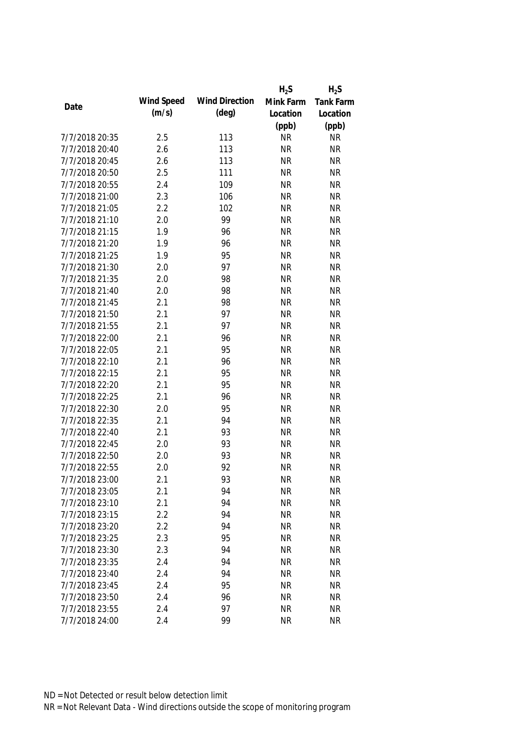| Date | Wind Speed (m/s) | Wind Direction (deg) | $H_2S$ Mink Farm Location (ppb) | $H_2S$ Tank Farm Location (ppb) |
|---|---|---|---|---|
| 7/7/2018 20:35 | 2.5 | 113 | NR | NR |
| 7/7/2018 20:40 | 2.6 | 113 | NR | NR |
| 7/7/2018 20:45 | 2.6 | 113 | NR | NR |
| 7/7/2018 20:50 | 2.5 | 111 | NR | NR |
| 7/7/2018 20:55 | 2.4 | 109 | NR | NR |
| 7/7/2018 21:00 | 2.3 | 106 | NR | NR |
| 7/7/2018 21:05 | 2.2 | 102 | NR | NR |
| 7/7/2018 21:10 | 2.0 | 99 | NR | NR |
| 7/7/2018 21:15 | 1.9 | 96 | NR | NR |
| 7/7/2018 21:20 | 1.9 | 96 | NR | NR |
| 7/7/2018 21:25 | 1.9 | 95 | NR | NR |
| 7/7/2018 21:30 | 2.0 | 97 | NR | NR |
| 7/7/2018 21:35 | 2.0 | 98 | NR | NR |
| 7/7/2018 21:40 | 2.0 | 98 | NR | NR |
| 7/7/2018 21:45 | 2.1 | 98 | NR | NR |
| 7/7/2018 21:50 | 2.1 | 97 | NR | NR |
| 7/7/2018 21:55 | 2.1 | 97 | NR | NR |
| 7/7/2018 22:00 | 2.1 | 96 | NR | NR |
| 7/7/2018 22:05 | 2.1 | 95 | NR | NR |
| 7/7/2018 22:10 | 2.1 | 96 | NR | NR |
| 7/7/2018 22:15 | 2.1 | 95 | NR | NR |
| 7/7/2018 22:20 | 2.1 | 95 | NR | NR |
| 7/7/2018 22:25 | 2.1 | 96 | NR | NR |
| 7/7/2018 22:30 | 2.0 | 95 | NR | NR |
| 7/7/2018 22:35 | 2.1 | 94 | NR | NR |
| 7/7/2018 22:40 | 2.1 | 93 | NR | NR |
| 7/7/2018 22:45 | 2.0 | 93 | NR | NR |
| 7/7/2018 22:50 | 2.0 | 93 | NR | NR |
| 7/7/2018 22:55 | 2.0 | 92 | NR | NR |
| 7/7/2018 23:00 | 2.1 | 93 | NR | NR |
| 7/7/2018 23:05 | 2.1 | 94 | NR | NR |
| 7/7/2018 23:10 | 2.1 | 94 | NR | NR |
| 7/7/2018 23:15 | 2.2 | 94 | NR | NR |
| 7/7/2018 23:20 | 2.2 | 94 | NR | NR |
| 7/7/2018 23:25 | 2.3 | 95 | NR | NR |
| 7/7/2018 23:30 | 2.3 | 94 | NR | NR |
| 7/7/2018 23:35 | 2.4 | 94 | NR | NR |
| 7/7/2018 23:40 | 2.4 | 94 | NR | NR |
| 7/7/2018 23:45 | 2.4 | 95 | NR | NR |
| 7/7/2018 23:50 | 2.4 | 96 | NR | NR |
| 7/7/2018 23:55 | 2.4 | 97 | NR | NR |
| 7/7/2018 24:00 | 2.4 | 99 | NR | NR |

ND = Not Detected or result below detection limit

NR = Not Relevant Data - Wind directions outside the scope of monitoring program